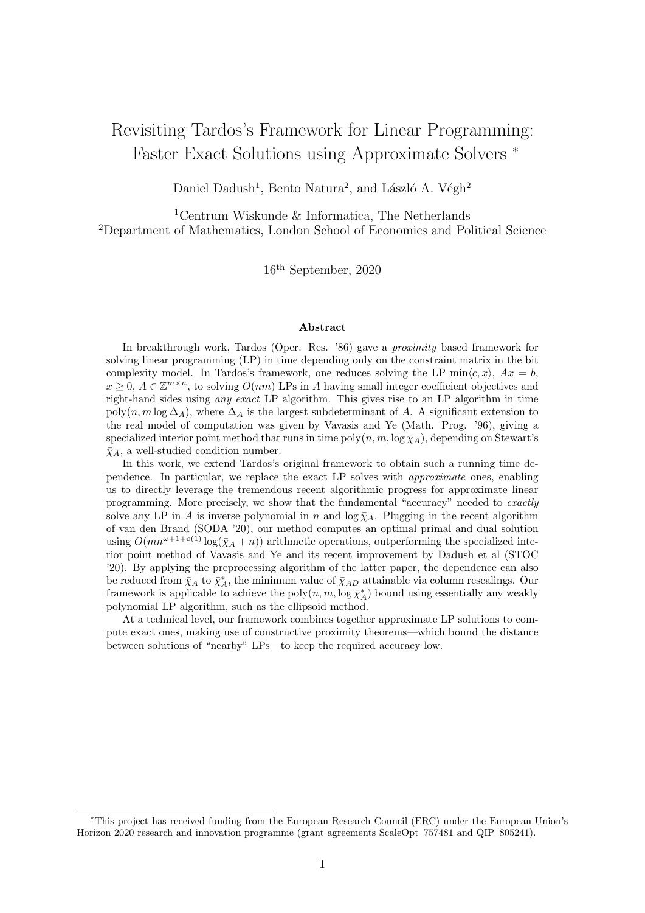# Revisiting Tardos's Framework for Linear Programming: Faster Exact Solutions using Approximate Solvers *

Daniel Dadush[1], Bento Natura[2], and László A. Végh[2]

[1]Centrum Wiskunde & Informatica, The Netherlands
[2]Department of Mathematics, London School of Economics and Political Science

16th September, 2020

### Abstract

In breakthrough work, Tardos (Oper. Res. '86) gave a *proximity* based framework for solving linear programming (LP) in time depending only on the constraint matrix in the bit complexity model. In Tardos's framework, one reduces solving the LP $\min\langle c, x\rangle$, $Ax = b$, $x \geq 0$, $A \in \mathbb{Z}^{m\times n}$, to solving $O(nm)$ LPs in $A$ having small integer coefficient objectives and right-hand sides using *any exact* LP algorithm. This gives rise to an LP algorithm in time $\text{poly}(n, m \log \Delta_A)$, where $\Delta_A$ is the largest subdeterminant of $A$. A significant extension to the real model of computation was given by Vavasis and Ye (Math. Prog. '96), giving a specialized interior point method that runs in time $\text{poly}(n, m, \log \bar{\chi}_A)$, depending on Stewart's $\bar{\chi}_A$, a well-studied condition number.

In this work, we extend Tardos's original framework to obtain such a running time dependence. In particular, we replace the exact LP solves with *approximate* ones, enabling us to directly leverage the tremendous recent algorithmic progress for approximate linear programming. More precisely, we show that the fundamental "accuracy" needed to *exactly* solve any LP in $A$ is inverse polynomial in $n$ and $\log \bar{\chi}_A$. Plugging in the recent algorithm of van den Brand (SODA '20), our method computes an optimal primal and dual solution using $O(mn^{\omega+1+o(1)} \log(\bar{\chi}_A + n))$ arithmetic operations, outperforming the specialized interior point method of Vavasis and Ye and its recent improvement by Dadush et al (STOC '20). By applying the preprocessing algorithm of the latter paper, the dependence can also be reduced from $\bar{\chi}_A$ to $\bar{\chi}^*_A$, the minimum value of $\bar{\chi}_{AD}$ attainable via column rescalings. Our framework is applicable to achieve the $\text{poly}(n, m, \log \bar{\chi}^*_A)$ bound using essentially any weakly polynomial LP algorithm, such as the ellipsoid method.

At a technical level, our framework combines together approximate LP solutions to compute exact ones, making use of constructive proximity theorems—which bound the distance between solutions of "nearby" LPs—to keep the required accuracy low.

---

*This project has received funding from the European Research Council (ERC) under the European Union's Horizon 2020 research and innovation programme (grant agreements ScaleOpt–757481 and QIP–805241).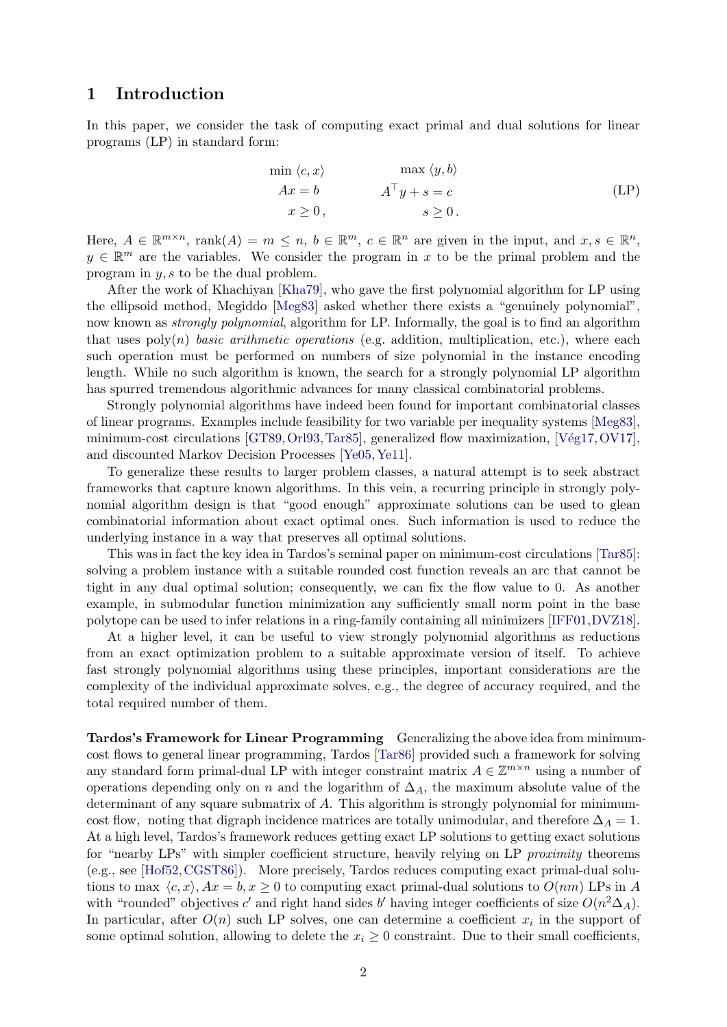## 1 Introduction

In this paper, we consider the task of computing exact primal and dual solutions for linear programs (LP) in standard form:

$$
\begin{aligned}
\min\ & \langle c, x\rangle & \qquad \max\ & \langle y, b\rangle \\
Ax &= b & A^\top y + s &= c \\
x &\geq 0\,, & s &\geq 0\,.
\end{aligned}
\tag{LP}
$$

Here, $A \in \mathbb{R}^{m\times n}$, $\operatorname{rank}(A) = m \leq n$, $b \in \mathbb{R}^m$, $c \in \mathbb{R}^n$ are given in the input, and $x, s \in \mathbb{R}^n$, $y \in \mathbb{R}^m$ are the variables. We consider the program in $x$ to be the primal problem and the program in $y, s$ to be the dual problem.

After the work of Khachiyan [Kha79], who gave the first polynomial algorithm for LP using the ellipsoid method, Megiddo [Meg83] asked whether there exists a "genuinely polynomial", now known as *strongly polynomial*, algorithm for LP. Informally, the goal is to find an algorithm that uses $\mathrm{poly}(n)$ *basic arithmetic operations* (e.g. addition, multiplication, etc.), where each such operation must be performed on numbers of size polynomial in the instance encoding length. While no such algorithm is known, the search for a strongly polynomial LP algorithm has spurred tremendous algorithmic advances for many classical combinatorial problems.

Strongly polynomial algorithms have indeed been found for important combinatorial classes of linear programs. Examples include feasibility for two variable per inequality systems [Meg83], minimum-cost circulations [GT89, Orl93, Tar85], generalized flow maximization, [Vég17, OV17], and discounted Markov Decision Processes [Ye05, Ye11].

To generalize these results to larger problem classes, a natural attempt is to seek abstract frameworks that capture known algorithms. In this vein, a recurring principle in strongly polynomial algorithm design is that "good enough" approximate solutions can be used to glean combinatorial information about exact optimal ones. Such information is used to reduce the underlying instance in a way that preserves all optimal solutions.

This was in fact the key idea in Tardos's seminal paper on minimum-cost circulations [Tar85]: solving a problem instance with a suitable rounded cost function reveals an arc that cannot be tight in any dual optimal solution; consequently, we can fix the flow value to 0. As another example, in submodular function minimization any sufficiently small norm point in the base polytope can be used to infer relations in a ring-family containing all minimizers [IFF01, DVZ18].

At a higher level, it can be useful to view strongly polynomial algorithms as reductions from an exact optimization problem to a suitable approximate version of itself. To achieve fast strongly polynomial algorithms using these principles, important considerations are the complexity of the individual approximate solves, e.g., the degree of accuracy required, and the total required number of them.

**Tardos's Framework for Linear Programming** Generalizing the above idea from minimum-cost flows to general linear programming, Tardos [Tar86] provided such a framework for solving any standard form primal-dual LP with integer constraint matrix $A \in \mathbb{Z}^{m\times n}$ using a number of operations depending only on $n$ and the logarithm of $\Delta_A$, the maximum absolute value of the determinant of any square submatrix of $A$. This algorithm is strongly polynomial for minimum-cost flow, noting that digraph incidence matrices are totally unimodular, and therefore $\Delta_A = 1$. At a high level, Tardos's framework reduces getting exact LP solutions to getting exact solutions for "nearby LPs" with simpler coefficient structure, heavily relying on LP *proximity* theorems (e.g., see [Hof52, CGST86]). More precisely, Tardos reduces computing exact primal-dual solutions to $\max\ \langle c, x\rangle, Ax = b, x \geq 0$ to computing exact primal-dual solutions to $O(nm)$ LPs in $A$ with "rounded" objectives $c'$ and right hand sides $b'$ having integer coefficients of size $O(n^2\Delta_A)$. In particular, after $O(n)$ such LP solves, one can determine a coefficient $x_i$ in the support of some optimal solution, allowing to delete the $x_i \geq 0$ constraint. Due to their small coefficients,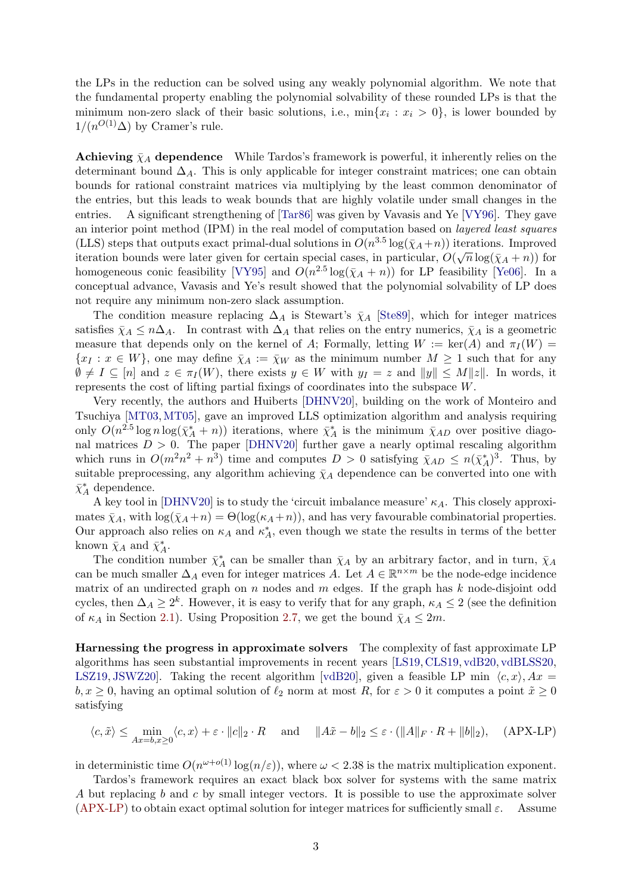the LPs in the reduction can be solved using any weakly polynomial algorithm. We note that the fundamental property enabling the polynomial solvability of these rounded LPs is that the minimum non-zero slack of their basic solutions, i.e., $\min\{x_i : x_i > 0\}$, is lower bounded by $1/(n^{O(1)}\Delta)$ by Cramer's rule.

**Achieving $\bar{\chi}_A$ dependence** While Tardos's framework is powerful, it inherently relies on the determinant bound $\Delta_A$. This is only applicable for integer constraint matrices; one can obtain bounds for rational constraint matrices via multiplying by the least common denominator of the entries, but this leads to weak bounds that are highly volatile under small changes in the entries. A significant strengthening of [Tar86] was given by Vavasis and Ye [VY96]. They gave an interior point method (IPM) in the real model of computation based on *layered least squares* (LLS) steps that outputs exact primal-dual solutions in $O(n^{3.5}\log(\bar{\chi}_A+n))$ iterations. Improved iteration bounds were later given for certain special cases, in particular, $O(\sqrt{n}\log(\bar{\chi}_A+n))$ for homogeneous conic feasibility [VY95] and $O(n^{2.5}\log(\bar{\chi}_A+n))$ for LP feasibility [Ye06]. In a conceptual advance, Vavasis and Ye's result showed that the polynomial solvability of LP does not require any minimum non-zero slack assumption.

The condition measure replacing $\Delta_A$ is Stewart's $\bar{\chi}_A$ [Ste89], which for integer matrices satisfies $\bar{\chi}_A \le n\Delta_A$. In contrast with $\Delta_A$ that relies on the entry numerics, $\bar{\chi}_A$ is a geometric measure that depends only on the kernel of $A$; Formally, letting $W := \ker(A)$ and $\pi_I(W) = \{x_I : x \in W\}$, one may define $\bar{\chi}_A := \bar{\chi}_W$ as the minimum number $M \ge 1$ such that for any $\emptyset \ne I \subseteq [n]$ and $z \in \pi_I(W)$, there exists $y \in W$ with $y_I = z$ and $\|y\| \le M\|z\|$. In words, it represents the cost of lifting partial fixings of coordinates into the subspace $W$.

Very recently, the authors and Huiberts [DHNV20], building on the work of Monteiro and Tsuchiya [MT03, MT05], gave an improved LLS optimization algorithm and analysis requiring only $O(n^{2.5}\log n\log(\bar{\chi}^*_A+n))$ iterations, where $\bar{\chi}^*_A$ is the minimum $\bar{\chi}_{AD}$ over positive diagonal matrices $D > 0$. The paper [DHNV20] further gave a nearly optimal rescaling algorithm which runs in $O(m^2n^2+n^3)$ time and computes $D > 0$ satisfying $\bar{\chi}_{AD} \le n(\bar{\chi}^*_A)^3$. Thus, by suitable preprocessing, any algorithm achieving $\bar{\chi}_A$ dependence can be converted into one with $\bar{\chi}^*_A$ dependence.

A key tool in [DHNV20] is to study the 'circuit imbalance measure' $\kappa_A$. This closely approximates $\bar{\chi}_A$, with $\log(\bar{\chi}_A+n) = \Theta(\log(\kappa_A+n))$, and has very favourable combinatorial properties. Our approach also relies on $\kappa_A$ and $\kappa^*_A$, even though we state the results in terms of the better known $\bar{\chi}_A$ and $\bar{\chi}^*_A$.

The condition number $\bar{\chi}^*_A$ can be smaller than $\bar{\chi}_A$ by an arbitrary factor, and in turn, $\bar{\chi}_A$ can be much smaller $\Delta_A$ even for integer matrices $A$. Let $A \in \mathbb{R}^{n\times m}$ be the node-edge incidence matrix of an undirected graph on $n$ nodes and $m$ edges. If the graph has $k$ node-disjoint odd cycles, then $\Delta_A \ge 2^k$. However, it is easy to verify that for any graph, $\kappa_A \le 2$ (see the definition of $\kappa_A$ in Section 2.1). Using Proposition 2.7, we get the bound $\bar{\chi}_A \le 2m$.

**Harnessing the progress in approximate solvers** The complexity of fast approximate LP algorithms has seen substantial improvements in recent years [LS19, CLS19, vdB20, vdBLSS20, LSZ19, JSWZ20]. Taking the recent algorithm [vdB20], given a feasible LP $\min\ \langle c, x\rangle, Ax = b, x \ge 0$, having an optimal solution of $\ell_2$ norm at most $R$, for $\varepsilon > 0$ it computes a point $\tilde{x} \ge 0$ satisfying

$$\langle c, \tilde{x}\rangle \le \min_{Ax=b,x\ge 0}\langle c, x\rangle + \varepsilon \cdot \|c\|_2 \cdot R \quad \text{and} \quad \|A\tilde{x} - b\|_2 \le \varepsilon \cdot (\|A\|_F \cdot R + \|b\|_2), \qquad \text{(APX-LP)}$$

in deterministic time $O(n^{\omega+o(1)}\log(n/\varepsilon))$, where $\omega < 2.38$ is the matrix multiplication exponent.

Tardos's framework requires an exact black box solver for systems with the same matrix $A$ but replacing $b$ and $c$ by small integer vectors. It is possible to use the approximate solver (APX-LP) to obtain exact optimal solution for integer matrices for sufficiently small $\varepsilon$. Assume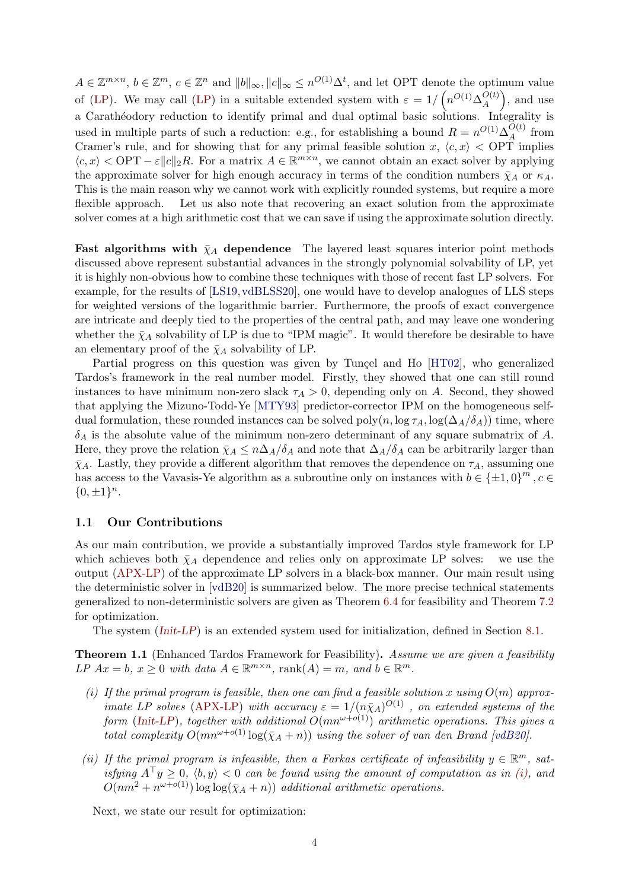$A \in \mathbb{Z}^{m\times n}$, $b \in \mathbb{Z}^m$, $c \in \mathbb{Z}^n$ and $\|b\|_\infty, \|c\|_\infty \le n^{O(1)}\Delta^t$, and let OPT denote the optimum value of (LP). We may call (LP) in a suitable extended system with $\varepsilon = 1/\left(n^{O(1)}\Delta_A^{O(t)}\right)$, and use a Carathéodory reduction to identify primal and dual optimal basic solutions. Integrality is used in multiple parts of such a reduction: e.g., for establishing a bound $R = n^{O(1)}\Delta_A^{O(t)}$ from Cramer's rule, and for showing that for any primal feasible solution $x$, $\langle c, x\rangle < \mathrm{OPT}$ implies $\langle c, x\rangle < \mathrm{OPT} - \varepsilon\|c\|_2 R$. For a matrix $A \in \mathbb{R}^{m\times n}$, we cannot obtain an exact solver by applying the approximate solver for high enough accuracy in terms of the condition numbers $\bar{\chi}_A$ or $\kappa_A$. This is the main reason why we cannot work with explicitly rounded systems, but require a more flexible approach. Let us also note that recovering an exact solution from the approximate solver comes at a high arithmetic cost that we can save if using the approximate solution directly.

**Fast algorithms with $\bar{\chi}_A$ dependence** The layered least squares interior point methods discussed above represent substantial advances in the strongly polynomial solvability of LP, yet it is highly non-obvious how to combine these techniques with those of recent fast LP solvers. For example, for the results of [LS19, vdBLSS20], one would have to develop analogues of LLS steps for weighted versions of the logarithmic barrier. Furthermore, the proofs of exact convergence are intricate and deeply tied to the properties of the central path, and may leave one wondering whether the $\bar{\chi}_A$ solvability of LP is due to "IPM magic". It would therefore be desirable to have an elementary proof of the $\bar{\chi}_A$ solvability of LP.

Partial progress on this question was given by Tunçel and Ho [HT02], who generalized Tardos's framework in the real number model. Firstly, they showed that one can still round instances to have minimum non-zero slack $\tau_A > 0$, depending only on $A$. Second, they showed that applying the Mizuno-Todd-Ye [MTY93] predictor-corrector IPM on the homogeneous self-dual formulation, these rounded instances can be solved $\mathrm{poly}(n, \log \tau_A, \log(\Delta_A/\delta_A))$ time, where $\delta_A$ is the absolute value of the minimum non-zero determinant of any square submatrix of $A$. Here, they prove the relation $\bar{\chi}_A \le n\Delta_A/\delta_A$ and note that $\Delta_A/\delta_A$ can be arbitrarily larger than $\bar{\chi}_A$. Lastly, they provide a different algorithm that removes the dependence on $\tau_A$, assuming one has access to the Vavasis-Ye algorithm as a subroutine only on instances with $b \in \{\pm 1, 0\}^m, c \in \{0, \pm 1\}^n$.

## 1.1 Our Contributions

As our main contribution, we provide a substantially improved Tardos style framework for LP which achieves both $\bar{\chi}_A$ dependence and relies only on approximate LP solves: we use the output (APX-LP) of the approximate LP solvers in a black-box manner. Our main result using the deterministic solver in [vdB20] is summarized below. The more precise technical statements generalized to non-deterministic solvers are given as Theorem 6.4 for feasibility and Theorem 7.2 for optimization.

The system (*Init-LP*) is an extended system used for initialization, defined in Section 8.1.

**Theorem 1.1** (Enhanced Tardos Framework for Feasibility)**.** *Assume we are given a feasibility LP $Ax = b$, $x \ge 0$ with data $A \in \mathbb{R}^{m\times n}$, $\mathrm{rank}(A) = m$, and $b \in \mathbb{R}^m$.*

- *(i) If the primal program is feasible, then one can find a feasible solution $x$ using $O(m)$ approximate LP solves (APX-LP) with accuracy $\varepsilon = 1/(n\bar{\chi}_A)^{O(1)}$, on extended systems of the form (Init-LP), together with additional $O(mn^{\omega+o(1)})$ arithmetic operations. This gives a total complexity $O(mn^{\omega+o(1)}\log(\bar{\chi}_A + n))$ using the solver of van den Brand [vdB20].*
- *(ii) If the primal program is infeasible, then a Farkas certificate of infeasibility $y \in \mathbb{R}^m$, satisfying $A^\top y \ge 0$, $\langle b, y\rangle < 0$ can be found using the amount of computation as in (i), and $O(nm^2 + n^{\omega+o(1)})\log\log(\bar{\chi}_A + n))$ additional arithmetic operations.*

Next, we state our result for optimization: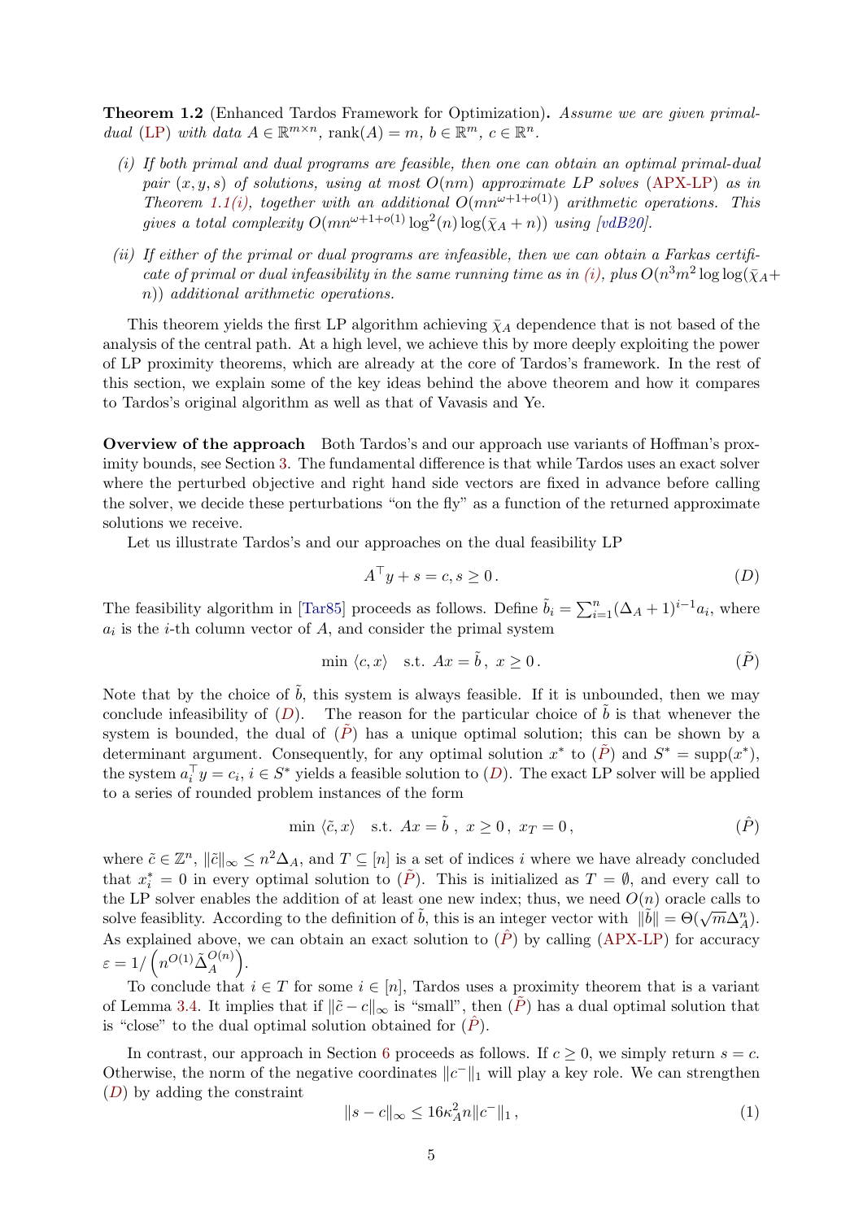**Theorem 1.2** (Enhanced Tardos Framework for Optimization)**.** *Assume we are given primal-dual (LP) with data $A \in \mathbb{R}^{m\times n}$, $\operatorname{rank}(A) = m$, $b \in \mathbb{R}^m$, $c \in \mathbb{R}^n$.*

- *(i) If both primal and dual programs are feasible, then one can obtain an optimal primal-dual pair $(x, y, s)$ of solutions, using at most $O(nm)$ approximate LP solves (APX-LP) as in Theorem 1.1(i), together with an additional $O(mn^{\omega+1+o(1)})$ arithmetic operations. This gives a total complexity $O(mn^{\omega+1+o(1)} \log^2(n) \log(\bar{\chi}_A + n))$ using [vdB20].*
- *(ii) If either of the primal or dual programs are infeasible, then we can obtain a Farkas certificate of primal or dual infeasibility in the same running time as in (i), plus $O(n^3m^2 \log\log(\bar{\chi}_A + n))$ additional arithmetic operations.*

This theorem yields the first LP algorithm achieving $\bar{\chi}_A$ dependence that is not based of the analysis of the central path. At a high level, we achieve this by more deeply exploiting the power of LP proximity theorems, which are already at the core of Tardos's framework. In the rest of this section, we explain some of the key ideas behind the above theorem and how it compares to Tardos's original algorithm as well as that of Vavasis and Ye.

**Overview of the approach** Both Tardos's and our approach use variants of Hoffman's proximity bounds, see Section 3. The fundamental difference is that while Tardos uses an exact solver where the perturbed objective and right hand side vectors are fixed in advance before calling the solver, we decide these perturbations "on the fly" as a function of the returned approximate solutions we receive.

Let us illustrate Tardos's and our approaches on the dual feasibility LP

$$A^\top y + s = c, s \geq 0\,. \tag{$D$}$$

The feasibility algorithm in [Tar85] proceeds as follows. Define $\tilde{b}_i = \sum_{i=1}^n (\Delta_A + 1)^{i-1} a_i$, where $a_i$ is the $i$-th column vector of $A$, and consider the primal system

$$\min\ \langle c, x\rangle \quad \text{s.t. } Ax = \tilde{b}\,,\ x \geq 0\,. \tag{$\tilde{P}$}$$

Note that by the choice of $\tilde{b}$, this system is always feasible. If it is unbounded, then we may conclude infeasibility of ($D$). The reason for the particular choice of $\tilde{b}$ is that whenever the system is bounded, the dual of ($\tilde{P}$) has a unique optimal solution; this can be shown by a determinant argument. Consequently, for any optimal solution $x^*$ to ($\tilde{P}$) and $S^* = \operatorname{supp}(x^*)$, the system $a_i^\top y = c_i$, $i \in S^*$ yields a feasible solution to ($D$). The exact LP solver will be applied to a series of rounded problem instances of the form

$$\min\ \langle \tilde{c}, x\rangle \quad \text{s.t. } Ax = \tilde{b}\,,\ x \geq 0\,,\ x_T = 0\,, \tag{$\hat{P}$}$$

where $\tilde{c} \in \mathbb{Z}^n$, $\|\tilde{c}\|_\infty \leq n^2\Delta_A$, and $T \subseteq [n]$ is a set of indices $i$ where we have already concluded that $x_i^* = 0$ in every optimal solution to ($\tilde{P}$). This is initialized as $T = \emptyset$, and every call to the LP solver enables the addition of at least one new index; thus, we need $O(n)$ oracle calls to solve feasiblity. According to the definition of $\tilde{b}$, this is an integer vector with $\|\tilde{b}\| = \Theta(\sqrt{m}\Delta_A^n)$. As explained above, we can obtain an exact solution to ($\hat{P}$) by calling (APX-LP) for accuracy $\varepsilon = 1/\left(n^{O(1)}\tilde{\Delta}_A^{O(n)}\right)$.

To conclude that $i \in T$ for some $i \in [n]$, Tardos uses a proximity theorem that is a variant of Lemma 3.4. It implies that if $\|\tilde{c} - c\|_\infty$ is "small", then ($\tilde{P}$) has a dual optimal solution that is "close" to the dual optimal solution obtained for ($\hat{P}$).

In contrast, our approach in Section 6 proceeds as follows. If $c \geq 0$, we simply return $s = c$. Otherwise, the norm of the negative coordinates $\|c^-\|_1$ will play a key role. We can strengthen ($D$) by adding the constraint

$$\|s - c\|_\infty \leq 16\kappa_A^2 n\|c^-\|_1\,, \tag{1}$$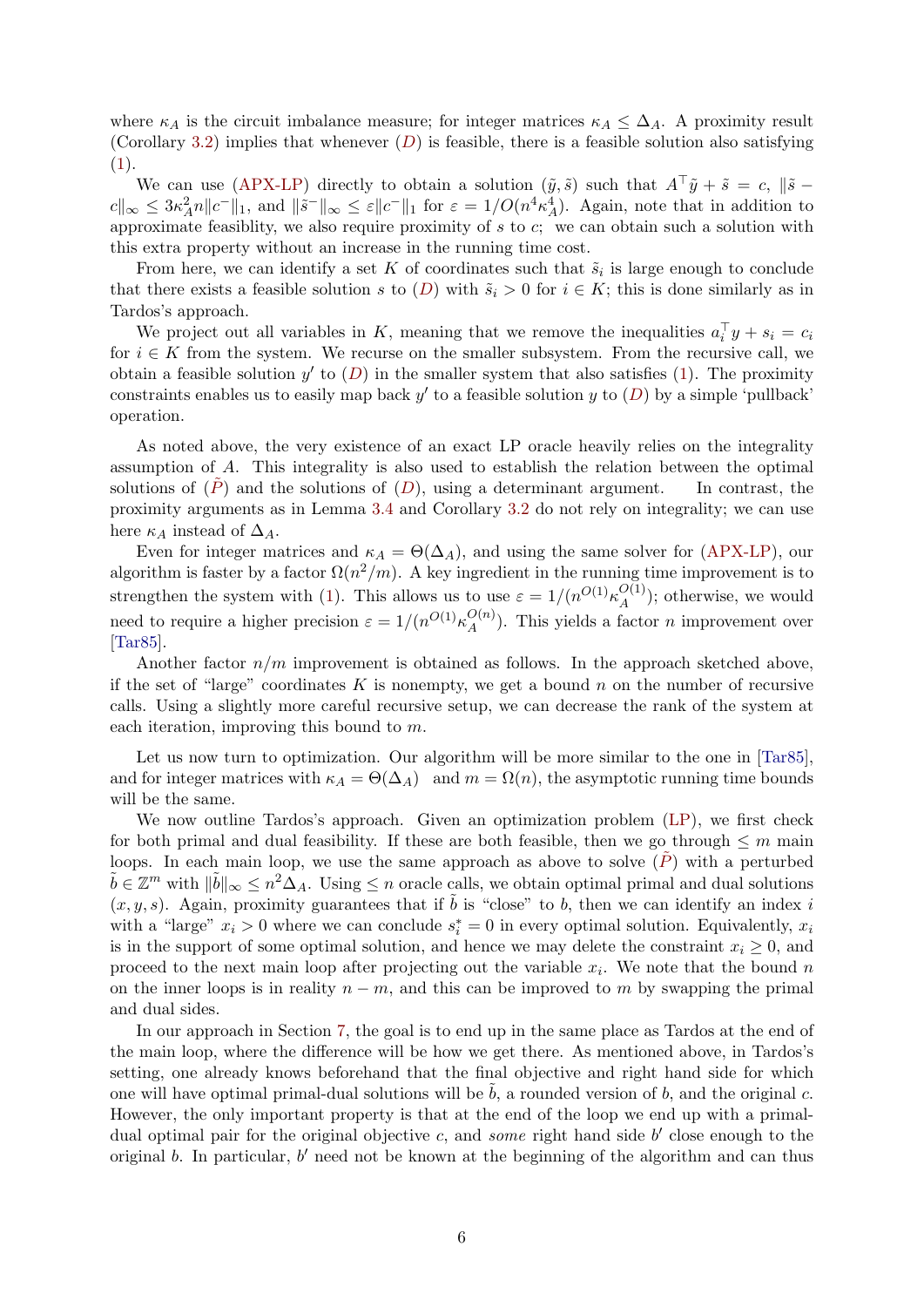where $\kappa_A$ is the circuit imbalance measure; for integer matrices $\kappa_A \le \Delta_A$. A proximity result (Corollary 3.2) implies that whenever ($D$) is feasible, there is a feasible solution also satisfying (1).

We can use (APX-LP) directly to obtain a solution $(\tilde{y}, \tilde{s})$ such that $A^\top \tilde{y} + \tilde{s} = c$, $\|\tilde{s} - c\|_\infty \le 3\kappa_A^2 n \|c^-\|_1$, and $\|\tilde{s}^-\|_\infty \le \varepsilon \|c^-\|_1$ for $\varepsilon = 1/O(n^4 \kappa_A^4)$. Again, note that in addition to approximate feasiblity, we also require proximity of $s$ to $c$; we can obtain such a solution with this extra property without an increase in the running time cost.

From here, we can identify a set $K$ of coordinates such that $\tilde{s}_i$ is large enough to conclude that there exists a feasible solution $s$ to ($D$) with $\tilde{s}_i > 0$ for $i \in K$; this is done similarly as in Tardos's approach.

We project out all variables in $K$, meaning that we remove the inequalities $a_i^\top y + s_i = c_i$ for $i \in K$ from the system. We recurse on the smaller subsystem. From the recursive call, we obtain a feasible solution $y'$ to ($D$) in the smaller system that also satisfies (1). The proximity constraints enables us to easily map back $y'$ to a feasible solution $y$ to ($D$) by a simple 'pullback' operation.

As noted above, the very existence of an exact LP oracle heavily relies on the integrality assumption of $A$. This integrality is also used to establish the relation between the optimal solutions of ($\tilde{P}$) and the solutions of ($D$), using a determinant argument. In contrast, the proximity arguments as in Lemma 3.4 and Corollary 3.2 do not rely on integrality; we can use here $\kappa_A$ instead of $\Delta_A$.

Even for integer matrices and $\kappa_A = \Theta(\Delta_A)$, and using the same solver for (APX-LP), our algorithm is faster by a factor $\Omega(n^2/m)$. A key ingredient in the running time improvement is to strengthen the system with (1). This allows us to use $\varepsilon = 1/(n^{O(1)} \kappa_A^{O(1)})$; otherwise, we would need to require a higher precision $\varepsilon = 1/(n^{O(1)} \kappa_A^{O(n)})$. This yields a factor $n$ improvement over [Tar85].

Another factor $n/m$ improvement is obtained as follows. In the approach sketched above, if the set of "large" coordinates $K$ is nonempty, we get a bound $n$ on the number of recursive calls. Using a slightly more careful recursive setup, we can decrease the rank of the system at each iteration, improving this bound to $m$.

Let us now turn to optimization. Our algorithm will be more similar to the one in [Tar85], and for integer matrices with $\kappa_A = \Theta(\Delta_A)$ and $m = \Omega(n)$, the asymptotic running time bounds will be the same.

We now outline Tardos's approach. Given an optimization problem (LP), we first check for both primal and dual feasibility. If these are both feasible, then we go through $\le m$ main loops. In each main loop, we use the same approach as above to solve ($\tilde{P}$) with a perturbed $\tilde{b} \in \mathbb{Z}^m$ with $\|\tilde{b}\|_\infty \le n^2 \Delta_A$. Using $\le n$ oracle calls, we obtain optimal primal and dual solutions $(x, y, s)$. Again, proximity guarantees that if $\tilde{b}$ is "close" to $b$, then we can identify an index $i$ with a "large" $x_i > 0$ where we can conclude $s_i^* = 0$ in every optimal solution. Equivalently, $x_i$ is in the support of some optimal solution, and hence we may delete the constraint $x_i \ge 0$, and proceed to the next main loop after projecting out the variable $x_i$. We note that the bound $n$ on the inner loops is in reality $n - m$, and this can be improved to $m$ by swapping the primal and dual sides.

In our approach in Section 7, the goal is to end up in the same place as Tardos at the end of the main loop, where the difference will be how we get there. As mentioned above, in Tardos's setting, one already knows beforehand that the final objective and right hand side for which one will have optimal primal-dual solutions will be $\tilde{b}$, a rounded version of $b$, and the original $c$. However, the only important property is that at the end of the loop we end up with a primal-dual optimal pair for the original objective $c$, and *some* right hand side $b'$ close enough to the original $b$. In particular, $b'$ need not be known at the beginning of the algorithm and can thus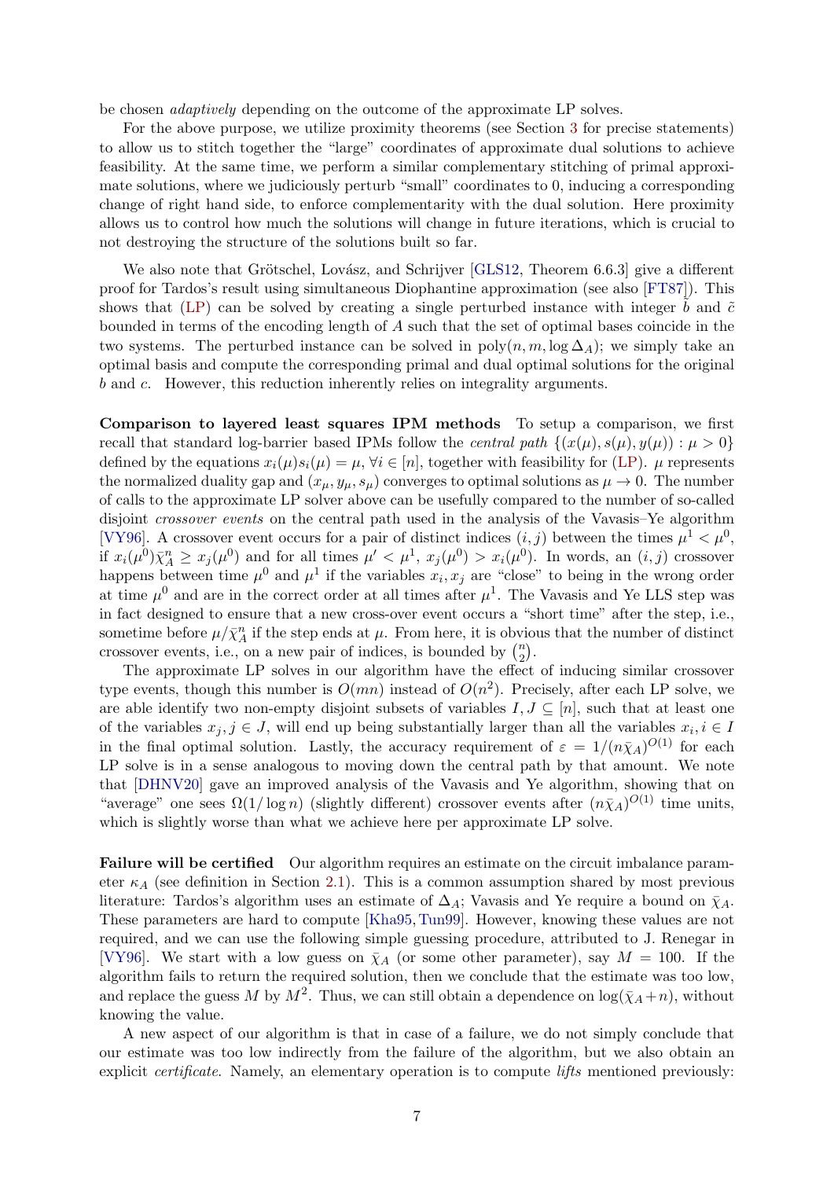be chosen *adaptively* depending on the outcome of the approximate LP solves.

For the above purpose, we utilize proximity theorems (see Section 3 for precise statements) to allow us to stitch together the "large" coordinates of approximate dual solutions to achieve feasibility. At the same time, we perform a similar complementary stitching of primal approximate solutions, where we judiciously perturb "small" coordinates to 0, inducing a corresponding change of right hand side, to enforce complementarity with the dual solution. Here proximity allows us to control how much the solutions will change in future iterations, which is crucial to not destroying the structure of the solutions built so far.

We also note that Grötschel, Lovász, and Schrijver [GLS12, Theorem 6.6.3] give a different proof for Tardos's result using simultaneous Diophantine approximation (see also [FT87]). This shows that (LP) can be solved by creating a single perturbed instance with integer $\tilde{b}$ and $\tilde{c}$ bounded in terms of the encoding length of $A$ such that the set of optimal bases coincide in the two systems. The perturbed instance can be solved in $\mathrm{poly}(n, m, \log \Delta_A)$; we simply take an optimal basis and compute the corresponding primal and dual optimal solutions for the original $b$ and $c$. However, this reduction inherently relies on integrality arguments.

**Comparison to layered least squares IPM methods** To setup a comparison, we first recall that standard log-barrier based IPMs follow the *central path* $\{(x(\mu), s(\mu), y(\mu)) : \mu > 0\}$ defined by the equations $x_i(\mu)s_i(\mu) = \mu$, $\forall i \in [n]$, together with feasibility for (LP). $\mu$ represents the normalized duality gap and $(x_\mu, y_\mu, s_\mu)$ converges to optimal solutions as $\mu \to 0$. The number of calls to the approximate LP solver above can be usefully compared to the number of so-called disjoint *crossover events* on the central path used in the analysis of the Vavasis–Ye algorithm [VY96]. A crossover event occurs for a pair of distinct indices $(i, j)$ between the times $\mu^1 < \mu^0$, if $x_i(\mu^0)\bar{\chi}_A^n \geq x_j(\mu^0)$ and for all times $\mu' < \mu^1$, $x_j(\mu^0) > x_i(\mu^0)$. In words, an $(i, j)$ crossover happens between time $\mu^0$ and $\mu^1$ if the variables $x_i, x_j$ are "close" to being in the wrong order at time $\mu^0$ and are in the correct order at all times after $\mu^1$. The Vavasis and Ye LLS step was in fact designed to ensure that a new cross-over event occurs a "short time" after the step, i.e., sometime before $\mu/\bar{\chi}_A^n$ if the step ends at $\mu$. From here, it is obvious that the number of distinct crossover events, i.e., on a new pair of indices, is bounded by $\binom{n}{2}$.

The approximate LP solves in our algorithm have the effect of inducing similar crossover type events, though this number is $O(mn)$ instead of $O(n^2)$. Precisely, after each LP solve, we are able identify two non-empty disjoint subsets of variables $I, J \subseteq [n]$, such that at least one of the variables $x_j, j \in J$, will end up being substantially larger than all the variables $x_i, i \in I$ in the final optimal solution. Lastly, the accuracy requirement of $\varepsilon = 1/(n\bar{\chi}_A)^{O(1)}$ for each LP solve is in a sense analogous to moving down the central path by that amount. We note that [DHNV20] gave an improved analysis of the Vavasis and Ye algorithm, showing that on "average" one sees $\Omega(1/\log n)$ (slightly different) crossover events after $(n\bar{\chi}_A)^{O(1)}$ time units, which is slightly worse than what we achieve here per approximate LP solve.

**Failure will be certified** Our algorithm requires an estimate on the circuit imbalance parameter $\kappa_A$ (see definition in Section 2.1). This is a common assumption shared by most previous literature: Tardos's algorithm uses an estimate of $\Delta_A$; Vavasis and Ye require a bound on $\bar{\chi}_A$. These parameters are hard to compute [Kha95, Tun99]. However, knowing these values are not required, and we can use the following simple guessing procedure, attributed to J. Renegar in [VY96]. We start with a low guess on $\bar{\chi}_A$ (or some other parameter), say $M = 100$. If the algorithm fails to return the required solution, then we conclude that the estimate was too low, and replace the guess $M$ by $M^2$. Thus, we can still obtain a dependence on $\log(\bar{\chi}_A + n)$, without knowing the value.

A new aspect of our algorithm is that in case of a failure, we do not simply conclude that our estimate was too low indirectly from the failure of the algorithm, but we also obtain an explicit *certificate*. Namely, an elementary operation is to compute *lifts* mentioned previously: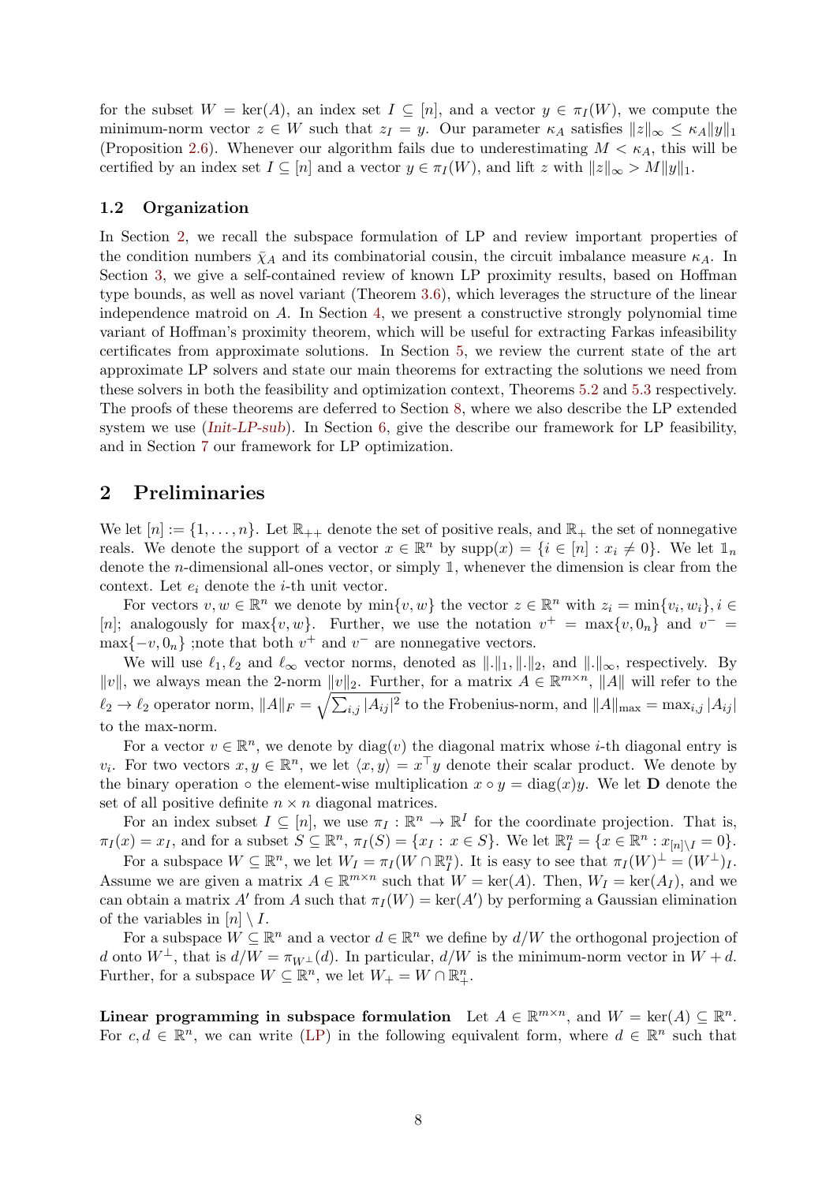for the subset $W = \ker(A)$, an index set $I \subseteq [n]$, and a vector $y \in \pi_I(W)$, we compute the minimum-norm vector $z \in W$ such that $z_I = y$. Our parameter $\kappa_A$ satisfies $\|z\|_\infty \le \kappa_A \|y\|_1$ (Proposition 2.6). Whenever our algorithm fails due to underestimating $M < \kappa_A$, this will be certified by an index set $I \subseteq [n]$ and a vector $y \in \pi_I(W)$, and lift $z$ with $\|z\|_\infty > M\|y\|_1$.

### 1.2 Organization

In Section 2, we recall the subspace formulation of LP and review important properties of the condition numbers $\bar{\chi}_A$ and its combinatorial cousin, the circuit imbalance measure $\kappa_A$. In Section 3, we give a self-contained review of known LP proximity results, based on Hoffman type bounds, as well as novel variant (Theorem 3.6), which leverages the structure of the linear independence matroid on $A$. In Section 4, we present a constructive strongly polynomial time variant of Hoffman's proximity theorem, which will be useful for extracting Farkas infeasibility certificates from approximate solutions. In Section 5, we review the current state of the art approximate LP solvers and state our main theorems for extracting the solutions we need from these solvers in both the feasibility and optimization context, Theorems 5.2 and 5.3 respectively. The proofs of these theorems are deferred to Section 8, where we also describe the LP extended system we use (*Init-LP-sub*). In Section 6, give the describe our framework for LP feasibility, and in Section 7 our framework for LP optimization.

## 2 Preliminaries

We let $[n] := \{1, \dots, n\}$. Let $\mathbb{R}_{++}$ denote the set of positive reals, and $\mathbb{R}_+$ the set of nonnegative reals. We denote the support of a vector $x \in \mathbb{R}^n$ by $\text{supp}(x) = \{i \in [n] : x_i \neq 0\}$. We let $\mathbb{1}_n$ denote the $n$-dimensional all-ones vector, or simply $\mathbb{1}$, whenever the dimension is clear from the context. Let $e_i$ denote the $i$-th unit vector.

For vectors $v, w \in \mathbb{R}^n$ we denote by $\min\{v, w\}$ the vector $z \in \mathbb{R}^n$ with $z_i = \min\{v_i, w_i\}, i \in [n]$; analogously for $\max\{v, w\}$. Further, we use the notation $v^+ = \max\{v, 0_n\}$ and $v^- = \max\{-v, 0_n\}$ ;note that both $v^+$ and $v^-$ are nonnegative vectors.

We will use $\ell_1, \ell_2$ and $\ell_\infty$ vector norms, denoted as $\|.\|_1, \|.\|_2$, and $\|.\|_\infty$, respectively. By $\|v\|$, we always mean the 2-norm $\|v\|_2$. Further, for a matrix $A \in \mathbb{R}^{m \times n}$, $\|A\|$ will refer to the $\ell_2 \to \ell_2$ operator norm, $\|A\|_F = \sqrt{\sum_{i,j} |A_{ij}|^2}$ to the Frobenius-norm, and $\|A\|_{\max} = \max_{i,j} |A_{ij}|$ to the max-norm.

For a vector $v \in \mathbb{R}^n$, we denote by $\text{diag}(v)$ the diagonal matrix whose $i$-th diagonal entry is $v_i$. For two vectors $x, y \in \mathbb{R}^n$, we let $\langle x, y\rangle = x^\top y$ denote their scalar product. We denote by the binary operation $\circ$ the element-wise multiplication $x \circ y = \text{diag}(x) y$. We let $\mathbf{D}$ denote the set of all positive definite $n \times n$ diagonal matrices.

For an index subset $I \subseteq [n]$, we use $\pi_I : \mathbb{R}^n \to \mathbb{R}^I$ for the coordinate projection. That is, $\pi_I(x) = x_I$, and for a subset $S \subseteq \mathbb{R}^n$, $\pi_I(S) = \{x_I : x \in S\}$. We let $\mathbb{R}^n_I = \{x \in \mathbb{R}^n : x_{[n]\setminus I} = 0\}$.

For a subspace $W \subseteq \mathbb{R}^n$, we let $W_I = \pi_I(W \cap \mathbb{R}^n_I)$. It is easy to see that $\pi_I(W)^\perp = (W^\perp)_I$. Assume we are given a matrix $A \in \mathbb{R}^{m \times n}$ such that $W = \ker(A)$. Then, $W_I = \ker(A_I)$, and we can obtain a matrix $A'$ from $A$ such that $\pi_I(W) = \ker(A')$ by performing a Gaussian elimination of the variables in $[n] \setminus I$.

For a subspace $W \subseteq \mathbb{R}^n$ and a vector $d \in \mathbb{R}^n$ we define by $d/W$ the orthogonal projection of $d$ onto $W^\perp$, that is $d/W = \pi_{W^\perp}(d)$. In particular, $d/W$ is the minimum-norm vector in $W + d$. Further, for a subspace $W \subseteq \mathbb{R}^n$, we let $W_+ = W \cap \mathbb{R}^n_+$.

**Linear programming in subspace formulation** Let $A \in \mathbb{R}^{m \times n}$, and $W = \ker(A) \subseteq \mathbb{R}^n$. For $c, d \in \mathbb{R}^n$, we can write (LP) in the following equivalent form, where $d \in \mathbb{R}^n$ such that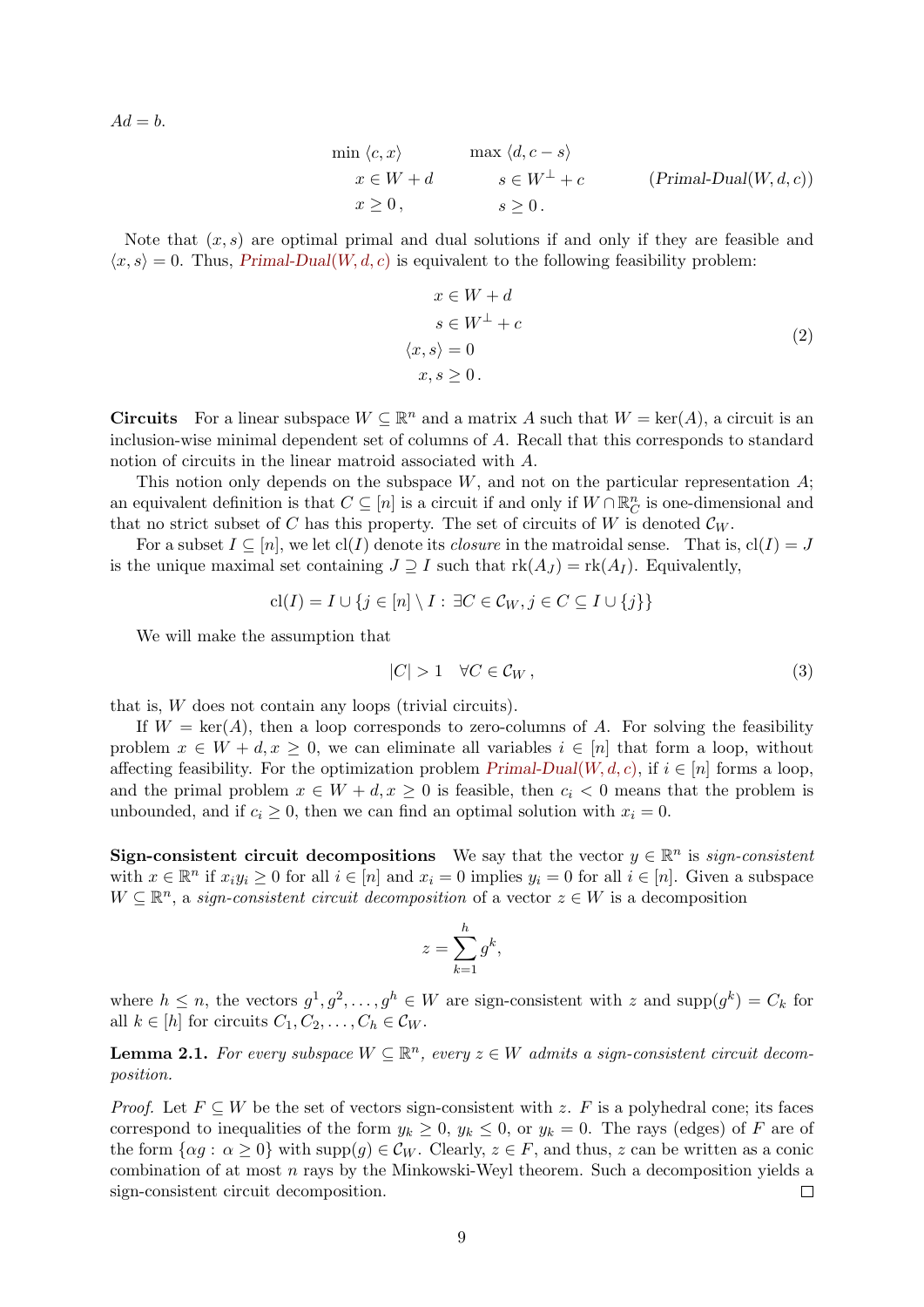$Ad = b$.

$$\begin{array}{lll} \min \langle c, x\rangle & \max \langle d, c - s\rangle & \\ x \in W + d & s \in W^\perp + c & \qquad (\textit{Primal-Dual}(W,d,c)) \\ x \geq 0\,, & s \geq 0\,. & \end{array}$$

Note that $(x, s)$ are optimal primal and dual solutions if and only if they are feasible and $\langle x, s\rangle = 0$. Thus, *Primal-Dual*$(W, d, c)$ is equivalent to the following feasibility problem:

$$\begin{aligned} x &\in W + d \\ s &\in W^\perp + c \\ \langle x, s\rangle &= 0 \\ x, s &\geq 0\,. \end{aligned} \tag{2}$$

**Circuits** For a linear subspace $W \subseteq \mathbb{R}^n$ and a matrix $A$ such that $W = \ker(A)$, a circuit is an inclusion-wise minimal dependent set of columns of $A$. Recall that this corresponds to standard notion of circuits in the linear matroid associated with $A$.

This notion only depends on the subspace $W$, and not on the particular representation $A$; an equivalent definition is that $C \subseteq [n]$ is a circuit if and only if $W \cap \mathbb{R}^n_C$ is one-dimensional and that no strict subset of $C$ has this property. The set of circuits of $W$ is denoted $\mathcal{C}_W$.

For a subset $I \subseteq [n]$, we let $\mathrm{cl}(I)$ denote its *closure* in the matroidal sense. That is, $\mathrm{cl}(I) = J$ is the unique maximal set containing $J \supseteq I$ such that $\mathrm{rk}(A_J) = \mathrm{rk}(A_I)$. Equivalently,

$$\mathrm{cl}(I) = I \cup \{j \in [n] \setminus I : \exists C \in \mathcal{C}_W, j \in C \subseteq I \cup \{j\}\}$$

We will make the assumption that

$$|C| > 1 \quad \forall C \in \mathcal{C}_W\,, \tag{3}$$

that is, $W$ does not contain any loops (trivial circuits).

If $W = \ker(A)$, then a loop corresponds to zero-columns of $A$. For solving the feasibility problem $x \in W + d, x \geq 0$, we can eliminate all variables $i \in [n]$ that form a loop, without affecting feasibility. For the optimization problem *Primal-Dual*$(W, d, c)$, if $i \in [n]$ forms a loop, and the primal problem $x \in W + d, x \geq 0$ is feasible, then $c_i < 0$ means that the problem is unbounded, and if $c_i \geq 0$, then we can find an optimal solution with $x_i = 0$.

**Sign-consistent circuit decompositions** We say that the vector $y \in \mathbb{R}^n$ is *sign-consistent* with $x \in \mathbb{R}^n$ if $x_i y_i \geq 0$ for all $i \in [n]$ and $x_i = 0$ implies $y_i = 0$ for all $i \in [n]$. Given a subspace $W \subseteq \mathbb{R}^n$, a *sign-consistent circuit decomposition* of a vector $z \in W$ is a decomposition

$$z = \sum_{k=1}^{h} g^k,$$

where $h \leq n$, the vectors $g^1, g^2, \ldots, g^h \in W$ are sign-consistent with $z$ and $\mathrm{supp}(g^k) = C_k$ for all $k \in [h]$ for circuits $C_1, C_2, \ldots, C_h \in \mathcal{C}_W$.

**Lemma 2.1.** *For every subspace $W \subseteq \mathbb{R}^n$, every $z \in W$ admits a sign-consistent circuit decomposition.*

*Proof.* Let $F \subseteq W$ be the set of vectors sign-consistent with $z$. $F$ is a polyhedral cone; its faces correspond to inequalities of the form $y_k \geq 0$, $y_k \leq 0$, or $y_k = 0$. The rays (edges) of $F$ are of the form $\{\alpha g : \alpha \geq 0\}$ with $\mathrm{supp}(g) \in \mathcal{C}_W$. Clearly, $z \in F$, and thus, $z$ can be written as a conic combination of at most $n$ rays by the Minkowski-Weyl theorem. Such a decomposition yields a sign-consistent circuit decomposition. $\square$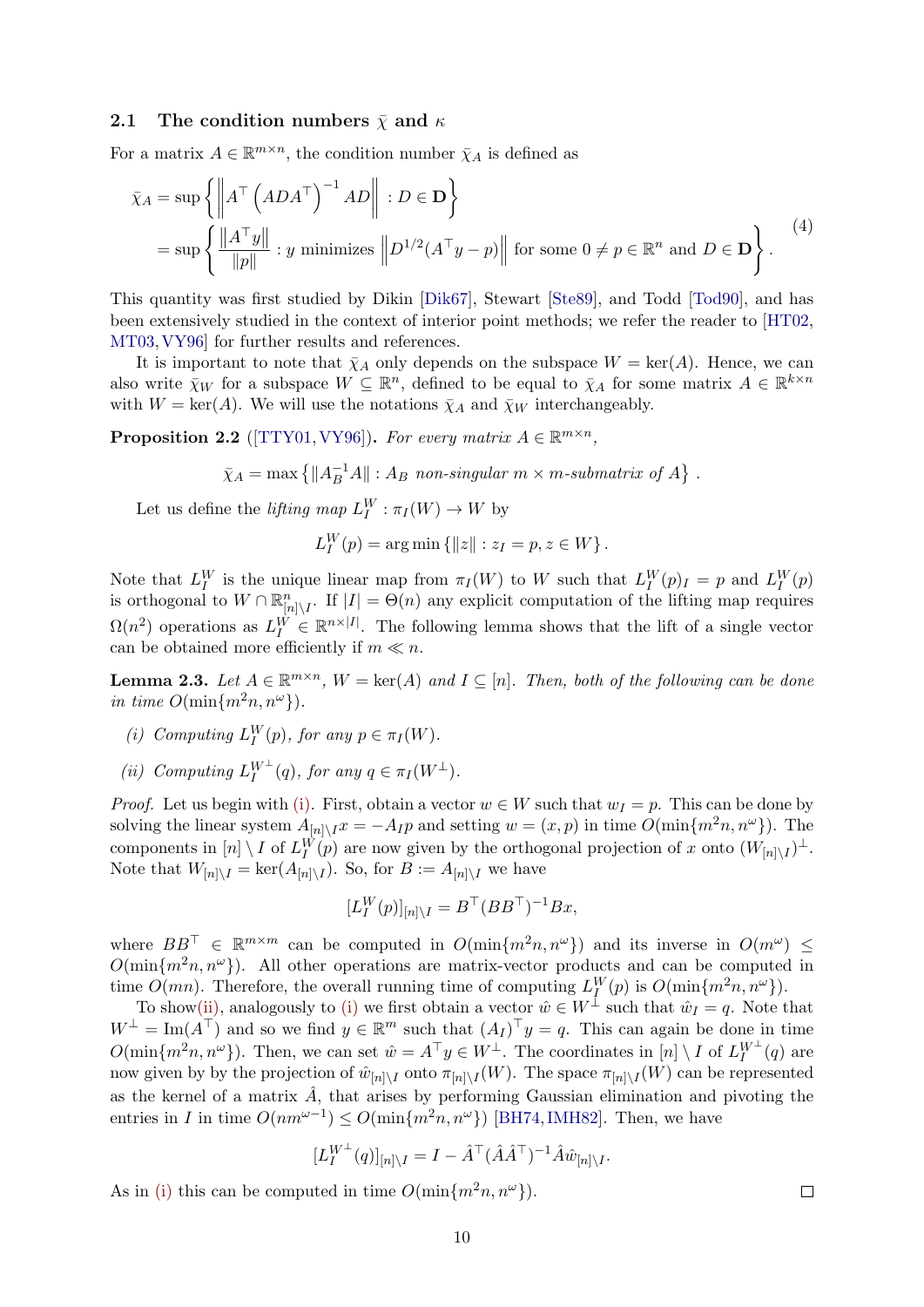### 2.1 The condition numbers $\bar{\chi}$ and $\kappa$

For a matrix $A \in \mathbb{R}^{m\times n}$, the condition number $\bar{\chi}_A$ is defined as

$$
\begin{aligned}
\bar{\chi}_A &= \sup\left\{ \left\| A^\top \left(ADA^\top\right)^{-1} AD \right\| \, : D \in \mathbf{D} \right\} \\
&= \sup\left\{ \frac{\|A^\top y\|}{\|p\|} : y \text{ minimizes } \left\| D^{1/2}(A^\top y - p) \right\| \text{ for some } 0 \neq p \in \mathbb{R}^n \text{ and } D \in \mathbf{D} \right\}.
\end{aligned}
\tag{4}
$$

This quantity was first studied by Dikin [Dik67], Stewart [Ste89], and Todd [Tod90], and has been extensively studied in the context of interior point methods; we refer the reader to [HT02, MT03, VY96] for further results and references.

It is important to note that $\bar{\chi}_A$ only depends on the subspace $W = \ker(A)$. Hence, we can also write $\bar{\chi}_W$ for a subspace $W \subseteq \mathbb{R}^n$, defined to be equal to $\bar{\chi}_A$ for some matrix $A \in \mathbb{R}^{k\times n}$ with $W = \ker(A)$. We will use the notations $\bar{\chi}_A$ and $\bar{\chi}_W$ interchangeably.

**Proposition 2.2** ([TTY01, VY96]). *For every matrix $A \in \mathbb{R}^{m\times n}$,*

$$
\bar{\chi}_A = \max\left\{ \|A_B^{-1}A\| : A_B \text{ non-singular } m \times m\text{-submatrix of } A \right\}.
$$

Let us define the *lifting map* $L_I^W : \pi_I(W) \to W$ by

$$
L_I^W(p) = \arg\min\left\{ \|z\| : z_I = p, z \in W \right\}.
$$

Note that $L_I^W$ is the unique linear map from $\pi_I(W)$ to $W$ such that $L_I^W(p)_I = p$ and $L_I^W(p)$ is orthogonal to $W \cap \mathbb{R}^n_{[n]\setminus I}$. If $|I| = \Theta(n)$ any explicit computation of the lifting map requires $\Omega(n^2)$ operations as $L_I^W \in \mathbb{R}^{n\times|I|}$. The following lemma shows that the lift of a single vector can be obtained more efficiently if $m \ll n$.

**Lemma 2.3.** *Let $A \in \mathbb{R}^{m\times n}$, $W = \ker(A)$ and $I \subseteq [n]$. Then, both of the following can be done in time $O(\min\{m^2 n, n^\omega\})$.*

*(i) Computing $L_I^W(p)$, for any $p \in \pi_I(W)$.*

*(ii) Computing $L_I^{W^\perp}(q)$, for any $q \in \pi_I(W^\perp)$.*

*Proof.* Let us begin with (i). First, obtain a vector $w \in W$ such that $w_I = p$. This can be done by solving the linear system $A_{[n]\setminus I}x = -A_I p$ and setting $w = (x, p)$ in time $O(\min\{m^2 n, n^\omega\})$. The components in $[n] \setminus I$ of $L_I^W(p)$ are now given by the orthogonal projection of $x$ onto $(W_{[n]\setminus I})^\perp$. Note that $W_{[n]\setminus I} = \ker(A_{[n]\setminus I})$. So, for $B := A_{[n]\setminus I}$ we have

$$
[L_I^W(p)]_{[n]\setminus I} = B^\top (BB^\top)^{-1} Bx,
$$

where $BB^\top \in \mathbb{R}^{m\times m}$ can be computed in $O(\min\{m^2 n, n^\omega\})$ and its inverse in $O(m^\omega) \leq O(\min\{m^2 n, n^\omega\})$. All other operations are matrix-vector products and can be computed in time $O(mn)$. Therefore, the overall running time of computing $L_I^W(p)$ is $O(\min\{m^2 n, n^\omega\})$.

To show (ii), analogously to (i) we first obtain a vector $\hat{w} \in W^\perp$ such that $\hat{w}_I = q$. Note that $W^\perp = \operatorname{Im}(A^\top)$ and so we find $y \in \mathbb{R}^m$ such that $(A_I)^\top y = q$. This can again be done in time $O(\min\{m^2 n, n^\omega\})$. Then, we can set $\hat{w} = A^\top y \in W^\perp$. The coordinates in $[n] \setminus I$ of $L_I^{W^\perp}(q)$ are now given by by the projection of $\hat{w}_{[n]\setminus I}$ onto $\pi_{[n]\setminus I}(W)$. The space $\pi_{[n]\setminus I}(W)$ can be represented as the kernel of a matrix $\hat{A}$, that arises by performing Gaussian elimination and pivoting the entries in $I$ in time $O(nm^{\omega-1}) \leq O(\min\{m^2 n, n^\omega\})$ [BH74, IMH82]. Then, we have

$$
[L_I^{W^\perp}(q)]_{[n]\setminus I} = I - \hat{A}^\top (\hat{A}\hat{A}^\top)^{-1} \hat{A}\hat{w}_{[n]\setminus I}.
$$

As in (i) this can be computed in time $O(\min\{m^2 n, n^\omega\})$. $\square$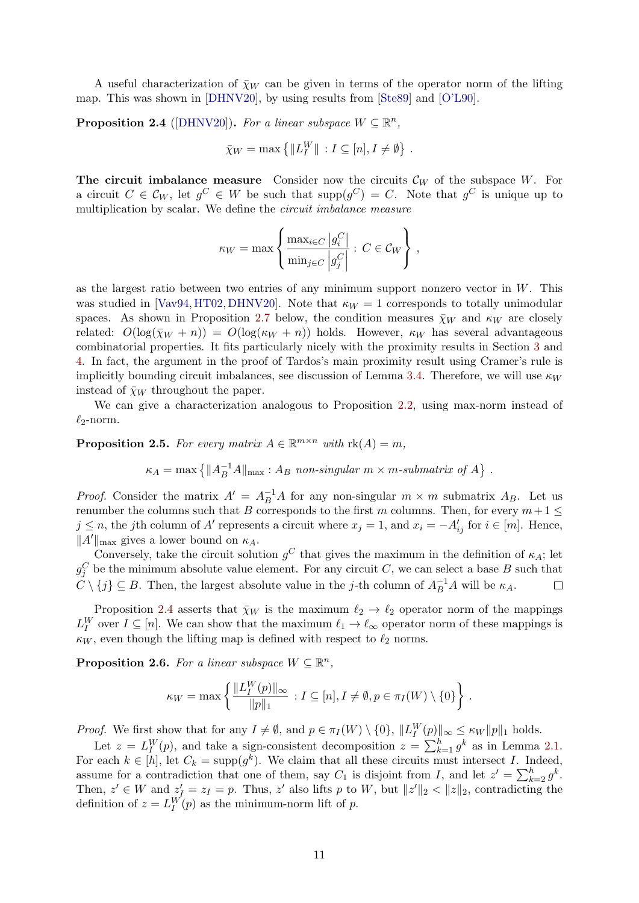A useful characterization of $\bar{\chi}_W$ can be given in terms of the operator norm of the lifting map. This was shown in [DHNV20], by using results from [Ste89] and [O'L90].

**Proposition 2.4** ([DHNV20])**.** *For a linear subspace $W \subseteq \mathbb{R}^n$,*

$$\bar{\chi}_W = \max\left\{\|L_I^W\| : I \subseteq [n], I \neq \emptyset\right\} .$$

**The circuit imbalance measure** Consider now the circuits $\mathcal{C}_W$ of the subspace $W$. For a circuit $C \in \mathcal{C}_W$, let $g^C \in W$ be such that $\mathrm{supp}(g^C) = C$. Note that $g^C$ is unique up to multiplication by scalar. We define the *circuit imbalance measure*

$$\kappa_W = \max\left\{ \frac{\max_{i\in C}\left|g_i^C\right|}{\min_{j\in C}\left|g_j^C\right|} : C \in \mathcal{C}_W \right\} ,$$

as the largest ratio between two entries of any minimum support nonzero vector in $W$. This was studied in [Vav94, HT02, DHNV20]. Note that $\kappa_W = 1$ corresponds to totally unimodular spaces. As shown in Proposition 2.7 below, the condition measures $\bar{\chi}_W$ and $\kappa_W$ are closely related: $O(\log(\bar{\chi}_W + n)) = O(\log(\kappa_W + n))$ holds. However, $\kappa_W$ has several advantageous combinatorial properties. It fits particularly nicely with the proximity results in Section 3 and 4. In fact, the argument in the proof of Tardos's main proximity result using Cramer's rule is implicitly bounding circuit imbalances, see discussion of Lemma 3.4. Therefore, we will use $\kappa_W$ instead of $\bar{\chi}_W$ throughout the paper.

We can give a characterization analogous to Proposition 2.2, using max-norm instead of $\ell_2$-norm.

**Proposition 2.5.** *For every matrix $A \in \mathbb{R}^{m\times n}$ with $\mathrm{rk}(A) = m$,*

$$\kappa_A = \max\left\{\|A_B^{-1}A\|_{\max} : A_B \textit{ non-singular } m \times m\textit{-submatrix of } A\right\} .$$

*Proof.* Consider the matrix $A' = A_B^{-1}A$ for any non-singular $m \times m$ submatrix $A_B$. Let us renumber the columns such that $B$ corresponds to the first $m$ columns. Then, for every $m+1 \le j \le n$, the $j$th column of $A'$ represents a circuit where $x_j = 1$, and $x_i = -A'_{ij}$ for $i \in [m]$. Hence, $\|A'\|_{\max}$ gives a lower bound on $\kappa_A$.

Conversely, take the circuit solution $g^C$ that gives the maximum in the definition of $\kappa_A$; let $g_j^C$ be the minimum absolute value element. For any circuit $C$, we can select a base $B$ such that $C \setminus \{j\} \subseteq B$. Then, the largest absolute value in the $j$-th column of $A_B^{-1}A$ will be $\kappa_A$. $\square$

Proposition 2.4 asserts that $\bar{\chi}_W$ is the maximum $\ell_2 \to \ell_2$ operator norm of the mappings $L_I^W$ over $I \subseteq [n]$. We can show that the maximum $\ell_1 \to \ell_\infty$ operator norm of these mappings is $\kappa_W$, even though the lifting map is defined with respect to $\ell_2$ norms.

**Proposition 2.6.** *For a linear subspace $W \subseteq \mathbb{R}^n$,*

$$\kappa_W = \max\left\{ \frac{\|L_I^W(p)\|_\infty}{\|p\|_1} : I \subseteq [n], I \neq \emptyset, p \in \pi_I(W) \setminus \{0\} \right\} .$$

*Proof.* We first show that for any $I \neq \emptyset$, and $p \in \pi_I(W) \setminus \{0\}$, $\|L_I^W(p)\|_\infty \le \kappa_W \|p\|_1$ holds.

Let $z = L_I^W(p)$, and take a sign-consistent decomposition $z = \sum_{k=1}^h g^k$ as in Lemma 2.1. For each $k \in [h]$, let $C_k = \mathrm{supp}(g^k)$. We claim that all these circuits must intersect $I$. Indeed, assume for a contradiction that one of them, say $C_1$ is disjoint from $I$, and let $z' = \sum_{k=2}^h g^k$. Then, $z' \in W$ and $z'_I = z_I = p$. Thus, $z'$ also lifts $p$ to $W$, but $\|z'\|_2 < \|z\|_2$, contradicting the definition of $z = L_I^W(p)$ as the minimum-norm lift of $p$.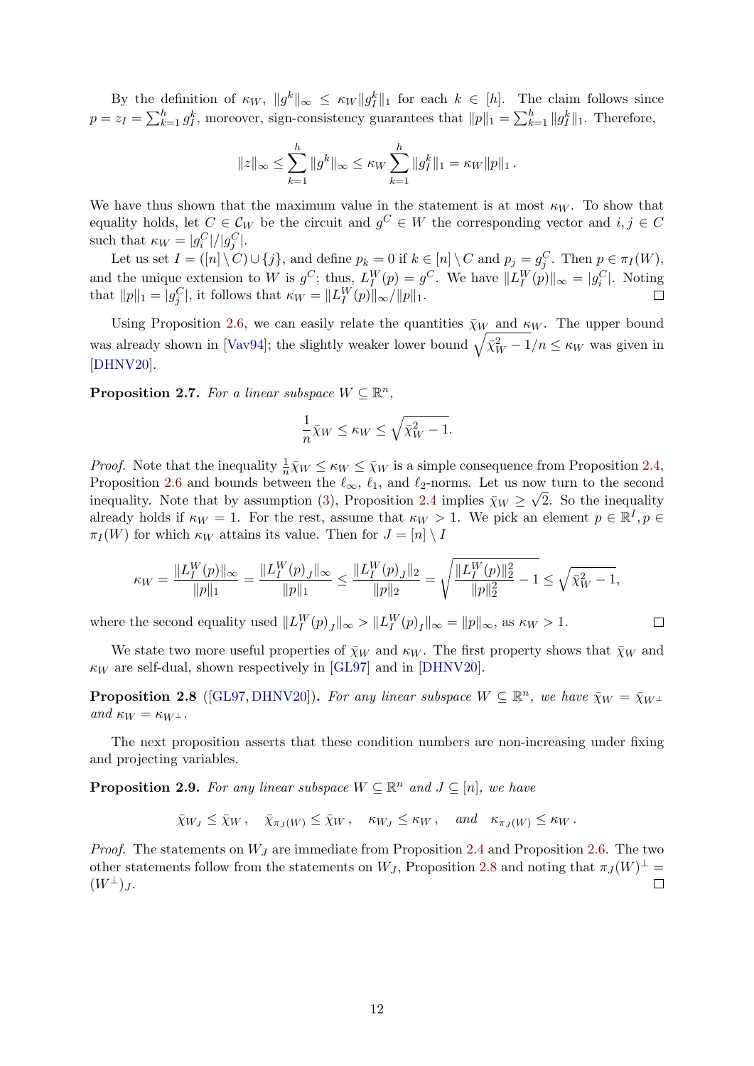By the definition of $\kappa_W$, $\|g^k\|_\infty \le \kappa_W \|g^k_I\|_1$ for each $k \in [h]$. The claim follows since $p = z_I = \sum_{k=1}^h g^k_I$, moreover, sign-consistency guarantees that $\|p\|_1 = \sum_{k=1}^h \|g^k_I\|_1$. Therefore,

$$\|z\|_\infty \le \sum_{k=1}^h \|g^k\|_\infty \le \kappa_W \sum_{k=1}^h \|g^k_I\|_1 = \kappa_W \|p\|_1 \,.$$

We have thus shown that the maximum value in the statement is at most $\kappa_W$. To show that equality holds, let $C \in \mathcal{C}_W$ be the circuit and $g^C \in W$ the corresponding vector and $i, j \in C$ such that $\kappa_W = |g^C_i|/|g^C_j|$.

Let us set $I = ([n] \setminus C) \cup \{j\}$, and define $p_k = 0$ if $k \in [n] \setminus C$ and $p_j = g^C_j$. Then $p \in \pi_I(W)$, and the unique extension to $W$ is $g^C$; thus, $L^W_I(p) = g^C$. We have $\|L^W_I(p)\|_\infty = |g^C_i|$. Noting that $\|p\|_1 = |g^C_j|$, it follows that $\kappa_W = \|L^W_I(p)\|_\infty / \|p\|_1$. $\square$

Using Proposition 2.6, we can easily relate the quantities $\bar{\chi}_W$ and $\kappa_W$. The upper bound was already shown in [Vav94]; the slightly weaker lower bound $\sqrt{\bar{\chi}_W^2 - 1}/n \le \kappa_W$ was given in [DHNV20].

**Proposition 2.7.** *For a linear subspace $W \subseteq \mathbb{R}^n$,*

$$\frac{1}{n}\bar{\chi}_W \le \kappa_W \le \sqrt{\bar{\chi}_W^2 - 1}.$$

*Proof.* Note that the inequality $\frac{1}{n}\bar{\chi}_W \le \kappa_W \le \bar{\chi}_W$ is a simple consequence from Proposition 2.4, Proposition 2.6 and bounds between the $\ell_\infty$, $\ell_1$, and $\ell_2$-norms. Let us now turn to the second inequality. Note that by assumption (3), Proposition 2.4 implies $\bar{\chi}_W \ge \sqrt{2}$. So the inequality already holds if $\kappa_W = 1$. For the rest, assume that $\kappa_W > 1$. We pick an element $p \in \mathbb{R}^I, p \in \pi_I(W)$ for which $\kappa_W$ attains its value. Then for $J = [n] \setminus I$

$$\kappa_W = \frac{\|L^W_I(p)\|_\infty}{\|p\|_1} = \frac{\|L^W_I(p)_J\|_\infty}{\|p\|_1} \le \frac{\|L^W_I(p)_J\|_2}{\|p\|_2} = \sqrt{\frac{\|L^W_I(p)\|_2^2}{\|p\|_2^2} - 1} \le \sqrt{\bar{\chi}_W^2 - 1},$$

where the second equality used $\|L^W_I(p)_J\|_\infty > \|L^W_I(p)_I\|_\infty = \|p\|_\infty$, as $\kappa_W > 1$. $\square$

We state two more useful properties of $\bar{\chi}_W$ and $\kappa_W$. The first property shows that $\bar{\chi}_W$ and $\kappa_W$ are self-dual, shown respectively in [GL97] and in [DHNV20].

**Proposition 2.8** ([GL97, DHNV20])**.** *For any linear subspace $W \subseteq \mathbb{R}^n$, we have $\bar{\chi}_W = \bar{\chi}_{W^\perp}$ and $\kappa_W = \kappa_{W^\perp}$.*

The next proposition asserts that these condition numbers are non-increasing under fixing and projecting variables.

**Proposition 2.9.** *For any linear subspace $W \subseteq \mathbb{R}^n$ and $J \subseteq [n]$, we have*

$$\bar{\chi}_{W_J} \le \bar{\chi}_W \,, \quad \bar{\chi}_{\pi_J(W)} \le \bar{\chi}_W \,, \quad \kappa_{W_J} \le \kappa_W \,, \quad \text{and} \quad \kappa_{\pi_J(W)} \le \kappa_W \,.$$

*Proof.* The statements on $W_J$ are immediate from Proposition 2.4 and Proposition 2.6. The two other statements follow from the statements on $W_J$, Proposition 2.8 and noting that $\pi_J(W)^\perp = (W^\perp)_J$. $\square$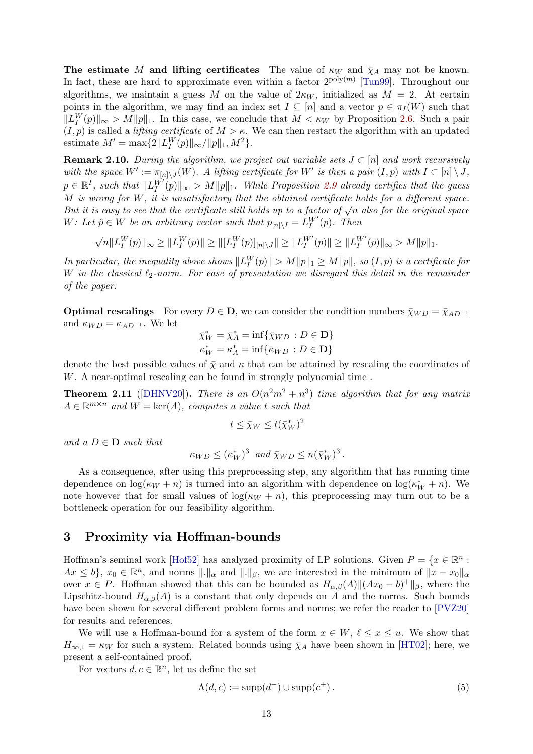**The estimate $M$ and lifting certificates** The value of $\kappa_W$ and $\bar{\chi}_A$ may not be known. In fact, these are hard to approximate even within a factor $2^{\text{poly}(m)}$ [Tun99]. Throughout our algorithms, we maintain a guess $M$ on the value of $2\kappa_W$, initialized as $M = 2$. At certain points in the algorithm, we may find an index set $I \subseteq [n]$ and a vector $p \in \pi_I(W)$ such that $\|L_I^W(p)\|_\infty > M\|p\|_1$. In this case, we conclude that $M < \kappa_W$ by Proposition 2.6. Such a pair $(I, p)$ is called a *lifting certificate* of $M > \kappa$. We can then restart the algorithm with an updated estimate $M' = \max\{2\|L_I^W(p)\|_\infty/\|p\|_1, M^2\}$.

**Remark 2.10.** *During the algorithm, we project out variable sets $J \subset [n]$ and work recursively with the space $W' := \pi_{[n]\setminus J}(W)$. A lifting certificate for $W'$ is then a pair $(I, p)$ with $I \subset [n] \setminus J$, $p \in \mathbb{R}^I$, such that $\|L_I^{W'}(p)\|_\infty > M\|p\|_1$. While Proposition 2.9 already certifies that the guess $M$ is wrong for $W$, it is unsatisfactory that the obtained certificate holds for a different space. But it is easy to see that the certificate still holds up to a factor of $\sqrt{n}$ also for the original space $W$: Let $\hat{p} \in W$ be an arbitrary vector such that $p_{[n]\setminus I} = L_I^{W'}(p)$. Then*

$$\sqrt{n}\|L_I^W(p)\|_\infty \geq \|L_I^W(p)\| \geq \|[L_I^W(p)]_{[n]\setminus J}\| \geq \|L_I^{W'}(p)\| \geq \|L_I^{W'}(p)\|_\infty > M\|p\|_1.$$

*In particular, the inequality above shows $\|L_I^W(p)\| > M\|p\|_1 \geq M\|p\|$, so $(I, p)$ is a certificate for $W$ in the classical $\ell_2$-norm. For ease of presentation we disregard this detail in the remainder of the paper.*

**Optimal rescalings** For every $D \in \mathbf{D}$, we can consider the condition numbers $\bar{\chi}_{WD} = \bar{\chi}_{AD^{-1}}$ and $\kappa_{WD} = \kappa_{AD^{-1}}$. We let

$$\bar{\chi}_W^* = \bar{\chi}_A^* = \inf\{\bar{\chi}_{WD} : D \in \mathbf{D}\}$$
$$\kappa_W^* = \kappa_A^* = \inf\{\kappa_{WD} : D \in \mathbf{D}\}$$

denote the best possible values of $\bar{\chi}$ and $\kappa$ that can be attained by rescaling the coordinates of $W$. A near-optimal rescaling can be found in strongly polynomial time .

**Theorem 2.11** ([DHNV20])**.** *There is an $O(n^2m^2 + n^3)$ time algorithm that for any matrix $A \in \mathbb{R}^{m\times n}$ and $W = \ker(A)$, computes a value $t$ such that*

$$t \leq \bar{\chi}_W \leq t(\bar{\chi}_W^*)^2$$

*and a $D \in \mathbf{D}$ such that*

$$\kappa_{WD} \leq (\kappa_W^*)^3 \ \text{ and } \bar{\chi}_{WD} \leq n(\bar{\chi}_W^*)^3\,.$$

As a consequence, after using this preprocessing step, any algorithm that has running time dependence on $\log(\kappa_W + n)$ is turned into an algorithm with dependence on $\log(\kappa_W^* + n)$. We note however that for small values of $\log(\kappa_W + n)$, this preprocessing may turn out to be a bottleneck operation for our feasibility algorithm.

## 3 Proximity via Hoffman-bounds

Hoffman's seminal work [Hof52] has analyzed proximity of LP solutions. Given $P = \{x \in \mathbb{R}^n : Ax \leq b\}$, $x_0 \in \mathbb{R}^n$, and norms $\|.\|_\alpha$ and $\|.\|_\beta$, we are interested in the minimum of $\|x - x_0\|_\alpha$ over $x \in P$. Hoffman showed that this can be bounded as $H_{\alpha,\beta}(A)\|(Ax_0 - b)^+\|_\beta$, where the Lipschitz-bound $H_{\alpha,\beta}(A)$ is a constant that only depends on $A$ and the norms. Such bounds have been shown for several different problem forms and norms; we refer the reader to [PVZ20] for results and references.

We will use a Hoffman-bound for a system of the form $x \in W$, $\ell \leq x \leq u$. We show that $H_{\infty,1} = \kappa_W$ for such a system. Related bounds using $\bar{\chi}_A$ have been shown in [HT02]; here, we present a self-contained proof.

For vectors $d, c \in \mathbb{R}^n$, let us define the set

$$\Lambda(d, c) := \text{supp}(d^-) \cup \text{supp}(c^+)\,. \tag{5}$$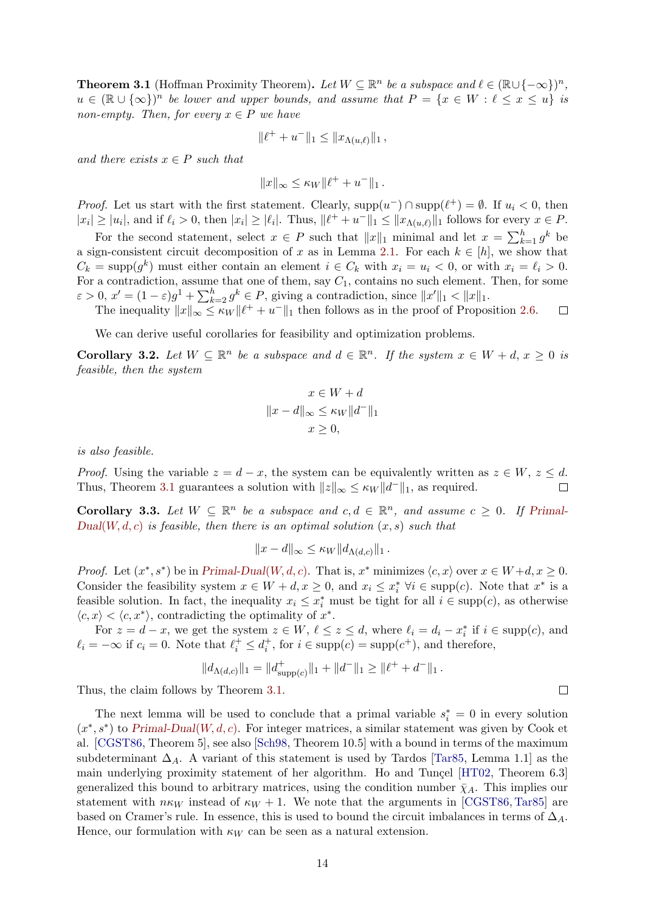**Theorem 3.1** (Hoffman Proximity Theorem)**.** *Let $W \subseteq \mathbb{R}^n$ be a subspace and $\ell \in (\mathbb{R}\cup\{-\infty\})^n$, $u \in (\mathbb{R}\cup\{\infty\})^n$ be lower and upper bounds, and assume that $P = \{x \in W : \ell \le x \le u\}$ is non-empty. Then, for every $x \in P$ we have*

$$\|\ell^+ + u^-\|_1 \le \|x_{\Lambda(u,\ell)}\|_1 ,$$

*and there exists $x \in P$ such that*

$$\|x\|_\infty \le \kappa_W \|\ell^+ + u^-\|_1 .$$

*Proof.* Let us start with the first statement. Clearly, $\mathrm{supp}(u^-) \cap \mathrm{supp}(\ell^+) = \emptyset$. If $u_i < 0$, then $|x_i| \ge |u_i|$, and if $\ell_i > 0$, then $|x_i| \ge |\ell_i|$. Thus, $\|\ell^+ + u^-\|_1 \le \|x_{\Lambda(u,\ell)}\|_1$ follows for every $x \in P$.

For the second statement, select $x \in P$ such that $\|x\|_1$ minimal and let $x = \sum_{k=1}^h g^k$ be a sign-consistent circuit decomposition of $x$ as in Lemma 2.1. For each $k \in [h]$, we show that $C_k = \mathrm{supp}(g^k)$ must either contain an element $i \in C_k$ with $x_i = u_i < 0$, or with $x_i = \ell_i > 0$. For a contradiction, assume that one of them, say $C_1$, contains no such element. Then, for some $\varepsilon > 0$, $x' = (1-\varepsilon)g^1 + \sum_{k=2}^h g^k \in P$, giving a contradiction, since $\|x'\|_1 < \|x\|_1$.

The inequality $\|x\|_\infty \le \kappa_W \|\ell^+ + u^-\|_1$ then follows as in the proof of Proposition 2.6. ◻

We can derive useful corollaries for feasibility and optimization problems.

**Corollary 3.2.** *Let $W \subseteq \mathbb{R}^n$ be a subspace and $d \in \mathbb{R}^n$. If the system $x \in W + d$, $x \ge 0$ is feasible, then the system*

$$\begin{aligned} x &\in W + d \\ \|x - d\|_\infty &\le \kappa_W \|d^-\|_1 \\ x &\ge 0, \end{aligned}$$

*is also feasible.*

*Proof.* Using the variable $z = d - x$, the system can be equivalently written as $z \in W$, $z \le d$. Thus, Theorem 3.1 guarantees a solution with $\|z\|_\infty \le \kappa_W \|d^-\|_1$, as required. ◻

**Corollary 3.3.** *Let $W \subseteq \mathbb{R}^n$ be a subspace and $c, d \in \mathbb{R}^n$, and assume $c \ge 0$. If Primal-Dual$(W, d, c)$ is feasible, then there is an optimal solution $(x, s)$ such that*

$$\|x - d\|_\infty \le \kappa_W \|d_{\Lambda(d,c)}\|_1 .$$

*Proof.* Let $(x^*, s^*)$ be in Primal-Dual$(W, d, c)$. That is, $x^*$ minimizes $\langle c, x\rangle$ over $x \in W + d, x \ge 0$. Consider the feasibility system $x \in W + d$, $x \ge 0$, and $x_i \le x_i^*$ $\forall i \in \mathrm{supp}(c)$. Note that $x^*$ is a feasible solution. In fact, the inequality $x_i \le x_i^*$ must be tight for all $i \in \mathrm{supp}(c)$, as otherwise $\langle c, x\rangle < \langle c, x^*\rangle$, contradicting the optimality of $x^*$.

For $z = d - x$, we get the system $z \in W$, $\ell \le z \le d$, where $\ell_i = d_i - x_i^*$ if $i \in \mathrm{supp}(c)$, and $\ell_i = -\infty$ if $c_i = 0$. Note that $\ell_i^+ \le d_i^+$, for $i \in \mathrm{supp}(c) = \mathrm{supp}(c^+)$, and therefore,

$$\|d_{\Lambda(d,c)}\|_1 = \|d^+_{\mathrm{supp}(c)}\|_1 + \|d^-\|_1 \ge \|\ell^+ + d^-\|_1 .$$

Thus, the claim follows by Theorem 3.1. ◻

The next lemma will be used to conclude that a primal variable $s_i^* = 0$ in every solution $(x^*, s^*)$ to Primal-Dual$(W, d, c)$. For integer matrices, a similar statement was given by Cook et al. [CGST86, Theorem 5], see also [Sch98, Theorem 10.5] with a bound in terms of the maximum subdeterminant $\Delta_A$. A variant of this statement is used by Tardos [Tar85, Lemma 1.1] as the main underlying proximity statement of her algorithm. Ho and Tunçel [HT02, Theorem 6.3] generalized this bound to arbitrary matrices, using the condition number $\bar{\chi}_A$. This implies our statement with $n\kappa_W$ instead of $\kappa_W + 1$. We note that the arguments in [CGST86, Tar85] are based on Cramer's rule. In essence, this is used to bound the circuit imbalances in terms of $\Delta_A$. Hence, our formulation with $\kappa_W$ can be seen as a natural extension.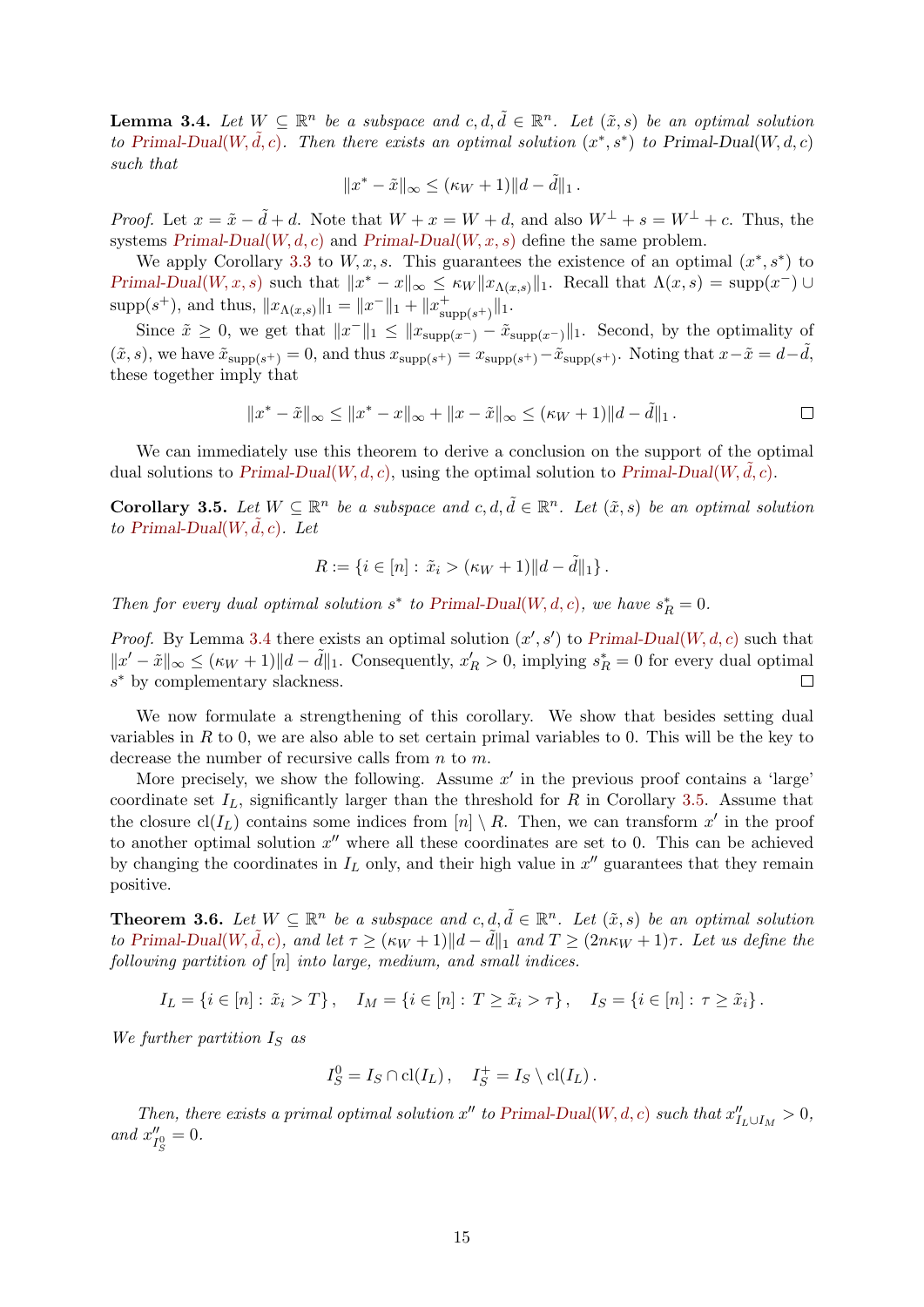**Lemma 3.4.** *Let $W \subseteq \mathbb{R}^n$ be a subspace and $c, d, \tilde{d} \in \mathbb{R}^n$. Let $(\tilde{x}, s)$ be an optimal solution to Primal-Dual($W, \tilde{d}, c$). Then there exists an optimal solution $(x^*, s^*)$ to Primal-Dual($W, d, c$) such that*

$$\|x^* - \tilde{x}\|_\infty \leq (\kappa_W + 1)\|d - \tilde{d}\|_1 .$$

*Proof.* Let $x = \tilde{x} - \tilde{d} + d$. Note that $W + x = W + d$, and also $W^\perp + s = W^\perp + c$. Thus, the systems Primal-Dual($W, d, c$) and Primal-Dual($W, x, s$) define the same problem.

We apply Corollary 3.3 to $W, x, s$. This guarantees the existence of an optimal $(x^*, s^*)$ to Primal-Dual($W, x, s$) such that $\|x^* - x\|_\infty \leq \kappa_W \|x_{\Lambda(x,s)}\|_1$. Recall that $\Lambda(x, s) = \mathrm{supp}(x^-) \cup \mathrm{supp}(s^+)$, and thus, $\|x_{\Lambda(x,s)}\|_1 = \|x^-\|_1 + \|x^+_{\mathrm{supp}(s^+)}\|_1$.

Since $\tilde{x} \geq 0$, we get that $\|x^-\|_1 \leq \|x_{\mathrm{supp}(x^-)} - \tilde{x}_{\mathrm{supp}(x^-)}\|_1$. Second, by the optimality of $(\tilde{x}, s)$, we have $\tilde{x}_{\mathrm{supp}(s^+)} = 0$, and thus $x_{\mathrm{supp}(s^+)} = x_{\mathrm{supp}(s^+)} - \tilde{x}_{\mathrm{supp}(s^+)}$. Noting that $x - \tilde{x} = d - \tilde{d}$, these together imply that

$$\|x^* - \tilde{x}\|_\infty \leq \|x^* - x\|_\infty + \|x - \tilde{x}\|_\infty \leq (\kappa_W + 1)\|d - \tilde{d}\|_1 . \qquad \square$$

We can immediately use this theorem to derive a conclusion on the support of the optimal dual solutions to Primal-Dual($W, d, c$), using the optimal solution to Primal-Dual($W, \tilde{d}, c$).

**Corollary 3.5.** *Let $W \subseteq \mathbb{R}^n$ be a subspace and $c, d, \tilde{d} \in \mathbb{R}^n$. Let $(\tilde{x}, s)$ be an optimal solution to Primal-Dual($W, \tilde{d}, c$). Let*

$$R := \{i \in [n] : \tilde{x}_i > (\kappa_W + 1)\|d - \tilde{d}\|_1\} .$$

*Then for every dual optimal solution $s^*$ to Primal-Dual($W, d, c$), we have $s^*_R = 0$.*

*Proof.* By Lemma 3.4 there exists an optimal solution $(x', s')$ to Primal-Dual($W, d, c$) such that $\|x' - \tilde{x}\|_\infty \leq (\kappa_W + 1)\|d - \tilde{d}\|_1$. Consequently, $x'_R > 0$, implying $s^*_R = 0$ for every dual optimal $s^*$ by complementary slackness. $\square$

We now formulate a strengthening of this corollary. We show that besides setting dual variables in $R$ to 0, we are also able to set certain primal variables to 0. This will be the key to decrease the number of recursive calls from $n$ to $m$.

More precisely, we show the following. Assume $x'$ in the previous proof contains a 'large' coordinate set $I_L$, significantly larger than the threshold for $R$ in Corollary 3.5. Assume that the closure $\mathrm{cl}(I_L)$ contains some indices from $[n] \setminus R$. Then, we can transform $x'$ in the proof to another optimal solution $x''$ where all these coordinates are set to 0. This can be achieved by changing the coordinates in $I_L$ only, and their high value in $x''$ guarantees that they remain positive.

**Theorem 3.6.** *Let $W \subseteq \mathbb{R}^n$ be a subspace and $c, d, \tilde{d} \in \mathbb{R}^n$. Let $(\tilde{x}, s)$ be an optimal solution to Primal-Dual($W, \tilde{d}, c$), and let $\tau \geq (\kappa_W + 1)\|d - \tilde{d}\|_1$ and $T \geq (2n\kappa_W + 1)\tau$. Let us define the following partition of $[n]$ into large, medium, and small indices.*

$$I_L = \{i \in [n] : \tilde{x}_i > T\} , \quad I_M = \{i \in [n] : T \geq \tilde{x}_i > \tau\} , \quad I_S = \{i \in [n] : \tau \geq \tilde{x}_i\} .$$

*We further partition $I_S$ as*

$$I_S^0 = I_S \cap \mathrm{cl}(I_L) , \quad I_S^+ = I_S \setminus \mathrm{cl}(I_L) .$$

*Then, there exists a primal optimal solution $x''$ to Primal-Dual($W, d, c$) such that $x''_{I_L \cup I_M} > 0$, and $x''_{I_S^0} = 0$.*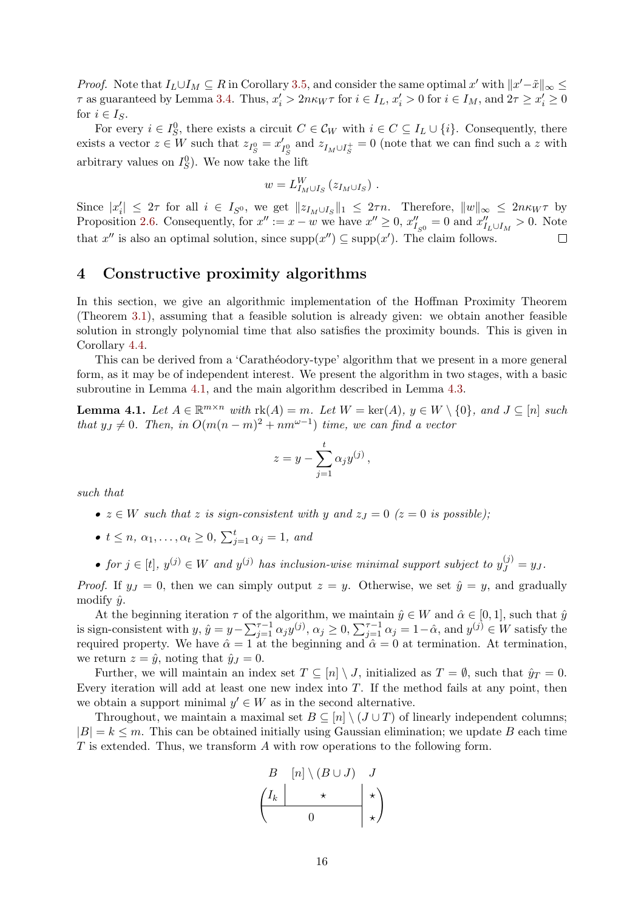*Proof.* Note that $I_L \cup I_M \subseteq R$ in Corollary 3.5, and consider the same optimal $x'$ with $\|x' - \tilde{x}\|_\infty \leq \tau$ as guaranteed by Lemma 3.4. Thus, $x'_i > 2n\kappa_W \tau$ for $i \in I_L$, $x'_i > 0$ for $i \in I_M$, and $2\tau \geq x'_i \geq 0$ for $i \in I_S$.

For every $i \in I_S^0$, there exists a circuit $C \in \mathcal{C}_W$ with $i \in C \subseteq I_L \cup \{i\}$. Consequently, there exists a vector $z \in W$ such that $z_{I_S^0} = x'_{I_S^0}$ and $z_{I_M \cup I_S^+} = 0$ (note that we can find such a $z$ with arbitrary values on $I_S^0$). We now take the lift

$$w = L^W_{I_M \cup I_S}\left(z_{I_M \cup I_S}\right) .$$

Since $|x'_i| \leq 2\tau$ for all $i \in I_{S^0}$, we get $\|z_{I_M \cup I_S}\|_1 \leq 2\tau n$. Therefore, $\|w\|_\infty \leq 2n\kappa_W \tau$ by Proposition 2.6. Consequently, for $x'' := x - w$ we have $x'' \geq 0$, $x''_{I_{S^0}} = 0$ and $x''_{I_L \cup I_M} > 0$. Note that $x''$ is also an optimal solution, since $\mathrm{supp}(x'') \subseteq \mathrm{supp}(x')$. The claim follows. ◻

## 4 Constructive proximity algorithms

In this section, we give an algorithmic implementation of the Hoffman Proximity Theorem (Theorem 3.1), assuming that a feasible solution is already given: we obtain another feasible solution in strongly polynomial time that also satisfies the proximity bounds. This is given in Corollary 4.4.

This can be derived from a 'Carathéodory-type' algorithm that we present in a more general form, as it may be of independent interest. We present the algorithm in two stages, with a basic subroutine in Lemma 4.1, and the main algorithm described in Lemma 4.3.

**Lemma 4.1.** *Let $A \in \mathbb{R}^{m \times n}$ with $\mathrm{rk}(A) = m$. Let $W = \ker(A)$, $y \in W \setminus \{0\}$, and $J \subseteq [n]$ such that $y_J \neq 0$. Then, in $O(m(n-m)^2 + nm^{\omega-1})$ time, we can find a vector*

$$z = y - \sum_{j=1}^{t} \alpha_j y^{(j)} ,$$

*such that*

- *$z \in W$ such that $z$ is sign-consistent with $y$ and $z_J = 0$ ($z = 0$ is possible);*
- *$t \leq n$, $\alpha_1, \ldots, \alpha_t \geq 0$, $\sum_{j=1}^{t} \alpha_j = 1$, and*
- *for $j \in [t]$, $y^{(j)} \in W$ and $y^{(j)}$ has inclusion-wise minimal support subject to $y^{(j)}_J = y_J$.*

*Proof.* If $y_J = 0$, then we can simply output $z = y$. Otherwise, we set $\hat{y} = y$, and gradually modify $\hat{y}$.

At the beginning iteration $\tau$ of the algorithm, we maintain $\hat{y} \in W$ and $\hat{\alpha} \in [0, 1]$, such that $\hat{y}$ is sign-consistent with $y$, $\hat{y} = y - \sum_{j=1}^{\tau-1} \alpha_j y^{(j)}$, $\alpha_j \geq 0$, $\sum_{j=1}^{\tau-1} \alpha_j = 1 - \hat{\alpha}$, and $y^{(j)} \in W$ satisfy the required property. We have $\hat{\alpha} = 1$ at the beginning and $\hat{\alpha} = 0$ at termination. At termination, we return $z = \hat{y}$, noting that $\hat{y}_J = 0$.

Further, we will maintain an index set $T \subseteq [n] \setminus J$, initialized as $T = \emptyset$, such that $\hat{y}_T = 0$. Every iteration will add at least one new index into $T$. If the method fails at any point, then we obtain a support minimal $y' \in W$ as in the second alternative.

Throughout, we maintain a maximal set $B \subseteq [n] \setminus (J \cup T)$ of linearly independent columns; $|B| = k \leq m$. This can be obtained initially using Gaussian elimination; we update $B$ each time $T$ is extended. Thus, we transform $A$ with row operations to the following form.

$$\begin{array}{ccc} B & [n] \setminus (B \cup J) & J \end{array}$$
$$\left(\begin{array}{c|c|c} I_k & \star & \star \\ \hline \multicolumn{2}{c|}{0} & \star \end{array}\right)$$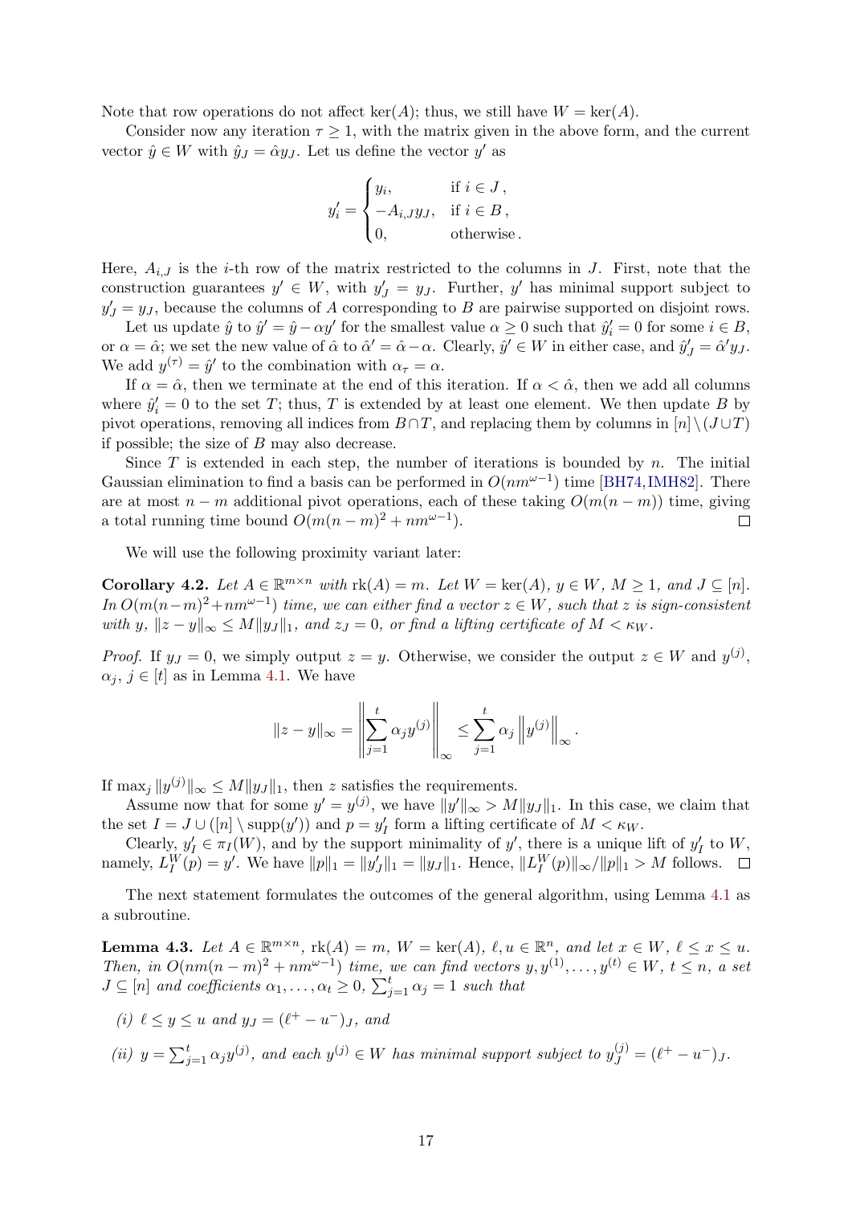Note that row operations do not affect $\ker(A)$; thus, we still have $W = \ker(A)$.

Consider now any iteration $\tau \geq 1$, with the matrix given in the above form, and the current vector $\hat{y} \in W$ with $\hat{y}_J = \hat{\alpha} y_J$. Let us define the vector $y'$ as

$$y'_i = \begin{cases} y_i, & \text{if } i \in J\,, \\ -A_{i,J} y_J, & \text{if } i \in B\,, \\ 0, & \text{otherwise}\,. \end{cases}$$

Here, $A_{i,J}$ is the $i$-th row of the matrix restricted to the columns in $J$. First, note that the construction guarantees $y' \in W$, with $y'_J = y_J$. Further, $y'$ has minimal support subject to $y'_J = y_J$, because the columns of $A$ corresponding to $B$ are pairwise supported on disjoint rows.

Let us update $\hat{y}$ to $\hat{y}' = \hat{y} - \alpha y'$ for the smallest value $\alpha \geq 0$ such that $\hat{y}'_i = 0$ for some $i \in B$, or $\alpha = \hat{\alpha}$; we set the new value of $\hat{\alpha}$ to $\hat{\alpha}' = \hat{\alpha} - \alpha$. Clearly, $\hat{y}' \in W$ in either case, and $\hat{y}'_J = \hat{\alpha}' y_J$. We add $y^{(\tau)} = \hat{y}'$ to the combination with $\alpha_\tau = \alpha$.

If $\alpha = \hat{\alpha}$, then we terminate at the end of this iteration. If $\alpha < \hat{\alpha}$, then we add all columns where $\hat{y}'_i = 0$ to the set $T$; thus, $T$ is extended by at least one element. We then update $B$ by pivot operations, removing all indices from $B \cap T$, and replacing them by columns in $[n] \setminus (J \cup T)$ if possible; the size of $B$ may also decrease.

Since $T$ is extended in each step, the number of iterations is bounded by $n$. The initial Gaussian elimination to find a basis can be performed in $O(nm^{\omega-1})$ time [BH74,IMH82]. There are at most $n - m$ additional pivot operations, each of these taking $O(m(n-m))$ time, giving a total running time bound $O(m(n-m)^2 + nm^{\omega-1})$. ☐

We will use the following proximity variant later:

**Corollary 4.2.** *Let $A \in \mathbb{R}^{m \times n}$ with $\text{rk}(A) = m$. Let $W = \ker(A)$, $y \in W$, $M \geq 1$, and $J \subseteq [n]$. In $O(m(n-m)^2 + nm^{\omega-1})$ time, we can either find a vector $z \in W$, such that $z$ is sign-consistent with $y$, $\|z - y\|_\infty \leq M\|y_J\|_1$, and $z_J = 0$, or find a lifting certificate of $M < \kappa_W$.*

*Proof.* If $y_J = 0$, we simply output $z = y$. Otherwise, we consider the output $z \in W$ and $y^{(j)}$, $\alpha_j$, $j \in [t]$ as in Lemma 4.1. We have

$$\|z - y\|_\infty = \left\| \sum_{j=1}^{t} \alpha_j y^{(j)} \right\|_\infty \leq \sum_{j=1}^{t} \alpha_j \left\| y^{(j)} \right\|_\infty .$$

If $\max_j \|y^{(j)}\|_\infty \leq M\|y_J\|_1$, then $z$ satisfies the requirements.

Assume now that for some $y' = y^{(j)}$, we have $\|y'\|_\infty > M\|y_J\|_1$. In this case, we claim that the set $I = J \cup ([n] \setminus \text{supp}(y'))$ and $p = y'_I$ form a lifting certificate of $M < \kappa_W$.

Clearly, $y'_I \in \pi_I(W)$, and by the support minimality of $y'$, there is a unique lift of $y'_I$ to $W$, namely, $L_I^W(p) = y'$. We have $\|p\|_1 = \|y'_J\|_1 = \|y_J\|_1$. Hence, $\|L_I^W(p)\|_\infty / \|p\|_1 > M$ follows. ☐

The next statement formulates the outcomes of the general algorithm, using Lemma 4.1 as a subroutine.

**Lemma 4.3.** *Let $A \in \mathbb{R}^{m \times n}$, $\text{rk}(A) = m$, $W = \ker(A)$, $\ell, u \in \mathbb{R}^n$, and let $x \in W$, $\ell \leq x \leq u$. Then, in $O(nm(n-m)^2 + nm^{\omega-1})$ time, we can find vectors $y, y^{(1)}, \ldots, y^{(t)} \in W$, $t \leq n$, a set $J \subseteq [n]$ and coefficients $\alpha_1, \ldots, \alpha_t \geq 0$, $\sum_{j=1}^{t} \alpha_j = 1$ such that*

*(i) $\ell \leq y \leq u$ and $y_J = (\ell^+ - u^-)_J$, and*

*(ii) $y = \sum_{j=1}^{t} \alpha_j y^{(j)}$, and each $y^{(j)} \in W$ has minimal support subject to $y^{(j)}_J = (\ell^+ - u^-)_J$.*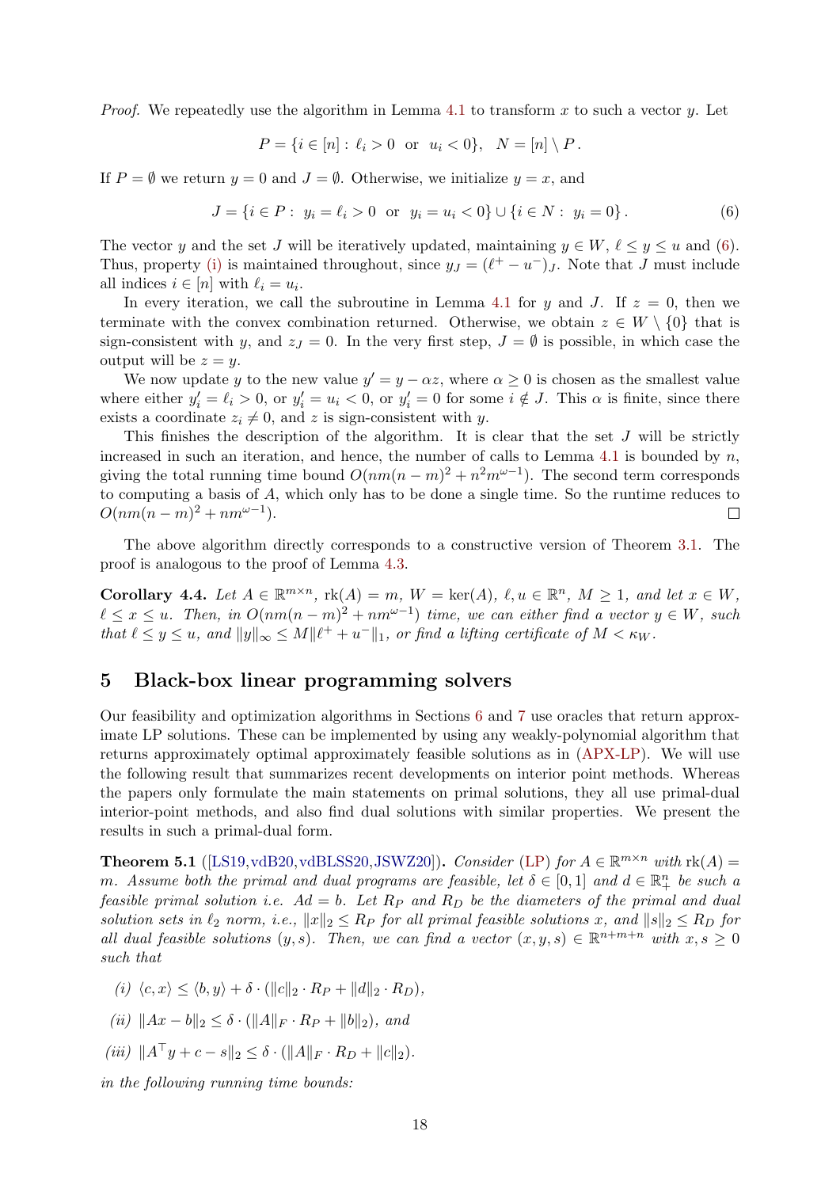*Proof.* We repeatedly use the algorithm in Lemma 4.1 to transform $x$ to such a vector $y$. Let

$$P = \{i \in [n] : \ \ell_i > 0 \ \text{ or } \ u_i < 0\}, \quad N = [n] \setminus P\,.$$

If $P = \emptyset$ we return $y = 0$ and $J = \emptyset$. Otherwise, we initialize $y = x$, and

$$J = \{i \in P : \ y_i = \ell_i > 0 \ \text{ or } \ y_i = u_i < 0\} \cup \{i \in N : \ y_i = 0\}\,. \tag{6}$$

The vector $y$ and the set $J$ will be iteratively updated, maintaining $y \in W$, $\ell \le y \le u$ and (6). Thus, property (i) is maintained throughout, since $y_J = (\ell^+ - u^-)_J$. Note that $J$ must include all indices $i \in [n]$ with $\ell_i = u_i$.

In every iteration, we call the subroutine in Lemma 4.1 for $y$ and $J$. If $z = 0$, then we terminate with the convex combination returned. Otherwise, we obtain $z \in W \setminus \{0\}$ that is sign-consistent with $y$, and $z_J = 0$. In the very first step, $J = \emptyset$ is possible, in which case the output will be $z = y$.

We now update $y$ to the new value $y' = y - \alpha z$, where $\alpha \ge 0$ is chosen as the smallest value where either $y'_i = \ell_i > 0$, or $y'_i = u_i < 0$, or $y'_i = 0$ for some $i \notin J$. This $\alpha$ is finite, since there exists a coordinate $z_i \neq 0$, and $z$ is sign-consistent with $y$.

This finishes the description of the algorithm. It is clear that the set $J$ will be strictly increased in such an iteration, and hence, the number of calls to Lemma 4.1 is bounded by $n$, giving the total running time bound $O(nm(n-m)^2 + n^2 m^{\omega-1})$. The second term corresponds to computing a basis of $A$, which only has to be done a single time. So the runtime reduces to $O(nm(n-m)^2 + nm^{\omega-1})$. $\square$

The above algorithm directly corresponds to a constructive version of Theorem 3.1. The proof is analogous to the proof of Lemma 4.3.

**Corollary 4.4.** *Let $A \in \mathbb{R}^{m\times n}$, $\mathrm{rk}(A) = m$, $W = \ker(A)$, $\ell, u \in \mathbb{R}^n$, $M \ge 1$, and let $x \in W$, $\ell \le x \le u$. Then, in $O(nm(n-m)^2 + nm^{\omega-1})$ time, we can either find a vector $y \in W$, such that $\ell \le y \le u$, and $\|y\|_\infty \le M\|\ell^+ + u^-\|_1$, or find a lifting certificate of $M < \kappa_W$.*

## 5 Black-box linear programming solvers

Our feasibility and optimization algorithms in Sections 6 and 7 use oracles that return approximate LP solutions. These can be implemented by using any weakly-polynomial algorithm that returns approximately optimal approximately feasible solutions as in (APX-LP). We will use the following result that summarizes recent developments on interior point methods. Whereas the papers only formulate the main statements on primal solutions, they all use primal-dual interior-point methods, and also find dual solutions with similar properties. We present the results in such a primal-dual form.

**Theorem 5.1** ([LS19, vdB20, vdBLSS20, JSWZ20])**.** *Consider (LP) for $A \in \mathbb{R}^{m\times n}$ with $\mathrm{rk}(A) = m$. Assume both the primal and dual programs are feasible, let $\delta \in [0,1]$ and $d \in \mathbb{R}^n_+$ be such a feasible primal solution i.e. $Ad = b$. Let $R_P$ and $R_D$ be the diameters of the primal and dual solution sets in $\ell_2$ norm, i.e., $\|x\|_2 \le R_P$ for all primal feasible solutions $x$, and $\|s\|_2 \le R_D$ for all dual feasible solutions $(y, s)$. Then, we can find a vector $(x, y, s) \in \mathbb{R}^{n+m+n}$ with $x, s \ge 0$ such that*

*(i) $\langle c, x\rangle \le \langle b, y\rangle + \delta \cdot (\|c\|_2 \cdot R_P + \|d\|_2 \cdot R_D)$,*

*(ii) $\|Ax - b\|_2 \le \delta \cdot (\|A\|_F \cdot R_P + \|b\|_2)$, and*

*(iii) $\|A^\top y + c - s\|_2 \le \delta \cdot (\|A\|_F \cdot R_D + \|c\|_2)$.*

*in the following running time bounds:*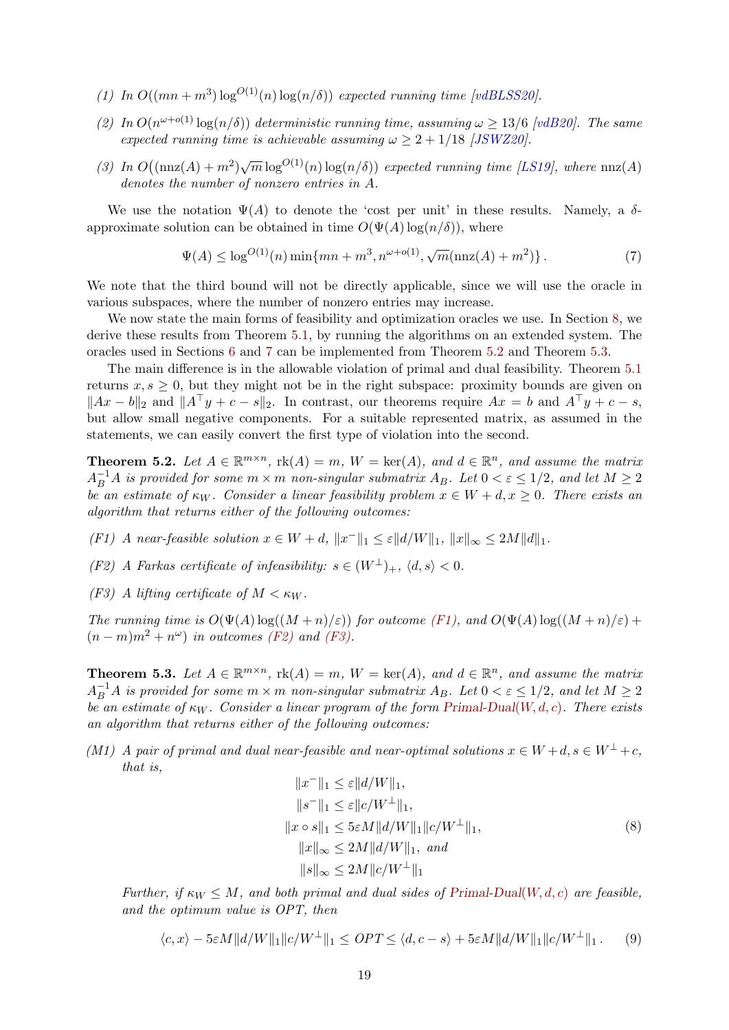*(1) In $O((mn + m^3)\log^{O(1)}(n)\log(n/\delta))$ expected running time [vdBLSS20].*

*(2) In $O(n^{\omega+o(1)}\log(n/\delta))$ deterministic running time, assuming $\omega \geq 13/6$ [vdB20]. The same expected running time is achievable assuming $\omega \geq 2 + 1/18$ [JSWZ20].*

*(3) In $O\big((\mathrm{nnz}(A) + m^2)\sqrt{m}\log^{O(1)}(n)\log(n/\delta)\big)$ expected running time [LS19], where $\mathrm{nnz}(A)$ denotes the number of nonzero entries in $A$.*

We use the notation $\Psi(A)$ to denote the 'cost per unit' in these results. Namely, a $\delta$-approximate solution can be obtained in time $O(\Psi(A)\log(n/\delta))$, where

$$\Psi(A) \leq \log^{O(1)}(n)\min\{mn + m^3, n^{\omega+o(1)}, \sqrt{m}(\mathrm{nnz}(A) + m^2)\}\,. \tag{7}$$

We note that the third bound will not be directly applicable, since we will use the oracle in various subspaces, where the number of nonzero entries may increase.

We now state the main forms of feasibility and optimization oracles we use. In Section 8, we derive these results from Theorem 5.1, by running the algorithms on an extended system. The oracles used in Sections 6 and 7 can be implemented from Theorem 5.2 and Theorem 5.3.

The main difference is in the allowable violation of primal and dual feasibility. Theorem 5.1 returns $x, s \geq 0$, but they might not be in the right subspace: proximity bounds are given on $\|Ax - b\|_2$ and $\|A^\top y + c - s\|_2$. In contrast, our theorems require $Ax = b$ and $A^\top y + c - s$, but allow small negative components. For a suitable represented matrix, as assumed in the statements, we can easily convert the first type of violation into the second.

**Theorem 5.2.** *Let $A \in \mathbb{R}^{m\times n}$, $\mathrm{rk}(A) = m$, $W = \ker(A)$, and $d \in \mathbb{R}^n$, and assume the matrix $A_B^{-1}A$ is provided for some $m \times m$ non-singular submatrix $A_B$. Let $0 < \varepsilon \leq 1/2$, and let $M \geq 2$ be an estimate of $\kappa_W$. Consider a linear feasibility problem $x \in W + d, x \geq 0$. There exists an algorithm that returns either of the following outcomes:*

*(F1) A near-feasible solution $x \in W + d$, $\|x^-\|_1 \leq \varepsilon\|d/W\|_1$, $\|x\|_\infty \leq 2M\|d\|_1$.*

*(F2) A Farkas certificate of infeasibility: $s \in (W^\perp)_+$, $\langle d, s\rangle < 0$.*

*(F3) A lifting certificate of $M < \kappa_W$.*

*The running time is $O(\Psi(A)\log((M + n)/\varepsilon))$ for outcome (F1), and $O(\Psi(A)\log((M + n)/\varepsilon) + (n - m)m^2 + n^\omega)$ in outcomes (F2) and (F3).*

**Theorem 5.3.** *Let $A \in \mathbb{R}^{m\times n}$, $\mathrm{rk}(A) = m$, $W = \ker(A)$, and $d \in \mathbb{R}^n$, and assume the matrix $A_B^{-1}A$ is provided for some $m \times m$ non-singular submatrix $A_B$. Let $0 < \varepsilon \leq 1/2$, and let $M \geq 2$ be an estimate of $\kappa_W$. Consider a linear program of the form Primal-Dual$(W, d, c)$. There exists an algorithm that returns either of the following outcomes:*

*(M1) A pair of primal and dual near-feasible and near-optimal solutions $x \in W + d, s \in W^\perp + c$, that is,*

$$\begin{aligned}
\|x^-\|_1 &\leq \varepsilon\|d/W\|_1,\\
\|s^-\|_1 &\leq \varepsilon\|c/W^\perp\|_1,\\
\|x \circ s\|_1 &\leq 5\varepsilon M\|d/W\|_1\|c/W^\perp\|_1,\\
\|x\|_\infty &\leq 2M\|d/W\|_1, \text{ and}\\
\|s\|_\infty &\leq 2M\|c/W^\perp\|_1
\end{aligned} \tag{8}$$

*Further, if $\kappa_W \leq M$, and both primal and dual sides of Primal-Dual$(W, d, c)$ are feasible, and the optimum value is $OPT$, then*

$$\langle c, x\rangle - 5\varepsilon M\|d/W\|_1\|c/W^\perp\|_1 \leq OPT \leq \langle d, c - s\rangle + 5\varepsilon M\|d/W\|_1\|c/W^\perp\|_1\,. \tag{9}$$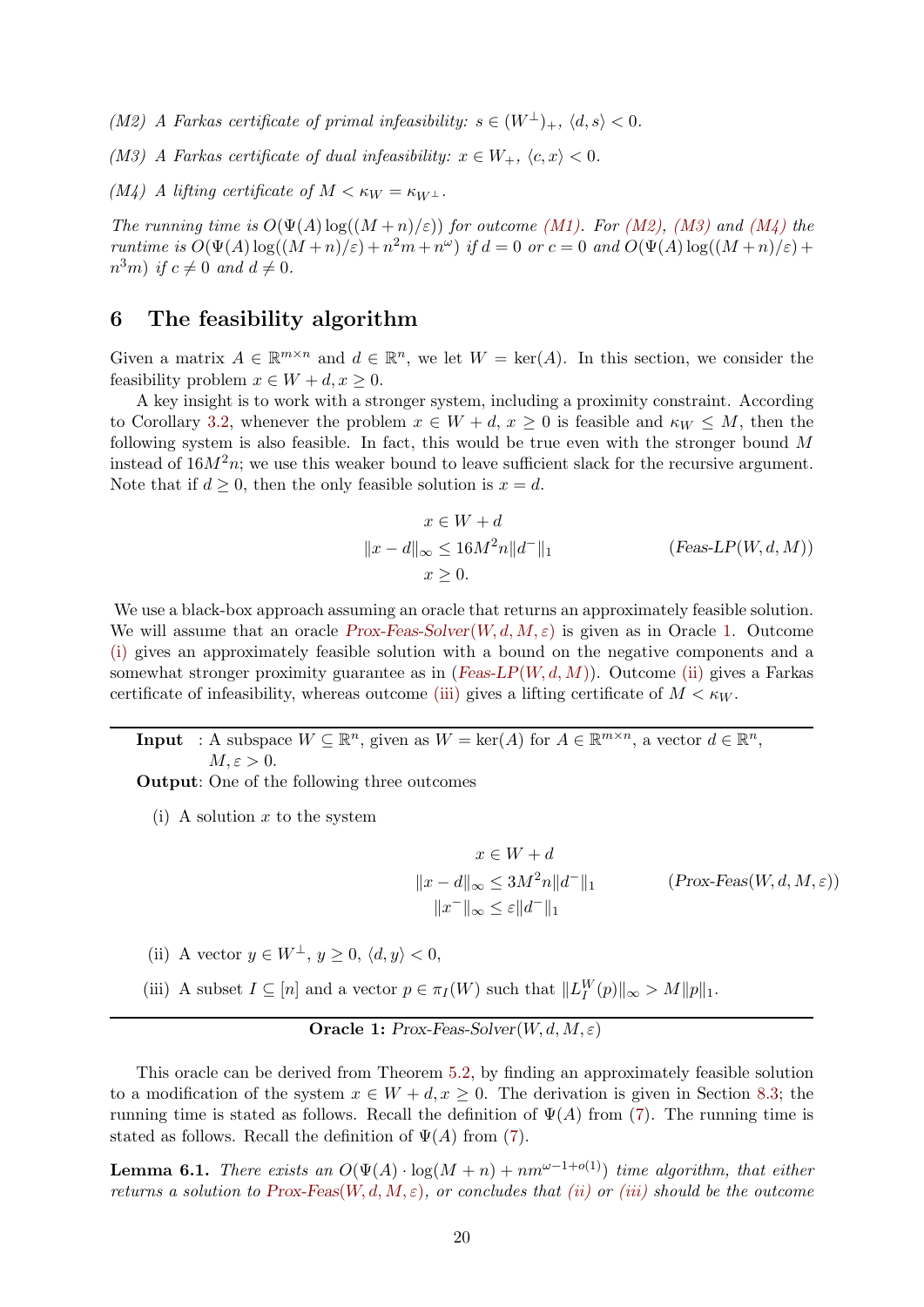*(M2) A Farkas certificate of primal infeasibility: $s \in (W^\perp)_+$, $\langle d, s\rangle < 0$.*

*(M3) A Farkas certificate of dual infeasibility: $x \in W_+$, $\langle c, x\rangle < 0$.*

*(M4) A lifting certificate of $M < \kappa_W = \kappa_{W^\perp}$.*

*The running time is $O(\Psi(A)\log((M+n)/\varepsilon))$ for outcome (M1). For (M2), (M3) and (M4) the runtime is $O(\Psi(A)\log((M+n)/\varepsilon) + n^2m + n^\omega)$ if $d = 0$ or $c = 0$ and $O(\Psi(A)\log((M+n)/\varepsilon) + n^3m)$ if $c \neq 0$ and $d \neq 0$.*

# 6 The feasibility algorithm

Given a matrix $A \in \mathbb{R}^{m\times n}$ and $d \in \mathbb{R}^n$, we let $W = \ker(A)$. In this section, we consider the feasibility problem $x \in W + d, x \geq 0$.

A key insight is to work with a stronger system, including a proximity constraint. According to Corollary 3.2, whenever the problem $x \in W + d$, $x \geq 0$ is feasible and $\kappa_W \leq M$, then the following system is also feasible. In fact, this would be true even with the stronger bound $M$ instead of $16M^2n$; we use this weaker bound to leave sufficient slack for the recursive argument. Note that if $d \geq 0$, then the only feasible solution is $x = d$.

$$
\begin{aligned}
x &\in W + d \\
\|x - d\|_\infty &\leq 16M^2 n\|d^-\|_1 \qquad\qquad (\textit{Feas-LP}(W, d, M))\\
x &\geq 0.
\end{aligned}
$$

We use a black-box approach assuming an oracle that returns an approximately feasible solution. We will assume that an oracle *Prox-Feas-Solver*$(W, d, M, \varepsilon)$ is given as in Oracle 1. Outcome (i) gives an approximately feasible solution with a bound on the negative components and a somewhat stronger proximity guarantee as in (*Feas-LP*$(W, d, M)$). Outcome (ii) gives a Farkas certificate of infeasibility, whereas outcome (iii) gives a lifting certificate of $M < \kappa_W$.

---

**Input** : A subspace $W \subseteq \mathbb{R}^n$, given as $W = \ker(A)$ for $A \in \mathbb{R}^{m\times n}$, a vector $d \in \mathbb{R}^n$, $M, \varepsilon > 0$.

**Output**: One of the following three outcomes

(i) A solution $x$ to the system

$$
\begin{aligned}
x &\in W + d \\
\|x - d\|_\infty &\leq 3M^2 n\|d^-\|_1 \qquad\qquad (\textit{Prox-Feas}(W, d, M, \varepsilon))\\
\|x^-\|_\infty &\leq \varepsilon\|d^-\|_1
\end{aligned}
$$

(ii) A vector $y \in W^\perp$, $y \geq 0$, $\langle d, y\rangle < 0$,

(iii) A subset $I \subseteq [n]$ and a vector $p \in \pi_I(W)$ such that $\|L_I^W(p)\|_\infty > M\|p\|_1$.

---

**Oracle 1:** *Prox-Feas-Solver*$(W, d, M, \varepsilon)$

This oracle can be derived from Theorem 5.2, by finding an approximately feasible solution to a modification of the system $x \in W + d, x \geq 0$. The derivation is given in Section 8.3; the running time is stated as follows. Recall the definition of $\Psi(A)$ from (7). The running time is stated as follows. Recall the definition of $\Psi(A)$ from (7).

**Lemma 6.1.** *There exists an $O(\Psi(A)\cdot\log(M + n) + nm^{\omega-1+o(1)})$ time algorithm, that either returns a solution to Prox-Feas$(W, d, M, \varepsilon)$, or concludes that (ii) or (iii) should be the outcome*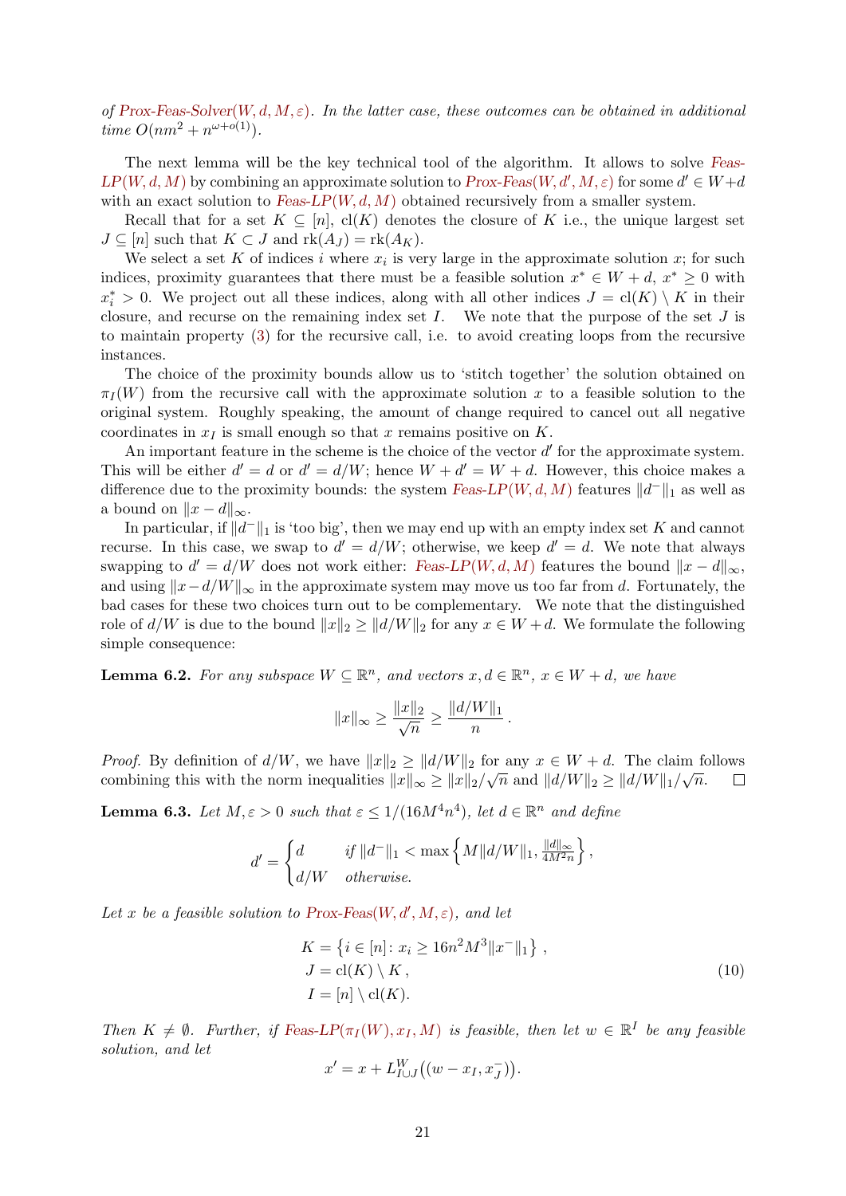*of Prox-Feas-Solver$(W, d, M, \varepsilon)$. In the latter case, these outcomes can be obtained in additional time $O(nm^2 + n^{\omega+o(1)})$.*

The next lemma will be the key technical tool of the algorithm. It allows to solve Feas-LP$(W, d, M)$ by combining an approximate solution to Prox-Feas$(W, d', M, \varepsilon)$ for some $d' \in W + d$ with an exact solution to Feas-LP$(W, d, M)$ obtained recursively from a smaller system.

Recall that for a set $K \subseteq [n]$, $\mathrm{cl}(K)$ denotes the closure of $K$ i.e., the unique largest set $J \subseteq [n]$ such that $K \subset J$ and $\mathrm{rk}(A_J) = \mathrm{rk}(A_K)$.

We select a set $K$ of indices $i$ where $x_i$ is very large in the approximate solution $x$; for such indices, proximity guarantees that there must be a feasible solution $x^* \in W + d$, $x^* \geq 0$ with $x^*_i > 0$. We project out all these indices, along with all other indices $J = \mathrm{cl}(K) \setminus K$ in their closure, and recurse on the remaining index set $I$. We note that the purpose of the set $J$ is to maintain property (3) for the recursive call, i.e. to avoid creating loops from the recursive instances.

The choice of the proximity bounds allow us to 'stitch together' the solution obtained on $\pi_I(W)$ from the recursive call with the approximate solution $x$ to a feasible solution to the original system. Roughly speaking, the amount of change required to cancel out all negative coordinates in $x_I$ is small enough so that $x$ remains positive on $K$.

An important feature in the scheme is the choice of the vector $d'$ for the approximate system. This will be either $d' = d$ or $d' = d/W$; hence $W + d' = W + d$. However, this choice makes a difference due to the proximity bounds: the system Feas-LP$(W, d, M)$ features $\|d^-\|_1$ as well as a bound on $\|x - d\|_\infty$.

In particular, if $\|d^-\|_1$ is 'too big', then we may end up with an empty index set $K$ and cannot recurse. In this case, we swap to $d' = d/W$; otherwise, we keep $d' = d$. We note that always swapping to $d' = d/W$ does not work either: Feas-LP$(W, d, M)$ features the bound $\|x - d\|_\infty$, and using $\|x - d/W\|_\infty$ in the approximate system may move us too far from $d$. Fortunately, the bad cases for these two choices turn out to be complementary. We note that the distinguished role of $d/W$ is due to the bound $\|x\|_2 \geq \|d/W\|_2$ for any $x \in W + d$. We formulate the following simple consequence:

**Lemma 6.2.** *For any subspace $W \subseteq \mathbb{R}^n$, and vectors $x, d \in \mathbb{R}^n$, $x \in W + d$, we have*

$$\|x\|_\infty \geq \frac{\|x\|_2}{\sqrt{n}} \geq \frac{\|d/W\|_1}{n}.$$

*Proof.* By definition of $d/W$, we have $\|x\|_2 \geq \|d/W\|_2$ for any $x \in W + d$. The claim follows combining this with the norm inequalities $\|x\|_\infty \geq \|x\|_2/\sqrt{n}$ and $\|d/W\|_2 \geq \|d/W\|_1/\sqrt{n}$. $\square$

**Lemma 6.3.** *Let $M, \varepsilon > 0$ such that $\varepsilon \leq 1/(16M^4n^4)$, let $d \in \mathbb{R}^n$ and define*

$$d' = \begin{cases} d & \text{if } \|d^-\|_1 < \max\left\{M\|d/W\|_1, \frac{\|d\|_\infty}{4M^2n}\right\}, \\ d/W & \text{otherwise.} \end{cases}$$

*Let $x$ be a feasible solution to Prox-Feas$(W, d', M, \varepsilon)$, and let*

$$\begin{aligned} K &= \left\{i \in [n] \colon x_i \geq 16n^2M^3\|x^-\|_1\right\}, \\ J &= \mathrm{cl}(K) \setminus K, \\ I &= [n] \setminus \mathrm{cl}(K). \end{aligned} \tag{10}$$

*Then $K \neq \emptyset$. Further, if Feas-LP$(\pi_I(W), x_I, M)$ is feasible, then let $w \in \mathbb{R}^I$ be any feasible solution, and let*

$$x' = x + L^W_{I \cup J}\big((w - x_I, x^-_J)\big).$$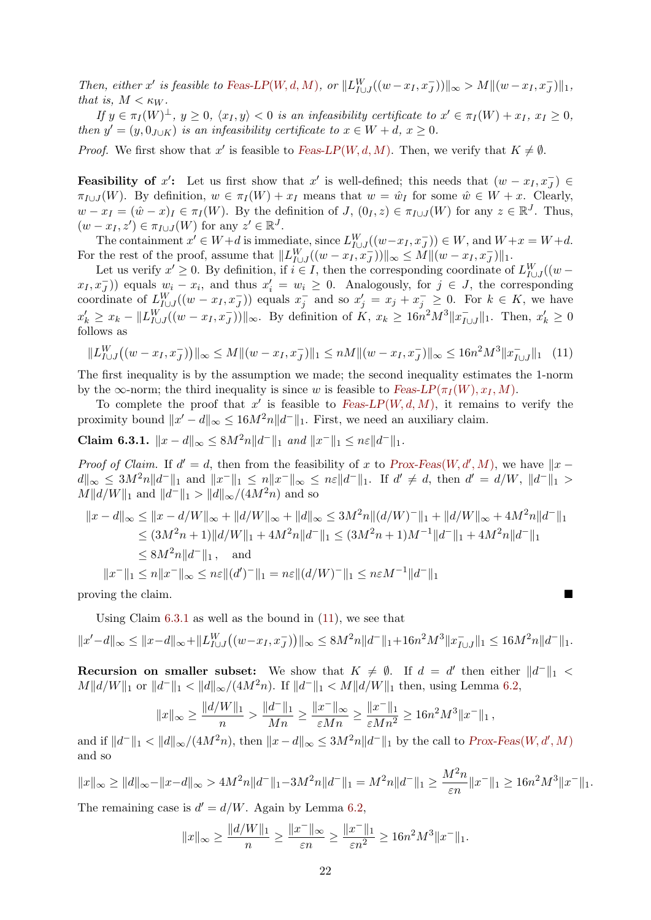*Then, either $x'$ is feasible to Feas-LP$(W,d,M)$, or $\|L^W_{I\cup J}((w-x_I,x^-_J))\|_\infty > M\|(w-x_I,x^-_J)\|_1$, that is, $M<\kappa_W$.*

*If $y\in\pi_I(W)^\perp$, $y\ge 0$, $\langle x_I,y\rangle<0$ is an infeasibility certificate to $x'\in\pi_I(W)+x_I$, $x_I\ge 0$, then $y'=(y,0_{J\cup K})$ is an infeasibility certificate to $x\in W+d$, $x\ge 0$.*

*Proof.* We first show that $x'$ is feasible to Feas-LP$(W,d,M)$. Then, we verify that $K\neq\emptyset$.

**Feasibility of $x'$:** Let us first show that $x'$ is well-defined; this needs that $(w-x_I,x^-_J)\in\pi_{I\cup J}(W)$. By definition, $w\in\pi_I(W)+x_I$ means that $w=\hat w_I$ for some $\hat w\in W+x$. Clearly, $w-x_I=(\hat w-x)_I\in\pi_I(W)$. By the definition of $J$, $(0_I,z)\in\pi_{I\cup J}(W)$ for any $z\in\mathbb{R}^J$. Thus, $(w-x_I,z')\in\pi_{I\cup J}(W)$ for any $z'\in\mathbb{R}^J$.

The containment $x'\in W+d$ is immediate, since $L^W_{I\cup J}((w-x_I,x^-_J))\in W$, and $W+x=W+d$. For the rest of the proof, assume that $\|L^W_{I\cup J}((w-x_I,x^-_J))\|_\infty\le M\|(w-x_I,x^-_J)\|_1$.

Let us verify $x'\ge 0$. By definition, if $i\in I$, then the corresponding coordinate of $L^W_{I\cup J}((w-x_I,x^-_J))$ equals $w_i-x_i$, and thus $x'_i=w_i\ge 0$. Analogously, for $j\in J$, the corresponding coordinate of $L^W_{I\cup J}((w-x_I,x^-_J))$ equals $x^-_j$ and so $x'_j=x_j+x^-_j\ge 0$. For $k\in K$, we have $x'_k\ge x_k-\|L^W_{I\cup J}((w-x_I,x^-_J))\|_\infty$. By definition of $K$, $x_k\ge 16n^2M^3\|x^-_{I\cup J}\|_1$. Then, $x'_k\ge 0$ follows as

$$\|L^W_{I\cup J}\big((w-x_I,x^-_J)\big)\|_\infty\le M\|(w-x_I,x^-_J)\|_1\le nM\|(w-x_I,x^-_J)\|_\infty\le 16n^2M^3\|x^-_{I\cup J}\|_1 \quad (11)$$

The first inequality is by the assumption we made; the second inequality estimates the 1-norm by the $\infty$-norm; the third inequality is since $w$ is feasible to Feas-LP$(\pi_I(W),x_I,M)$.

To complete the proof that $x'$ is feasible to Feas-LP$(W,d,M)$, it remains to verify the proximity bound $\|x'-d\|_\infty\le 16M^2n\|d^-\|_1$. First, we need an auxiliary claim.

**Claim 6.3.1.** *$\|x-d\|_\infty\le 8M^2n\|d^-\|_1$ and $\|x^-\|_1\le n\varepsilon\|d^-\|_1$.*

*Proof of Claim.* If $d'=d$, then from the feasibility of $x$ to Prox-Feas$(W,d',M)$, we have $\|x-d\|_\infty\le 3M^2n\|d^-\|_1$ and $\|x^-\|_1\le n\|x^-\|_\infty\le n\varepsilon\|d^-\|_1$. If $d'\neq d$, then $d'=d/W$, $\|d^-\|_1>M\|d/W\|_1$ and $\|d^-\|_1>\|d\|_\infty/(4M^2n)$ and so

$$\begin{aligned}\|x-d\|_\infty &\le \|x-d/W\|_\infty+\|d/W\|_\infty+\|d\|_\infty\le 3M^2n\|(d/W)^-\|_1+\|d/W\|_\infty+4M^2n\|d^-\|_1\\ &\le (3M^2n+1)\|d/W\|_1+4M^2n\|d^-\|_1\le (3M^2n+1)M^{-1}\|d^-\|_1+4M^2n\|d^-\|_1\\ &\le 8M^2n\|d^-\|_1\,,\quad\text{and}\\ \|x^-\|_1&\le n\|x^-\|_\infty\le n\varepsilon\|(d')^-\|_1=n\varepsilon\|(d/W)^-\|_1\le n\varepsilon M^{-1}\|d^-\|_1\end{aligned}$$

proving the claim. ■

Using Claim 6.3.1 as well as the bound in (11), we see that

$$\|x'-d\|_\infty\le\|x-d\|_\infty+\|L^W_{I\cup J}\big((w-x_I,x^-_J)\big)\|_\infty\le 8M^2n\|d^-\|_1+16n^2M^3\|x^-_{I\cup J}\|_1\le 16M^2n\|d^-\|_1.$$

**Recursion on smaller subset:** We show that $K\neq\emptyset$. If $d=d'$ then either $\|d^-\|_1<M\|d/W\|_1$ or $\|d^-\|_1<\|d\|_\infty/(4M^2n)$. If $\|d^-\|_1<M\|d/W\|_1$ then, using Lemma 6.2,

$$\|x\|_\infty\ge\frac{\|d/W\|_1}{n}>\frac{\|d^-\|_1}{Mn}\ge\frac{\|x^-\|_\infty}{\varepsilon Mn}\ge\frac{\|x^-\|_1}{\varepsilon Mn^2}\ge 16n^2M^3\|x^-\|_1\,,$$

and if $\|d^-\|_1<\|d\|_\infty/(4M^2n)$, then $\|x-d\|_\infty\le 3M^2n\|d^-\|_1$ by the call to Prox-Feas$(W,d',M)$ and so

$$\|x\|_\infty\ge\|d\|_\infty-\|x-d\|_\infty>4M^2n\|d^-\|_1-3M^2n\|d^-\|_1=M^2n\|d^-\|_1\ge\frac{M^2n}{\varepsilon n}\|x^-\|_1\ge 16n^2M^3\|x^-\|_1.$$

The remaining case is $d'=d/W$. Again by Lemma 6.2,

$$\|x\|_\infty\ge\frac{\|d/W\|_1}{n}\ge\frac{\|x^-\|_\infty}{\varepsilon n}\ge\frac{\|x^-\|_1}{\varepsilon n^2}\ge 16n^2M^3\|x^-\|_1.$$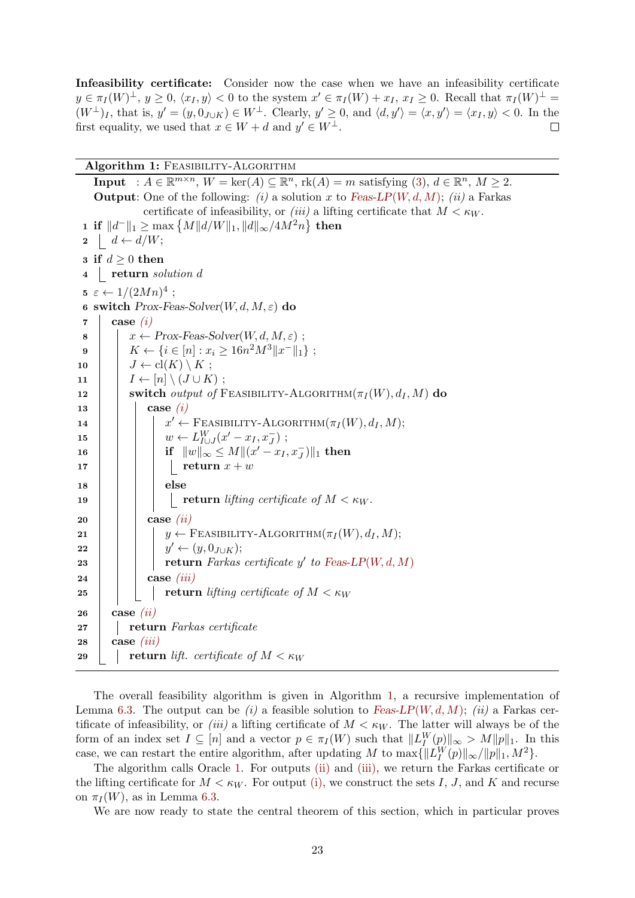**Infeasibility certificate:** Consider now the case when we have an infeasibility certificate $y \in \pi_I(W)^\perp$, $y \geq 0$, $\langle x_I, y\rangle < 0$ to the system $x' \in \pi_I(W) + x_I$, $x_I \geq 0$. Recall that $\pi_I(W)^\perp = (W^\perp)_I$, that is, $y' = (y, 0_{J\cup K}) \in W^\perp$. Clearly, $y' \geq 0$, and $\langle d, y'\rangle = \langle x, y'\rangle = \langle x_I, y\rangle < 0$. In the first equality, we used that $x \in W + d$ and $y' \in W^\perp$. $\square$

**Algorithm 1:** Feasibility-Algorithm

**Input** : $A \in \mathbb{R}^{m\times n}$, $W = \ker(A) \subseteq \mathbb{R}^n$, $\mathrm{rk}(A) = m$ satisfying (3), $d \in \mathbb{R}^n$, $M \geq 2$.
**Output**: One of the following: *(i)* a solution $x$ to Feas-LP$(W, d, M)$; *(ii)* a Farkas certificate of infeasibility, or *(iii)* a lifting certificate that $M < \kappa_W$.

```
1  if ‖d⁻‖₁ ≥ max{M‖d/W‖₁, ‖d‖∞/4M²n} then
2      d ← d/W;
3  if d ≥ 0 then
4      return solution d
5  ε ← 1/(2Mn)⁴ ;
6  switch Prox-Feas-Solver(W, d, M, ε) do
7      case (i)
8          x ← Prox-Feas-Solver(W, d, M, ε) ;
9          K ← {i ∈ [n] : x_i ≥ 16n²M³‖x⁻‖₁} ;
10         J ← cl(K) \ K ;
11         I ← [n] \ (J ∪ K) ;
12         switch output of Feasibility-Algorithm(π_I(W), d_I, M) do
13             case (i)
14                 x' ← Feasibility-Algorithm(π_I(W), d_I, M);
15                 w ← L^W_{I∪J}(x' − x_I, x_J⁻) ;
16                 if ‖w‖∞ ≤ M‖(x' − x_I, x_J⁻)‖₁ then
17                     return x + w
18                 else
19                     return lifting certificate of M < κ_W.
20             case (ii)
21                 y ← Feasibility-Algorithm(π_I(W), d_I, M);
22                 y' ← (y, 0_{J∪K});
23                 return Farkas certificate y' to Feas-LP(W, d, M)
24             case (iii)
25                 return lifting certificate of M < κ_W
26     case (ii)
27         return Farkas certificate
28     case (iii)
29         return lift. certificate of M < κ_W
```

The overall feasibility algorithm is given in Algorithm 1, a recursive implementation of Lemma 6.3. The output can be *(i)* a feasible solution to Feas-LP$(W, d, M)$; *(ii)* a Farkas certificate of infeasibility, or *(iii)* a lifting certificate of $M < \kappa_W$. The latter will always be of the form of an index set $I \subseteq [n]$ and a vector $p \in \pi_I(W)$ such that $\|L_I^W(p)\|_\infty > M\|p\|_1$. In this case, we can restart the entire algorithm, after updating $M$ to $\max\{\|L_I^W(p)\|_\infty/\|p\|_1, M^2\}$.

The algorithm calls Oracle 1. For outputs (ii) and (iii), we return the Farkas certificate or the lifting certificate for $M < \kappa_W$. For output (i), we construct the sets $I$, $J$, and $K$ and recurse on $\pi_I(W)$, as in Lemma 6.3.

We are now ready to state the central theorem of this section, which in particular proves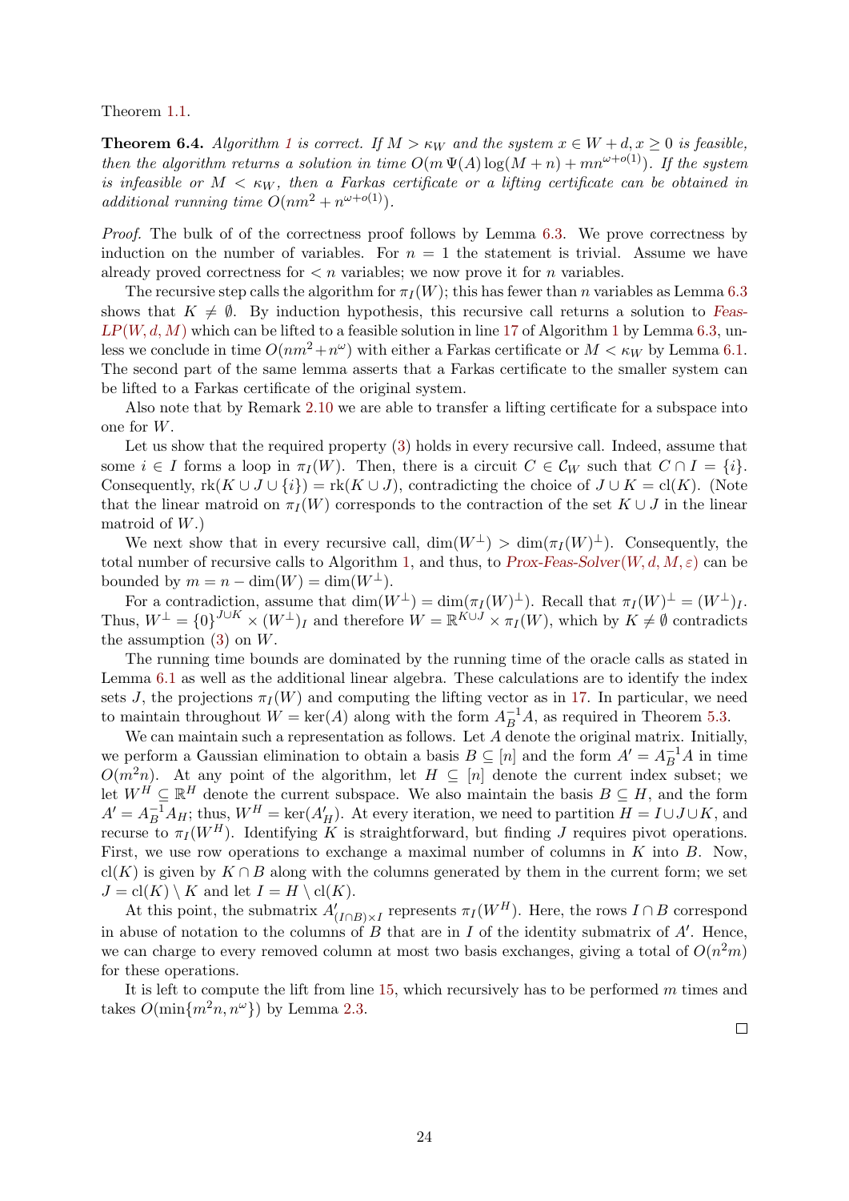Theorem 1.1.

**Theorem 6.4.** *Algorithm 1 is correct. If $M > \kappa_W$ and the system $x \in W + d, x \geq 0$ is feasible, then the algorithm returns a solution in time $O(m\,\Psi(A)\log(M+n) + mn^{\omega+o(1)})$. If the system is infeasible or $M < \kappa_W$, then a Farkas certificate or a lifting certificate can be obtained in additional running time $O(nm^2 + n^{\omega+o(1)})$.*

*Proof.* The bulk of of the correctness proof follows by Lemma 6.3. We prove correctness by induction on the number of variables. For $n = 1$ the statement is trivial. Assume we have already proved correctness for $< n$ variables; we now prove it for $n$ variables.

The recursive step calls the algorithm for $\pi_I(W)$; this has fewer than $n$ variables as Lemma 6.3 shows that $K \neq \emptyset$. By induction hypothesis, this recursive call returns a solution to *Feas-LP*$(W, d, M)$ which can be lifted to a feasible solution in line 17 of Algorithm 1 by Lemma 6.3, unless we conclude in time $O(nm^2 + n^\omega)$ with either a Farkas certificate or $M < \kappa_W$ by Lemma 6.1. The second part of the same lemma asserts that a Farkas certificate to the smaller system can be lifted to a Farkas certificate of the original system.

Also note that by Remark 2.10 we are able to transfer a lifting certificate for a subspace into one for $W$.

Let us show that the required property (3) holds in every recursive call. Indeed, assume that some $i \in I$ forms a loop in $\pi_I(W)$. Then, there is a circuit $C \in \mathcal{C}_W$ such that $C \cap I = \{i\}$. Consequently, $\mathrm{rk}(K \cup J \cup \{i\}) = \mathrm{rk}(K \cup J)$, contradicting the choice of $J \cup K = \mathrm{cl}(K)$. (Note that the linear matroid on $\pi_I(W)$ corresponds to the contraction of the set $K \cup J$ in the linear matroid of $W$.)

We next show that in every recursive call, $\dim(W^\perp) > \dim(\pi_I(W)^\perp)$. Consequently, the total number of recursive calls to Algorithm 1, and thus, to *Prox-Feas-Solver*$(W, d, M, \varepsilon)$ can be bounded by $m = n - \dim(W) = \dim(W^\perp)$.

For a contradiction, assume that $\dim(W^\perp) = \dim(\pi_I(W)^\perp)$. Recall that $\pi_I(W)^\perp = (W^\perp)_I$. Thus, $W^\perp = \{0\}^{J\cup K} \times (W^\perp)_I$ and therefore $W = \mathbb{R}^{K\cup J} \times \pi_I(W)$, which by $K \neq \emptyset$ contradicts the assumption (3) on $W$.

The running time bounds are dominated by the running time of the oracle calls as stated in Lemma 6.1 as well as the additional linear algebra. These calculations are to identify the index sets $J$, the projections $\pi_I(W)$ and computing the lifting vector as in 17. In particular, we need to maintain throughout $W = \ker(A)$ along with the form $A_B^{-1}A$, as required in Theorem 5.3.

We can maintain such a representation as follows. Let $A$ denote the original matrix. Initially, we perform a Gaussian elimination to obtain a basis $B \subseteq [n]$ and the form $A' = A_B^{-1}A$ in time $O(m^2 n)$. At any point of the algorithm, let $H \subseteq [n]$ denote the current index subset; we let $W^H \subseteq \mathbb{R}^H$ denote the current subspace. We also maintain the basis $B \subseteq H$, and the form $A' = A_B^{-1}A_H$; thus, $W^H = \ker(A'_H)$. At every iteration, we need to partition $H = I \cup J \cup K$, and recurse to $\pi_I(W^H)$. Identifying $K$ is straightforward, but finding $J$ requires pivot operations. First, we use row operations to exchange a maximal number of columns in $K$ into $B$. Now, $\mathrm{cl}(K)$ is given by $K \cap B$ along with the columns generated by them in the current form; we set $J = \mathrm{cl}(K) \setminus K$ and let $I = H \setminus \mathrm{cl}(K)$.

At this point, the submatrix $A'_{(I\cap B)\times I}$ represents $\pi_I(W^H)$. Here, the rows $I \cap B$ correspond in abuse of notation to the columns of $B$ that are in $I$ of the identity submatrix of $A'$. Hence, we can charge to every removed column at most two basis exchanges, giving a total of $O(n^2 m)$ for these operations.

It is left to compute the lift from line 15, which recursively has to be performed $m$ times and takes $O(\min\{m^2 n, n^\omega\})$ by Lemma 2.3.

$\square$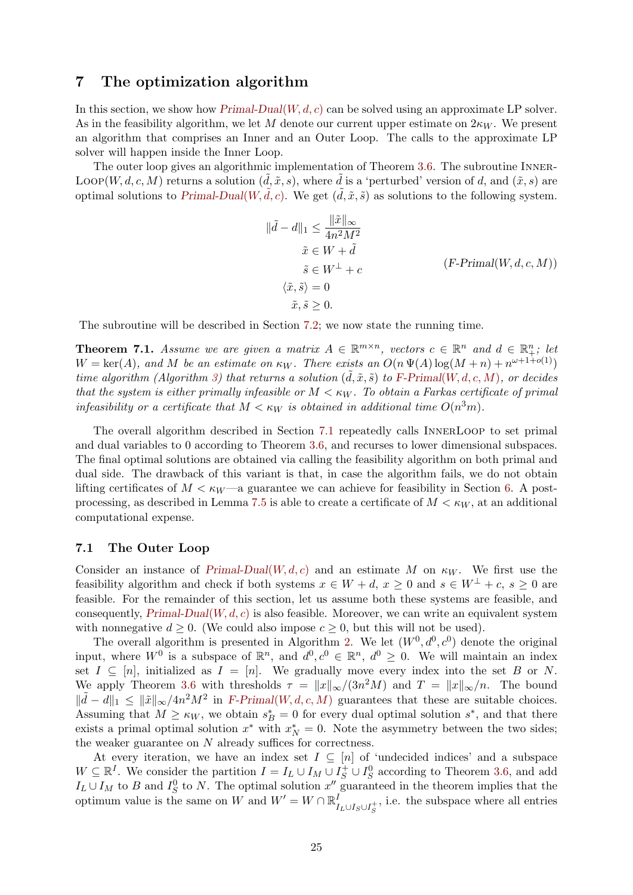# 7 The optimization algorithm

In this section, we show how *Primal-Dual*($W, d, c$) can be solved using an approximate LP solver. As in the feasibility algorithm, we let $M$ denote our current upper estimate on $2\kappa_W$. We present an algorithm that comprises an Inner and an Outer Loop. The calls to the approximate LP solver will happen inside the Inner Loop.

The outer loop gives an algorithmic implementation of Theorem 3.6. The subroutine InnerLoop($W, d, c, M$) returns a solution $(\tilde{d}, \tilde{x}, s)$, where $\tilde{d}$ is a 'perturbed' version of $d$, and $(\tilde{x}, s)$ are optimal solutions to *Primal-Dual*($W, \tilde{d}, c$). We get $(\tilde{d}, \tilde{x}, \tilde{s})$ as solutions to the following system.

$$
\begin{aligned}
\|\tilde{d} - d\|_1 &\leq \frac{\|\tilde{x}\|_\infty}{4n^2M^2} \\
\tilde{x} &\in W + \tilde{d} \\
\tilde{s} &\in W^\perp + c \\
\langle \tilde{x}, \tilde{s} \rangle &= 0 \\
\tilde{x}, \tilde{s} &\geq 0.
\end{aligned}
\qquad (\textit{F-Primal}(W, d, c, M))
$$

The subroutine will be described in Section 7.2; we now state the running time.

**Theorem 7.1.** *Assume we are given a matrix $A \in \mathbb{R}^{m\times n}$, vectors $c \in \mathbb{R}^n$ and $d \in \mathbb{R}^n_+$; let $W = \ker(A)$, and $M$ be an estimate on $\kappa_W$. There exists an $O(n\,\Psi(A)\log(M+n) + n^{\omega+1+o(1)})$ time algorithm (Algorithm 3) that returns a solution $(\tilde{d}, \tilde{x}, \tilde{s})$ to F-Primal($W, d, c, M$), or decides that the system is either primally infeasible or $M < \kappa_W$. To obtain a Farkas certificate of primal infeasibility or a certificate that $M < \kappa_W$ is obtained in additional time $O(n^3 m)$.*

The overall algorithm described in Section 7.1 repeatedly calls InnerLoop to set primal and dual variables to 0 according to Theorem 3.6, and recurses to lower dimensional subspaces. The final optimal solutions are obtained via calling the feasibility algorithm on both primal and dual side. The drawback of this variant is that, in case the algorithm fails, we do not obtain lifting certificates of $M < \kappa_W$—a guarantee we can achieve for feasibility in Section 6. A post-processing, as described in Lemma 7.5 is able to create a certificate of $M < \kappa_W$, at an additional computational expense.

## 7.1 The Outer Loop

Consider an instance of *Primal-Dual*($W, d, c$) and an estimate $M$ on $\kappa_W$. We first use the feasibility algorithm and check if both systems $x \in W + d$, $x \geq 0$ and $s \in W^\perp + c$, $s \geq 0$ are feasible. For the remainder of this section, let us assume both these systems are feasible, and consequently, *Primal-Dual*($W, d, c$) is also feasible. Moreover, we can write an equivalent system with nonnegative $d \geq 0$. (We could also impose $c \geq 0$, but this will not be used).

The overall algorithm is presented in Algorithm 2. We let $(W^0, d^0, c^0)$ denote the original input, where $W^0$ is a subspace of $\mathbb{R}^n$, and $d^0, c^0 \in \mathbb{R}^n$, $d^0 \geq 0$. We will maintain an index set $I \subseteq [n]$, initialized as $I = [n]$. We gradually move every index into the set $B$ or $N$. We apply Theorem 3.6 with thresholds $\tau = \|x\|_\infty/(3n^2M)$ and $T = \|x\|_\infty/n$. The bound $\|\tilde{d} - d\|_1 \leq \|\tilde{x}\|_\infty/4n^2M^2$ in *F-Primal*($W, d, c, M$) guarantees that these are suitable choices. Assuming that $M \geq \kappa_W$, we obtain $s^*_B = 0$ for every dual optimal solution $s^*$, and that there exists a primal optimal solution $x^*$ with $x^*_N = 0$. Note the asymmetry between the two sides; the weaker guarantee on $N$ already suffices for correctness.

At every iteration, we have an index set $I \subseteq [n]$ of 'undecided indices' and a subspace $W \subseteq \mathbb{R}^I$. We consider the partition $I = I_L \cup I_M \cup I_S^+ \cup I_S^0$ according to Theorem 3.6, and add $I_L \cup I_M$ to $B$ and $I_S^0$ to $N$. The optimal solution $x''$ guaranteed in the theorem implies that the optimum value is the same on $W$ and $W' = W \cap \mathbb{R}^I_{I_L \cup I_S \cup I_S^+}$, i.e. the subspace where all entries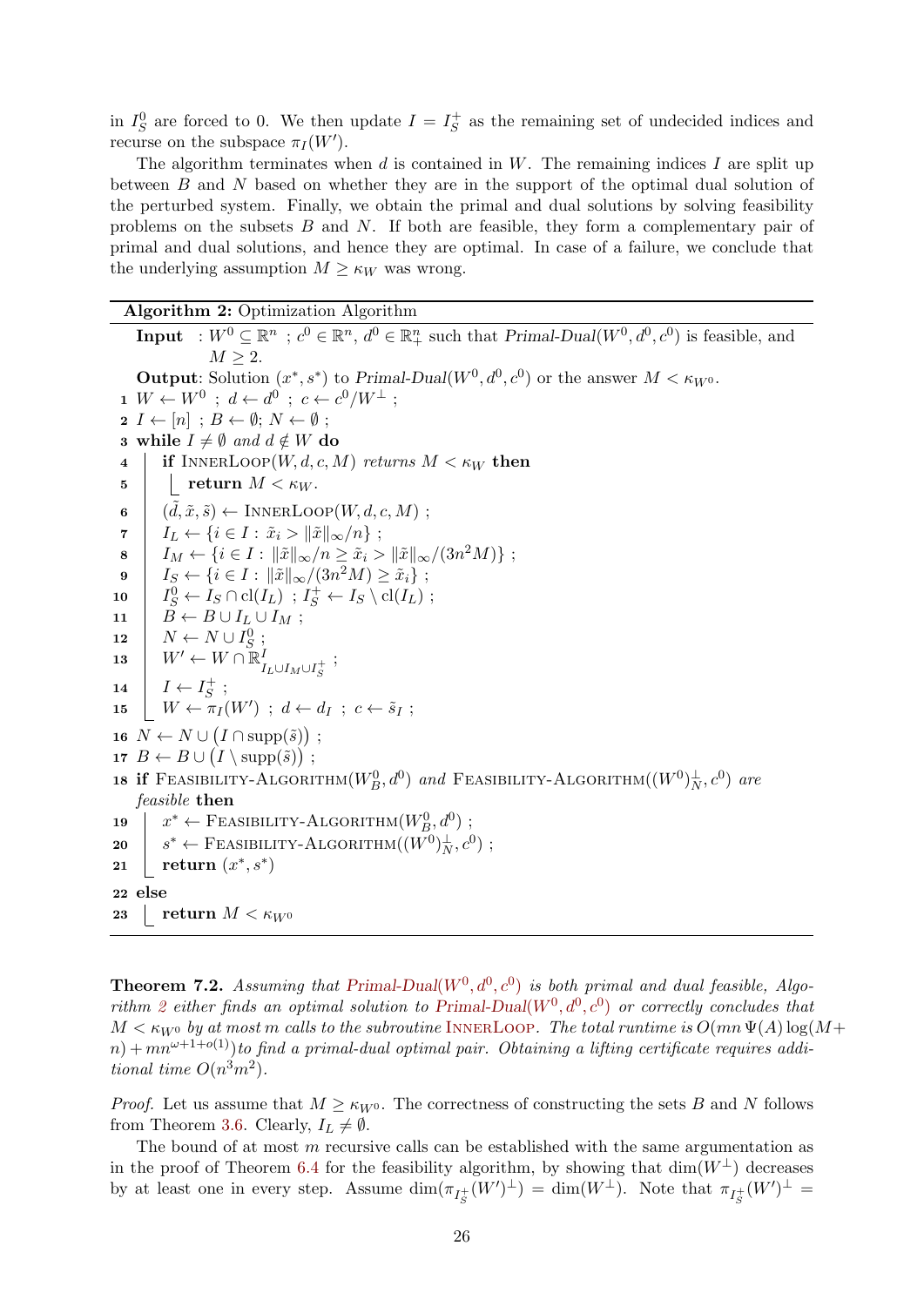in $I_S^0$ are forced to 0. We then update $I = I_S^+$ as the remaining set of undecided indices and recurse on the subspace $\pi_I(W')$.

The algorithm terminates when $d$ is contained in $W$. The remaining indices $I$ are split up between $B$ and $N$ based on whether they are in the support of the optimal dual solution of the perturbed system. Finally, we obtain the primal and dual solutions by solving feasibility problems on the subsets $B$ and $N$. If both are feasible, they form a complementary pair of primal and dual solutions, and hence they are optimal. In case of a failure, we conclude that the underlying assumption $M \geq \kappa_W$ was wrong.

**Algorithm 2:** Optimization Algorithm

**Input** : $W^0 \subseteq \mathbb{R}^n$ ; $c^0 \in \mathbb{R}^n$, $d^0 \in \mathbb{R}^n_+$ such that *Primal-Dual*$(W^0, d^0, c^0)$ is feasible, and $M \geq 2$.

**Output**: Solution $(x^*, s^*)$ to *Primal-Dual*$(W^0, d^0, c^0)$ or the answer $M < \kappa_{W^0}$.

```
1  W ← W^0 ; d ← d^0 ; c ← c^0/W^⊥ ;
2  I ← [n] ; B ← ∅; N ← ∅ ;
3  while I ≠ ∅ and d ∉ W do
4      if InnerLoop(W, d, c, M) returns M < κ_W then
5          return M < κ_W.
6      (d̃, x̃, s̃) ← InnerLoop(W, d, c, M) ;
7      I_L ← {i ∈ I : x̃_i > ‖x̃‖_∞/n} ;
8      I_M ← {i ∈ I : ‖x̃‖_∞/n ≥ x̃_i > ‖x̃‖_∞/(3n^2 M)} ;
9      I_S ← {i ∈ I : ‖x̃‖_∞/(3n^2 M) ≥ x̃_i} ;
10     I_S^0 ← I_S ∩ cl(I_L) ; I_S^+ ← I_S \ cl(I_L) ;
11     B ← B ∪ I_L ∪ I_M ;
12     N ← N ∪ I_S^0 ;
13     W' ← W ∩ R^I_{I_L ∪ I_M ∪ I_S^+} ;
14     I ← I_S^+ ;
15     W ← π_I(W') ; d ← d_I ; c ← s̃_I ;
16 N ← N ∪ (I ∩ supp(s̃)) ;
17 B ← B ∪ (I \ supp(s̃)) ;
18 if Feasibility-Algorithm(W_B^0, d^0) and Feasibility-Algorithm((W^0)_N^⊥, c^0) are
   feasible then
19     x* ← Feasibility-Algorithm(W_B^0, d^0) ;
20     s* ← Feasibility-Algorithm((W^0)_N^⊥, c^0) ;
21     return (x*, s*)
22 else
23     return M < κ_{W^0}
```

**Theorem 7.2.** *Assuming that Primal-Dual$(W^0, d^0, c^0)$ is both primal and dual feasible, Algorithm 2 either finds an optimal solution to Primal-Dual$(W^0, d^0, c^0)$ or correctly concludes that $M < \kappa_{W^0}$ by at most $m$ calls to the subroutine* InnerLoop*. The total runtime is $O(mn\,\Psi(A)\log(M+n) + mn^{\omega+1+o(1)})$ to find a primal-dual optimal pair. Obtaining a lifting certificate requires additional time $O(n^3m^2)$.*

*Proof.* Let us assume that $M \geq \kappa_{W^0}$. The correctness of constructing the sets $B$ and $N$ follows from Theorem 3.6. Clearly, $I_L \neq \emptyset$.

The bound of at most $m$ recursive calls can be established with the same argumentation as in the proof of Theorem 6.4 for the feasibility algorithm, by showing that $\dim(W^\perp)$ decreases by at least one in every step. Assume $\dim(\pi_{I_S^+}(W')^\perp) = \dim(W^\perp)$. Note that $\pi_{I_S^+}(W')^\perp =$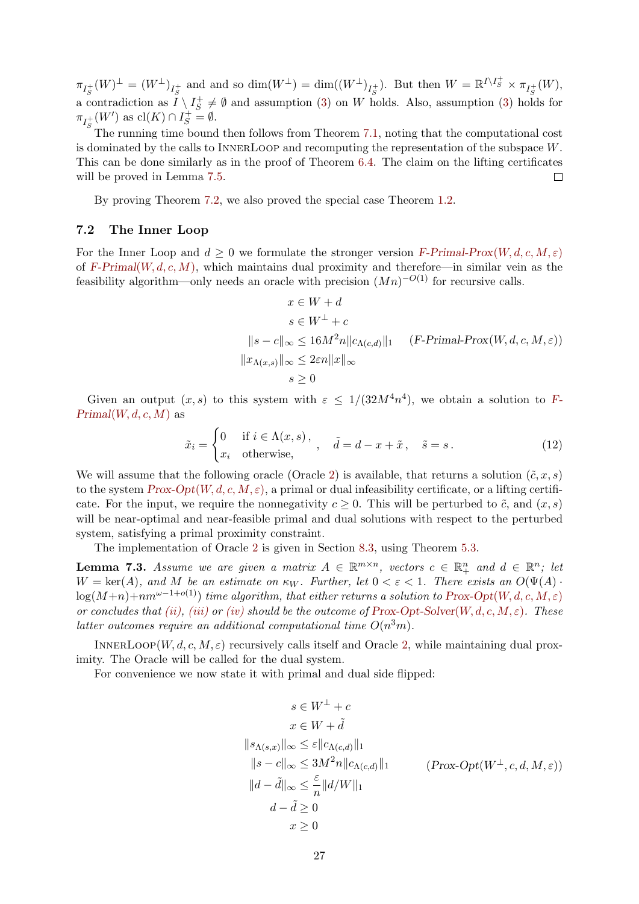$\pi_{I_S^+}(W)^\perp = (W^\perp)_{I_S^+}$ and and so $\dim(W^\perp) = \dim((W^\perp)_{I_S^+})$. But then $W = \mathbb{R}^{I\setminus I_S^+} \times \pi_{I_S^+}(W)$, a contradiction as $I \setminus I_S^+ \neq \emptyset$ and assumption (3) on $W$ holds. Also, assumption (3) holds for $\pi_{I_S^+}(W')$ as $\mathrm{cl}(K) \cap I_S^+ = \emptyset$.

The running time bound then follows from Theorem 7.1, noting that the computational cost is dominated by the calls to InnerLoop and recomputing the representation of the subspace $W$. This can be done similarly as in the proof of Theorem 6.4. The claim on the lifting certificates will be proved in Lemma 7.5. □

By proving Theorem 7.2, we also proved the special case Theorem 1.2.

### 7.2 The Inner Loop

For the Inner Loop and $d \geq 0$ we formulate the stronger version *F-Primal-Prox*$(W, d, c, M, \varepsilon)$ of *F-Primal*$(W, d, c, M)$, which maintains dual proximity and therefore—in similar vein as the feasibility algorithm—only needs an oracle with precision $(Mn)^{-O(1)}$ for recursive calls.

$$
\begin{aligned}
x &\in W + d \\
s &\in W^\perp + c \\
\|s - c\|_\infty &\leq 16M^2 n \|c_{\Lambda(c,d)}\|_1 \qquad (\textit{F-Primal-Prox}(W, d, c, M, \varepsilon)) \\
\|x_{\Lambda(x,s)}\|_\infty &\leq 2\varepsilon n \|x\|_\infty \\
s &\geq 0
\end{aligned}
$$

Given an output $(x, s)$ to this system with $\varepsilon \leq 1/(32M^4n^4)$, we obtain a solution to *F-Primal*$(W, d, c, M)$ as

$$
\tilde{x}_i = \begin{cases} 0 & \text{if } i \in \Lambda(x, s)\,, \\ x_i & \text{otherwise,} \end{cases}, \quad \tilde{d} = d - x + \tilde{x}\,, \quad \tilde{s} = s\,. \tag{12}
$$

We will assume that the following oracle (Oracle 2) is available, that returns a solution $(\tilde{c}, x, s)$ to the system *Prox-Opt*$(W, d, c, M, \varepsilon)$, a primal or dual infeasibility certificate, or a lifting certificate. For the input, we require the nonnegativity $c \geq 0$. This will be perturbed to $\tilde{c}$, and $(x, s)$ will be near-optimal and near-feasible primal and dual solutions with respect to the perturbed system, satisfying a primal proximity constraint.

The implementation of Oracle 2 is given in Section 8.3, using Theorem 5.3.

**Lemma 7.3.** *Assume we are given a matrix $A \in \mathbb{R}^{m\times n}$, vectors $c \in \mathbb{R}^n_+$ and $d \in \mathbb{R}^n$; let $W = \ker(A)$, and $M$ be an estimate on $\kappa_W$. Further, let $0 < \varepsilon < 1$. There exists an $O(\Psi(A) \cdot \log(M+n) + nm^{\omega-1+o(1)})$ time algorithm, that either returns a solution to Prox-Opt$(W, d, c, M, \varepsilon)$ or concludes that (ii), (iii) or (iv) should be the outcome of Prox-Opt-Solver$(W, d, c, M, \varepsilon)$. These latter outcomes require an additional computational time $O(n^3m)$.*

InnerLoop$(W, d, c, M, \varepsilon)$ recursively calls itself and Oracle 2, while maintaining dual proximity. The Oracle will be called for the dual system.

For convenience we now state it with primal and dual side flipped:

$$
\begin{aligned}
s &\in W^\perp + c \\
x &\in W + \tilde{d} \\
\|s_{\Lambda(s,x)}\|_\infty &\leq \varepsilon \|c_{\Lambda(c,d)}\|_1 \\
\|s - c\|_\infty &\leq 3M^2 n \|c_{\Lambda(c,d)}\|_1 \qquad (\textit{Prox-Opt}(W^\perp, c, d, M, \varepsilon)) \\
\|d - \tilde{d}\|_\infty &\leq \frac{\varepsilon}{n} \|d/W\|_1 \\
d - \tilde{d} &\geq 0 \\
x &\geq 0
\end{aligned}
$$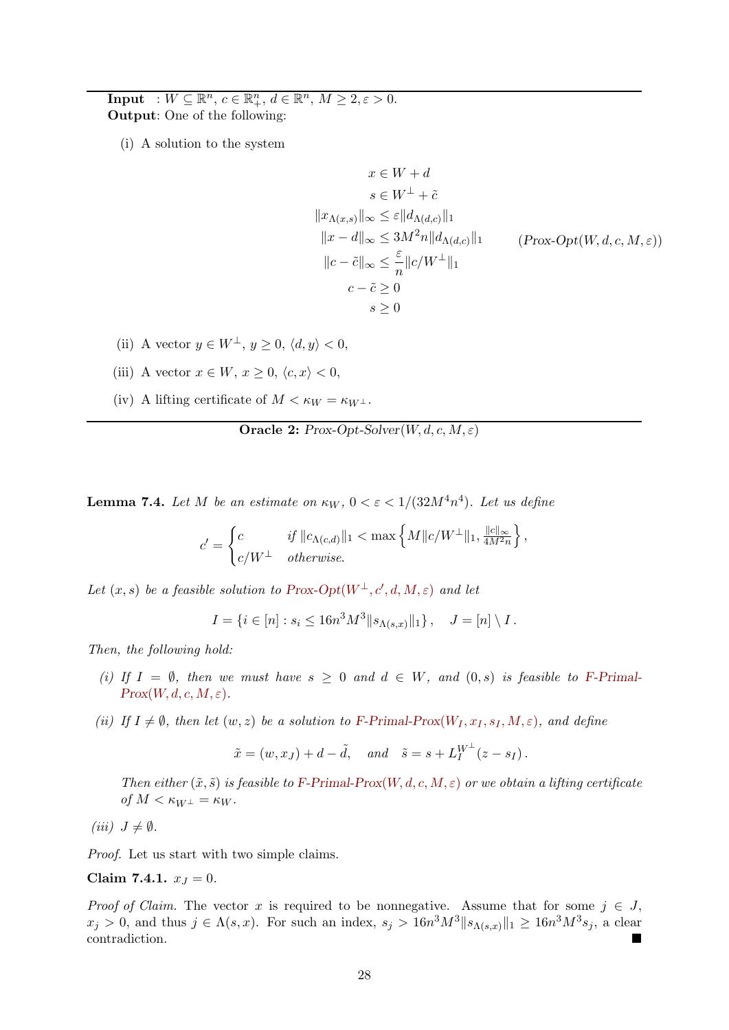---

**Input** : $W \subseteq \mathbb{R}^n$, $c \in \mathbb{R}^n_+$, $d \in \mathbb{R}^n$, $M \geq 2, \varepsilon > 0$.
**Output**: One of the following:

(i) A solution to the system

$$
\begin{aligned}
x &\in W + d \\
s &\in W^\perp + \tilde{c} \\
\|x_{\Lambda(x,s)}\|_\infty &\leq \varepsilon \|d_{\Lambda(d,c)}\|_1 \\
\|x - d\|_\infty &\leq 3M^2 n \|d_{\Lambda(d,c)}\|_1 \qquad\qquad (\textit{Prox-Opt}(W, d, c, M, \varepsilon)) \\
\|c - \tilde{c}\|_\infty &\leq \frac{\varepsilon}{n} \|c/W^\perp\|_1 \\
c - \tilde{c} &\geq 0 \\
s &\geq 0
\end{aligned}
$$

(ii) A vector $y \in W^\perp$, $y \geq 0$, $\langle d, y \rangle < 0$,

(iii) A vector $x \in W$, $x \geq 0$, $\langle c, x \rangle < 0$,

(iv) A lifting certificate of $M < \kappa_W = \kappa_{W^\perp}$.

---

**Oracle 2:** *Prox-Opt-Solver*$(W, d, c, M, \varepsilon)$

**Lemma 7.4.** *Let $M$ be an estimate on $\kappa_W$, $0 < \varepsilon < 1/(32M^4n^4)$. Let us define*

$$
c' = \begin{cases} c & \text{if } \|c_{\Lambda(c,d)}\|_1 < \max\left\{M\|c/W^\perp\|_1, \frac{\|c\|_\infty}{4M^2 n}\right\}, \\ c/W^\perp & \text{otherwise.} \end{cases}
$$

*Let $(x, s)$ be a feasible solution to Prox-Opt$(W^\perp, c', d, M, \varepsilon)$ and let*

$$
I = \{i \in [n] : s_i \leq 16n^3M^3 \|s_{\Lambda(s,x)}\|_1\}, \quad J = [n] \setminus I .
$$

*Then, the following hold:*

*(i) If $I = \emptyset$, then we must have $s \geq 0$ and $d \in W$, and $(0, s)$ is feasible to F-Primal-Prox$(W, d, c, M, \varepsilon)$.*

*(ii) If $I \neq \emptyset$, then let $(w, z)$ be a solution to F-Primal-Prox$(W_I, x_I, s_I, M, \varepsilon)$, and define*

$$
\tilde{x} = (w, x_J) + d - \tilde{d}, \quad \text{and} \quad \tilde{s} = s + L_I^{W^\perp}(z - s_I) .
$$

*Then either $(\tilde{x}, \tilde{s})$ is feasible to F-Primal-Prox$(W, d, c, M, \varepsilon)$ or we obtain a lifting certificate of $M < \kappa_{W^\perp} = \kappa_W$.*

*(iii) $J \neq \emptyset$.*

*Proof.* Let us start with two simple claims.

**Claim 7.4.1.** $x_J = 0$.

*Proof of Claim.* The vector $x$ is required to be nonnegative. Assume that for some $j \in J$, $x_j > 0$, and thus $j \in \Lambda(s, x)$. For such an index, $s_j > 16n^3M^3\|s_{\Lambda(s,x)}\|_1 \geq 16n^3M^3 s_j$, a clear contradiction. ■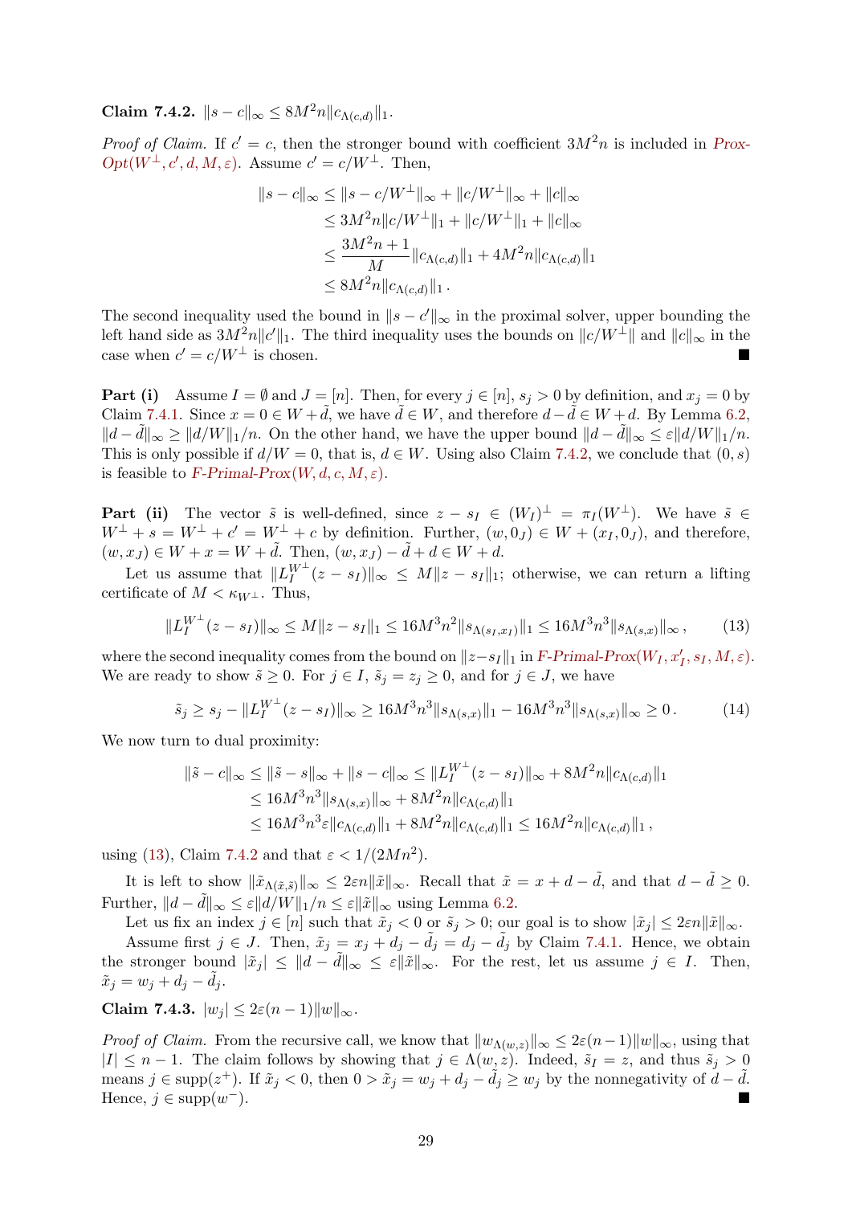**Claim 7.4.2.** $\|s - c\|_\infty \le 8M^2 n \|c_{\Lambda(c,d)}\|_1$.

*Proof of Claim.* If $c' = c$, then the stronger bound with coefficient $3M^2 n$ is included in *Prox-Opt*$(W^\perp, c', d, M, \varepsilon)$. Assume $c' = c/W^\perp$. Then,

$$
\begin{aligned}
\|s - c\|_\infty &\le \|s - c/W^\perp\|_\infty + \|c/W^\perp\|_\infty + \|c\|_\infty \\
&\le 3M^2 n \|c/W^\perp\|_1 + \|c/W^\perp\|_1 + \|c\|_\infty \\
&\le \frac{3M^2 n + 1}{M} \|c_{\Lambda(c,d)}\|_1 + 4M^2 n \|c_{\Lambda(c,d)}\|_1 \\
&\le 8M^2 n \|c_{\Lambda(c,d)}\|_1 \,.
\end{aligned}
$$

The second inequality used the bound in $\|s - c'\|_\infty$ in the proximal solver, upper bounding the left hand side as $3M^2 n \|c'\|_1$. The third inequality uses the bounds on $\|c/W^\perp\|$ and $\|c\|_\infty$ in the case when $c' = c/W^\perp$ is chosen. ∎

**Part (i)** Assume $I = \emptyset$ and $J = [n]$. Then, for every $j \in [n]$, $s_j > 0$ by definition, and $x_j = 0$ by Claim 7.4.1. Since $x = 0 \in W + \tilde{d}$, we have $\tilde{d} \in W$, and therefore $d - \tilde{d} \in W + d$. By Lemma 6.2, $\|d - \tilde{d}\|_\infty \ge \|d/W\|_1/n$. On the other hand, we have the upper bound $\|d - \tilde{d}\|_\infty \le \varepsilon \|d/W\|_1/n$. This is only possible if $d/W = 0$, that is, $d \in W$. Using also Claim 7.4.2, we conclude that $(0, s)$ is feasible to *F-Primal-Prox*$(W, d, c, M, \varepsilon)$.

**Part (ii)** The vector $\tilde{s}$ is well-defined, since $z - s_I \in (W_I)^\perp = \pi_I(W^\perp)$. We have $\tilde{s} \in W^\perp + s = W^\perp + c' = W^\perp + c$ by definition. Further, $(w, 0_J) \in W + (x_I, 0_J)$, and therefore, $(w, x_J) \in W + x = W + \tilde{d}$. Then, $(w, x_J) - \tilde{d} + d \in W + d$.

Let us assume that $\|L_I^{W^\perp}(z - s_I)\|_\infty \le M\|z - s_I\|_1$; otherwise, we can return a lifting certificate of $M < \kappa_{W^\perp}$. Thus,

$$
\|L_I^{W^\perp}(z - s_I)\|_\infty \le M\|z - s_I\|_1 \le 16M^3 n^2 \|s_{\Lambda(s_I, x_I)}\|_1 \le 16M^3 n^3 \|s_{\Lambda(s,x)}\|_\infty \,, \tag{13}
$$

where the second inequality comes from the bound on $\|z - s_I\|_1$ in *F-Primal-Prox*$(W_I, x'_I, s_I, M, \varepsilon)$. We are ready to show $\tilde{s} \ge 0$. For $j \in I$, $\tilde{s}_j = z_j \ge 0$, and for $j \in J$, we have

$$
\tilde{s}_j \ge s_j - \|L_I^{W^\perp}(z - s_I)\|_\infty \ge 16M^3 n^3 \|s_{\Lambda(s,x)}\|_1 - 16M^3 n^3 \|s_{\Lambda(s,x)}\|_\infty \ge 0 \,. \tag{14}
$$

We now turn to dual proximity:

$$
\begin{aligned}
\|\tilde{s} - c\|_\infty &\le \|\tilde{s} - s\|_\infty + \|s - c\|_\infty \le \|L_I^{W^\perp}(z - s_I)\|_\infty + 8M^2 n \|c_{\Lambda(c,d)}\|_1 \\
&\le 16M^3 n^3 \|s_{\Lambda(s,x)}\|_\infty + 8M^2 n \|c_{\Lambda(c,d)}\|_1 \\
&\le 16M^3 n^3 \varepsilon \|c_{\Lambda(c,d)}\|_1 + 8M^2 n \|c_{\Lambda(c,d)}\|_1 \le 16M^2 n \|c_{\Lambda(c,d)}\|_1 \,,
\end{aligned}
$$

using (13), Claim 7.4.2 and that $\varepsilon < 1/(2Mn^2)$.

It is left to show $\|\tilde{x}_{\Lambda(\tilde{x},\tilde{s})}\|_\infty \le 2\varepsilon n \|\tilde{x}\|_\infty$. Recall that $\tilde{x} = x + d - \tilde{d}$, and that $d - \tilde{d} \ge 0$. Further, $\|d - \tilde{d}\|_\infty \le \varepsilon \|d/W\|_1/n \le \varepsilon \|\tilde{x}\|_\infty$ using Lemma 6.2.

Let us fix an index $j \in [n]$ such that $\tilde{x}_j < 0$ or $\tilde{s}_j > 0$; our goal is to show $|\tilde{x}_j| \le 2\varepsilon n \|\tilde{x}\|_\infty$.

Assume first $j \in J$. Then, $\tilde{x}_j = x_j + d_j - \tilde{d}_j = d_j - \tilde{d}_j$ by Claim 7.4.1. Hence, we obtain the stronger bound $|\tilde{x}_j| \le \|d - \tilde{d}\|_\infty \le \varepsilon \|\tilde{x}\|_\infty$. For the rest, let us assume $j \in I$. Then, $\tilde{x}_j = w_j + d_j - \tilde{d}_j$.

**Claim 7.4.3.** $|w_j| \le 2\varepsilon(n-1)\|w\|_\infty$.

*Proof of Claim.* From the recursive call, we know that $\|w_{\Lambda(w,z)}\|_\infty \le 2\varepsilon(n-1)\|w\|_\infty$, using that $|I| \le n - 1$. The claim follows by showing that $j \in \Lambda(w, z)$. Indeed, $\tilde{s}_I = z$, and thus $\tilde{s}_j > 0$ means $j \in \mathrm{supp}(z^+)$. If $\tilde{x}_j < 0$, then $0 > \tilde{x}_j = w_j + d_j - \tilde{d}_j \ge w_j$ by the nonnegativity of $d - \tilde{d}$. Hence, $j \in \mathrm{supp}(w^-)$. ∎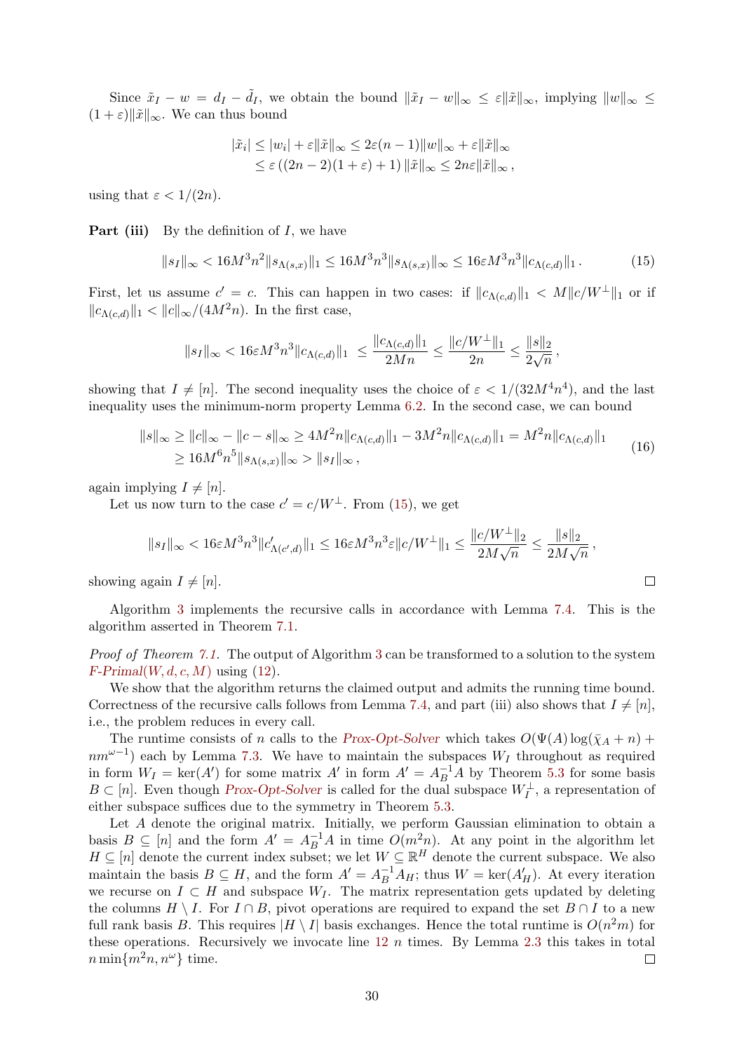Since $\tilde{x}_I - w = d_I - \tilde{d}_I$, we obtain the bound $\|\tilde{x}_I - w\|_\infty \le \varepsilon\|\tilde{x}\|_\infty$, implying $\|w\|_\infty \le (1+\varepsilon)\|\tilde{x}\|_\infty$. We can thus bound

$$
\begin{aligned}
|\tilde{x}_i| &\le |w_i| + \varepsilon\|\tilde{x}\|_\infty \le 2\varepsilon(n-1)\|w\|_\infty + \varepsilon\|\tilde{x}\|_\infty \\
&\le \varepsilon\left((2n-2)(1+\varepsilon)+1\right)\|\tilde{x}\|_\infty \le 2n\varepsilon\|\tilde{x}\|_\infty ,
\end{aligned}
$$

using that $\varepsilon < 1/(2n)$.

**Part (iii)** By the definition of $I$, we have

$$
\|s_I\|_\infty < 16M^3n^2\|s_{\Lambda(s,x)}\|_1 \le 16M^3n^3\|s_{\Lambda(s,x)}\|_\infty \le 16\varepsilon M^3n^3\|c_{\Lambda(c,d)}\|_1 . \tag{15}
$$

First, let us assume $c' = c$. This can happen in two cases: if $\|c_{\Lambda(c,d)}\|_1 < M\|c/W^\perp\|_1$ or if $\|c_{\Lambda(c,d)}\|_1 < \|c\|_\infty/(4M^2n)$. In the first case,

$$
\|s_I\|_\infty < 16\varepsilon M^3n^3\|c_{\Lambda(c,d)}\|_1 \le \frac{\|c_{\Lambda(c,d)}\|_1}{2Mn} \le \frac{\|c/W^\perp\|_1}{2n} \le \frac{\|s\|_2}{2\sqrt{n}} ,
$$

showing that $I \neq [n]$. The second inequality uses the choice of $\varepsilon < 1/(32M^4n^4)$, and the last inequality uses the minimum-norm property Lemma 6.2. In the second case, we can bound

$$
\begin{aligned}
\|s\|_\infty &\ge \|c\|_\infty - \|c-s\|_\infty \ge 4M^2n\|c_{\Lambda(c,d)}\|_1 - 3M^2n\|c_{\Lambda(c,d)}\|_1 = M^2n\|c_{\Lambda(c,d)}\|_1 \\
&\ge 16M^6n^5\|s_{\Lambda(s,x)}\|_\infty > \|s_I\|_\infty ,
\end{aligned} \tag{16}
$$

again implying $I \neq [n]$.

Let us now turn to the case $c' = c/W^\perp$. From (15), we get

$$
\|s_I\|_\infty < 16\varepsilon M^3n^3\|c'_{\Lambda(c',d)}\|_1 \le 16\varepsilon M^3n^3\varepsilon\|c/W^\perp\|_1 \le \frac{\|c/W^\perp\|_2}{2M\sqrt{n}} \le \frac{\|s\|_2}{2M\sqrt{n}} ,
$$

showing again $I \neq [n]$. □

Algorithm 3 implements the recursive calls in accordance with Lemma 7.4. This is the algorithm asserted in Theorem 7.1.

*Proof of Theorem 7.1.* The output of Algorithm 3 can be transformed to a solution to the system *F-Primal*$(W,d,c,M)$ using (12).

We show that the algorithm returns the claimed output and admits the running time bound. Correctness of the recursive calls follows from Lemma 7.4, and part (iii) also shows that $I \neq [n]$, i.e., the problem reduces in every call.

The runtime consists of $n$ calls to the *Prox-Opt-Solver* which takes $O(\Psi(A)\log(\bar{\chi}_A + n) + nm^{\omega-1})$ each by Lemma 7.3. We have to maintain the subspaces $W_I$ throughout as required in form $W_I = \ker(A')$ for some matrix $A'$ in form $A' = A_B^{-1}A$ by Theorem 5.3 for some basis $B \subset [n]$. Even though *Prox-Opt-Solver* is called for the dual subspace $W_I^\perp$, a representation of either subspace suffices due to the symmetry in Theorem 5.3.

Let $A$ denote the original matrix. Initially, we perform Gaussian elimination to obtain a basis $B \subseteq [n]$ and the form $A' = A_B^{-1}A$ in time $O(m^2n)$. At any point in the algorithm let $H \subseteq [n]$ denote the current index subset; we let $W \subseteq \mathbb{R}^H$ denote the current subspace. We also maintain the basis $B \subseteq H$, and the form $A' = A_B^{-1}A_H$; thus $W = \ker(A'_H)$. At every iteration we recurse on $I \subset H$ and subspace $W_I$. The matrix representation gets updated by deleting the columns $H \setminus I$. For $I \cap B$, pivot operations are required to expand the set $B \cap I$ to a new full rank basis $B$. This requires $|H \setminus I|$ basis exchanges. Hence the total runtime is $O(n^2m)$ for these operations. Recursively we invocate line 12 $n$ times. By Lemma 2.3 this takes in total $n\min\{m^2n, n^\omega\}$ time. □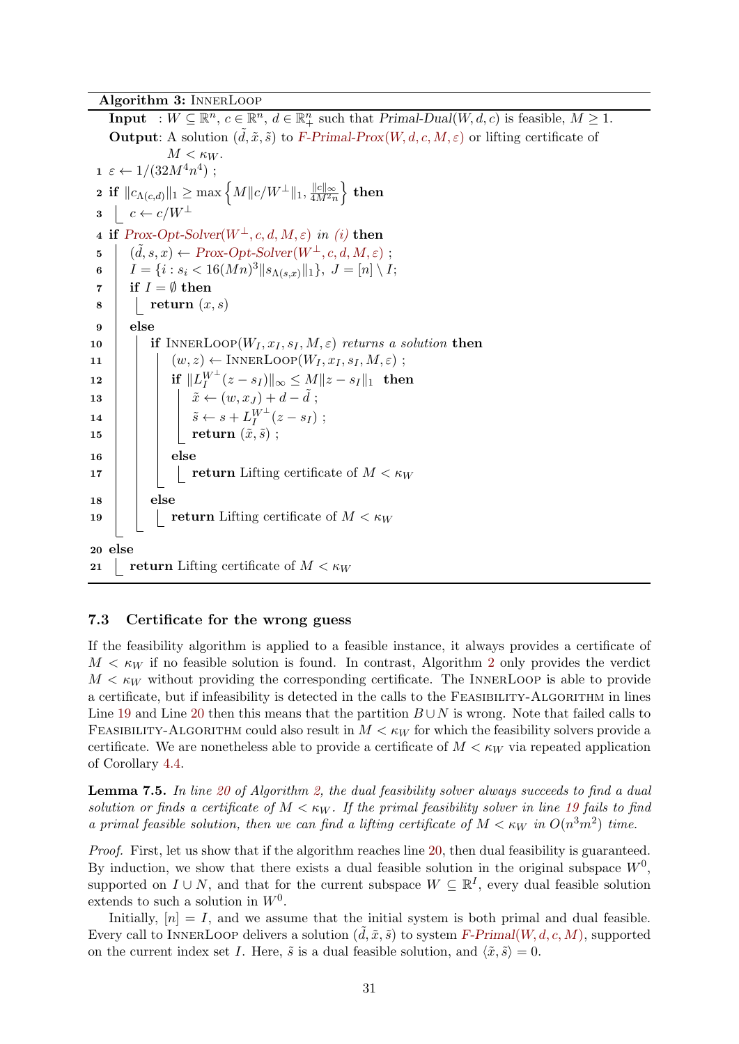**Algorithm 3:** InnerLoop

```
   Input  : W ⊆ ℝ^n, c ∈ ℝ^n, d ∈ ℝ^n_+ such that Primal-Dual(W, d, c) is feasible, M ≥ 1.
   Output: A solution (d̃, x̃, s̃) to F-Primal-Prox(W, d, c, M, ε) or lifting certificate of
           M < κ_W.
 1 ε ← 1/(32M^4 n^4) ;
 2 if ‖c_{Λ(c,d)}‖_1 ≥ max{ M‖c/W^⊥‖_1, ‖c‖_∞/(4M^2 n) } then
 3 │ c ← c/W^⊥
 4 if Prox-Opt-Solver(W^⊥, c, d, M, ε) in (i) then
 5 │ (d̃, s, x) ← Prox-Opt-Solver(W^⊥, c, d, M, ε) ;
 6 │ I = {i : s_i < 16(Mn)^3 ‖s_{Λ(s,x)}‖_1},  J = [n] \ I;
 7 │ if I = ∅ then
 8 │ │ return (x, s)
 9 │ else
10 │ │ if InnerLoop(W_I, x_I, s_I, M, ε) returns a solution then
11 │ │ │ (w, z) ← InnerLoop(W_I, x_I, s_I, M, ε) ;
12 │ │ │ if ‖L_I^{W^⊥}(z − s_I)‖_∞ ≤ M‖z − s_I‖_1 then
13 │ │ │ │ x̃ ← (w, x_J) + d − d̃ ;
14 │ │ │ │ s̃ ← s + L_I^{W^⊥}(z − s_I) ;
15 │ │ │ │ return (x̃, s̃) ;
16 │ │ │ else
17 │ │ │ │ return Lifting certificate of M < κ_W
18 │ │ else
19 │ │ │ return Lifting certificate of M < κ_W
20 else
21 │ return Lifting certificate of M < κ_W
```

### 7.3 Certificate for the wrong guess

If the feasibility algorithm is applied to a feasible instance, it always provides a certificate of $M < \kappa_W$ if no feasible solution is found. In contrast, Algorithm 2 only provides the verdict $M < \kappa_W$ without providing the corresponding certificate. The InnerLoop is able to provide a certificate, but if infeasibility is detected in the calls to the Feasibility-Algorithm in lines Line 19 and Line 20 then this means that the partition $B \cup N$ is wrong. Note that failed calls to Feasibility-Algorithm could also result in $M < \kappa_W$ for which the feasibility solvers provide a certificate. We are nonetheless able to provide a certificate of $M < \kappa_W$ via repeated application of Corollary 4.4.

**Lemma 7.5.** *In line 20 of Algorithm 2, the dual feasibility solver always succeeds to find a dual solution or finds a certificate of $M < \kappa_W$. If the primal feasibility solver in line 19 fails to find a primal feasible solution, then we can find a lifting certificate of $M < \kappa_W$ in $O(n^3 m^2)$ time.*

*Proof.* First, let us show that if the algorithm reaches line 20, then dual feasibility is guaranteed. By induction, we show that there exists a dual feasible solution in the original subspace $W^0$, supported on $I \cup N$, and that for the current subspace $W \subseteq \mathbb{R}^I$, every dual feasible solution extends to such a solution in $W^0$.

Initially, $[n] = I$, and we assume that the initial system is both primal and dual feasible. Every call to InnerLoop delivers a solution $(\tilde{d}, \tilde{x}, \tilde{s})$ to system F-Primal$(W, d, c, M)$, supported on the current index set $I$. Here, $\tilde{s}$ is a dual feasible solution, and $\langle \tilde{x}, \tilde{s} \rangle = 0$.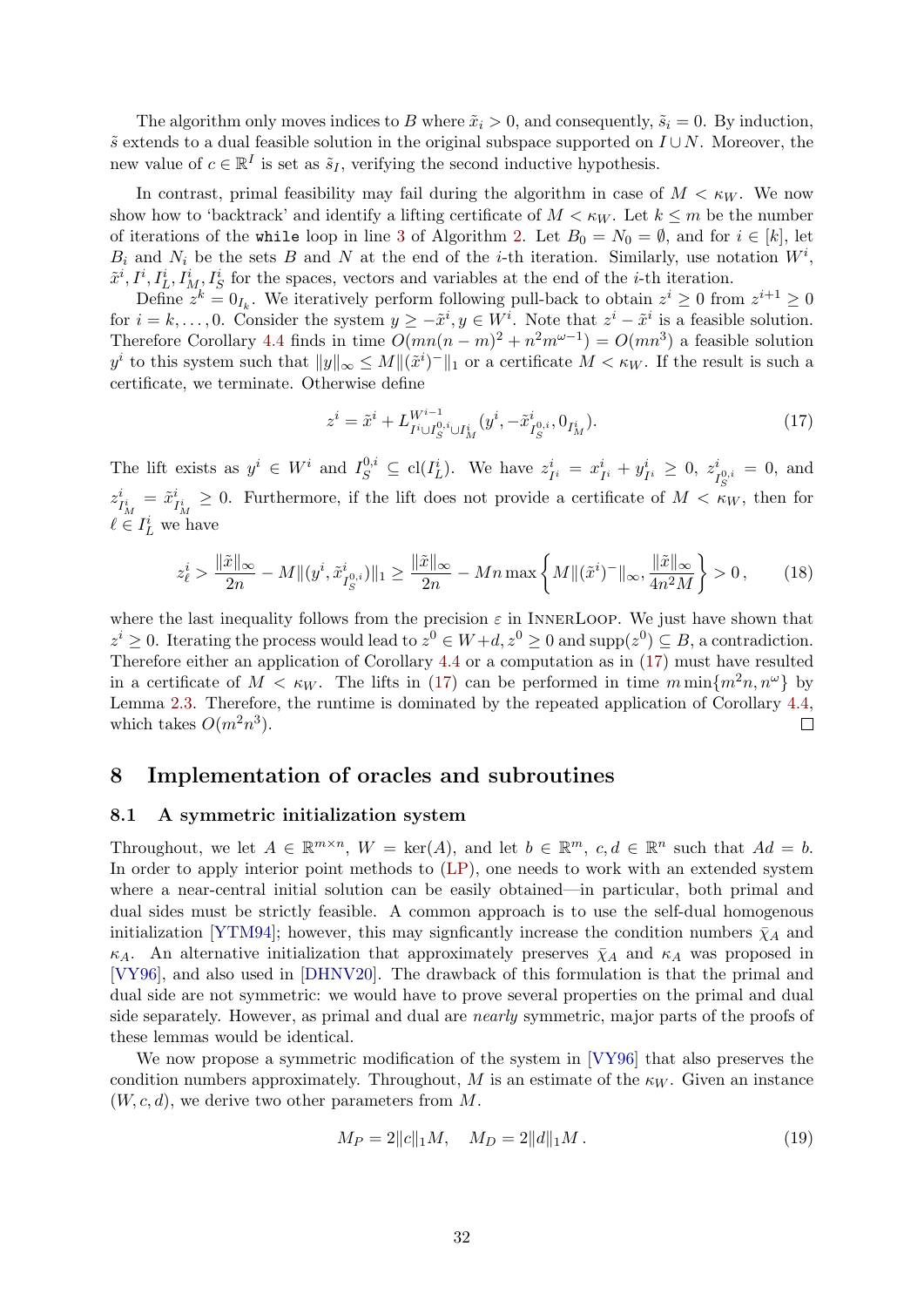The algorithm only moves indices to $B$ where $\tilde{x}_i > 0$, and consequently, $\tilde{s}_i = 0$. By induction, $\tilde{s}$ extends to a dual feasible solution in the original subspace supported on $I \cup N$. Moreover, the new value of $c \in \mathbb{R}^I$ is set as $\tilde{s}_I$, verifying the second inductive hypothesis.

In contrast, primal feasibility may fail during the algorithm in case of $M < \kappa_W$. We now show how to 'backtrack' and identify a lifting certificate of $M < \kappa_W$. Let $k \le m$ be the number of iterations of the `while` loop in line 3 of Algorithm 2. Let $B_0 = N_0 = \emptyset$, and for $i \in [k]$, let $B_i$ and $N_i$ be the sets $B$ and $N$ at the end of the $i$-th iteration. Similarly, use notation $W^i$, $\tilde{x}^i, I^i, I^i_L, I^i_M, I^i_S$ for the spaces, vectors and variables at the end of the $i$-th iteration.

Define $z^k = 0_{I_k}$. We iteratively perform following pull-back to obtain $z^i \ge 0$ from $z^{i+1} \ge 0$ for $i = k, \dots, 0$. Consider the system $y \ge -\tilde{x}^i, y \in W^i$. Note that $z^i - \tilde{x}^i$ is a feasible solution. Therefore Corollary 4.4 finds in time $O(mn(n-m)^2 + n^2 m^{\omega-1}) = O(mn^3)$ a feasible solution $y^i$ to this system such that $\|y\|_\infty \le M\|(\tilde{x}^i)^-\|_1$ or a certificate $M < \kappa_W$. If the result is such a certificate, we terminate. Otherwise define

$$z^i = \tilde{x}^i + L^{W^{i-1}}_{I^i \cup I^{0,i}_S \cup I^i_M}(y^i, -\tilde{x}^i_{I^{0,i}_S}, 0_{I^i_M}). \tag{17}$$

The lift exists as $y^i \in W^i$ and $I^{0,i}_S \subseteq \mathrm{cl}(I^i_L)$. We have $z^i_{I^i} = x^i_{I^i} + y^i_{I^i} \ge 0$, $z^i_{I^{0,i}_S} = 0$, and $z^i_{I^i_M} = \tilde{x}^i_{I^i_M} \ge 0$. Furthermore, if the lift does not provide a certificate of $M < \kappa_W$, then for $\ell \in I^i_L$ we have

$$z^i_\ell > \frac{\|\tilde{x}\|_\infty}{2n} - M\|(y^i, \tilde{x}^i_{I^{0,i}_S})\|_1 \ge \frac{\|\tilde{x}\|_\infty}{2n} - Mn \max\left\{ M\|(\tilde{x}^i)^-\|_\infty, \frac{\|\tilde{x}\|_\infty}{4n^2 M} \right\} > 0\,, \tag{18}$$

where the last inequality follows from the precision $\varepsilon$ in InnerLoop. We just have shown that $z^i \ge 0$. Iterating the process would lead to $z^0 \in W + d, z^0 \ge 0$ and $\mathrm{supp}(z^0) \subseteq B$, a contradiction. Therefore either an application of Corollary 4.4 or a computation as in (17) must have resulted in a certificate of $M < \kappa_W$. The lifts in (17) can be performed in time $m \min\{m^2 n, n^\omega\}$ by Lemma 2.3. Therefore, the runtime is dominated by the repeated application of Corollary 4.4, which takes $O(m^2 n^3)$. $\square$

## 8 Implementation of oracles and subroutines

### 8.1 A symmetric initialization system

Throughout, we let $A \in \mathbb{R}^{m \times n}$, $W = \ker(A)$, and let $b \in \mathbb{R}^m$, $c, d \in \mathbb{R}^n$ such that $Ad = b$. In order to apply interior point methods to (LP), one needs to work with an extended system where a near-central initial solution can be easily obtained—in particular, both primal and dual sides must be strictly feasible. A common approach is to use the self-dual homogenous initialization [YTM94]; however, this may signficantly increase the condition numbers $\bar{\chi}_A$ and $\kappa_A$. An alternative initialization that approximately preserves $\bar{\chi}_A$ and $\kappa_A$ was proposed in [VY96], and also used in [DHNV20]. The drawback of this formulation is that the primal and dual side are not symmetric: we would have to prove several properties on the primal and dual side separately. However, as primal and dual are *nearly* symmetric, major parts of the proofs of these lemmas would be identical.

We now propose a symmetric modification of the system in [VY96] that also preserves the condition numbers approximately. Throughout, $M$ is an estimate of the $\kappa_W$. Given an instance $(W, c, d)$, we derive two other parameters from $M$.

$$M_P = 2\|c\|_1 M, \quad M_D = 2\|d\|_1 M\,. \tag{19}$$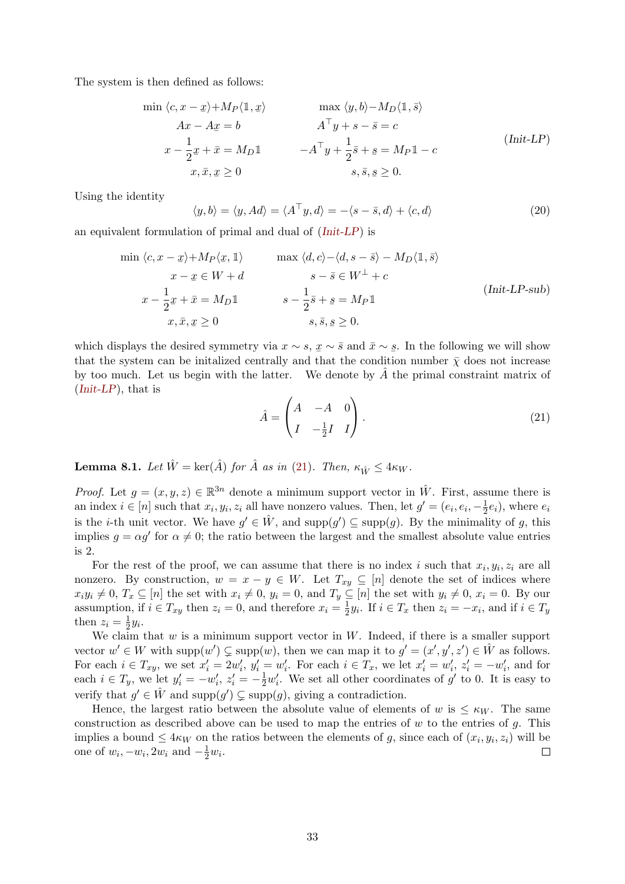The system is then defined as follows:

$$
\begin{array}{cc}
\min \langle c, x - \underline{x}\rangle + M_P\langle \mathbb{1}, \underline{x}\rangle & \max \langle y, b\rangle - M_D\langle \mathbb{1}, \bar{s}\rangle \\
Ax - A\underline{x} = b & A^\top y + s - \bar{s} = c \\
x - \frac{1}{2}\underline{x} + \bar{x} = M_D\mathbb{1} & -A^\top y + \frac{1}{2}\bar{s} + \underline{s} = M_P\mathbb{1} - c \\
x, \bar{x}, \underline{x} \geq 0 & s, \bar{s}, \underline{s} \geq 0.
\end{array}
\tag{Init-LP}
$$

Using the identity

$$
\langle y, b\rangle = \langle y, Ad\rangle = \langle A^\top y, d\rangle = -\langle s - \bar{s}, d\rangle + \langle c, d\rangle \tag{20}
$$

an equivalent formulation of primal and dual of (*Init-LP*) is

$$
\begin{array}{cc}
\min \langle c, x - \underline{x}\rangle + M_P\langle \underline{x}, \mathbb{1}\rangle & \max \langle d, c\rangle - \langle d, s - \bar{s}\rangle - M_D\langle \mathbb{1}, \bar{s}\rangle \\
x - \underline{x} \in W + d & s - \bar{s} \in W^\perp + c \\
x - \frac{1}{2}\underline{x} + \bar{x} = M_D\mathbb{1} & s - \frac{1}{2}\bar{s} + \underline{s} = M_P\mathbb{1} \\
x, \bar{x}, \underline{x} \geq 0 & s, \bar{s}, \underline{s} \geq 0.
\end{array}
\tag{Init-LP-sub}
$$

which displays the desired symmetry via $x \sim s$, $\underline{x} \sim \bar{s}$ and $\bar{x} \sim \underline{s}$. In the following we will show that the system can be initalized centrally and that the condition number $\bar{\chi}$ does not increase by too much. Let us begin with the latter. We denote by $\hat{A}$ the primal constraint matrix of (*Init-LP*), that is

$$
\hat{A} = \begin{pmatrix} A & -A & 0 \\ I & -\frac{1}{2}I & I \end{pmatrix}. \tag{21}
$$

**Lemma 8.1.** *Let $\hat{W} = \ker(\hat{A})$ for $\hat{A}$ as in (21). Then, $\kappa_{\hat{W}} \leq 4\kappa_W$.*

*Proof.* Let $g = (x, y, z) \in \mathbb{R}^{3n}$ denote a minimum support vector in $\hat{W}$. First, assume there is an index $i \in [n]$ such that $x_i, y_i, z_i$ all have nonzero values. Then, let $g' = (e_i, e_i, -\frac{1}{2}e_i)$, where $e_i$ is the $i$-th unit vector. We have $g' \in \hat{W}$, and $\mathrm{supp}(g') \subseteq \mathrm{supp}(g)$. By the minimality of $g$, this implies $g = \alpha g'$ for $\alpha \neq 0$; the ratio between the largest and the smallest absolute value entries is 2.

For the rest of the proof, we can assume that there is no index $i$ such that $x_i, y_i, z_i$ are all nonzero. By construction, $w = x - y \in W$. Let $T_{xy} \subseteq [n]$ denote the set of indices where $x_i y_i \neq 0$, $T_x \subseteq [n]$ the set with $x_i \neq 0$, $y_i = 0$, and $T_y \subseteq [n]$ the set with $y_i \neq 0$, $x_i = 0$. By our assumption, if $i \in T_{xy}$ then $z_i = 0$, and therefore $x_i = \frac{1}{2}y_i$. If $i \in T_x$ then $z_i = -x_i$, and if $i \in T_y$ then $z_i = \frac{1}{2}y_i$.

We claim that $w$ is a minimum support vector in $W$. Indeed, if there is a smaller support vector $w' \in W$ with $\mathrm{supp}(w') \subsetneq \mathrm{supp}(w)$, then we can map it to $g' = (x', y', z') \in \hat{W}$ as follows. For each $i \in T_{xy}$, we set $x'_i = 2w'_i$, $y'_i = w'_i$. For each $i \in T_x$, we let $x'_i = w'_i$, $z'_i = -w'_i$, and for each $i \in T_y$, we let $y'_i = -w'_i$, $z'_i = -\frac{1}{2}w'_i$. We set all other coordinates of $g'$ to 0. It is easy to verify that $g' \in \hat{W}$ and $\mathrm{supp}(g') \subsetneq \mathrm{supp}(g)$, giving a contradiction.

Hence, the largest ratio between the absolute value of elements of $w$ is $\leq \kappa_W$. The same construction as described above can be used to map the entries of $w$ to the entries of $g$. This implies a bound $\leq 4\kappa_W$ on the ratios between the elements of $g$, since each of $(x_i, y_i, z_i)$ will be one of $w_i, -w_i, 2w_i$ and $-\frac{1}{2}w_i$. $\square$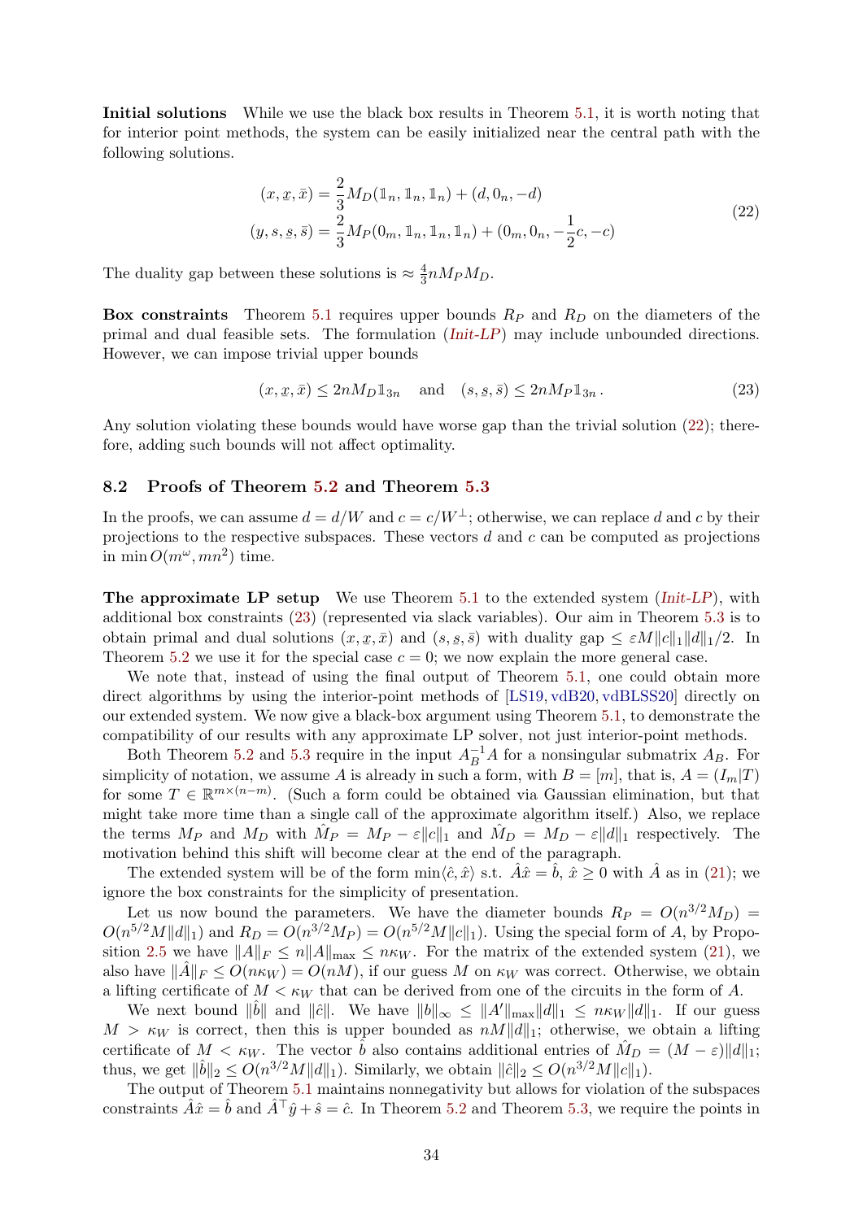**Initial solutions** While we use the black box results in Theorem 5.1, it is worth noting that for interior point methods, the system can be easily initialized near the central path with the following solutions.

$$
\begin{aligned}
(x, \underline{x}, \bar{x}) &= \frac{2}{3} M_D(\mathbb{1}_n, \mathbb{1}_n, \mathbb{1}_n) + (d, 0_n, -d) \\
(y, s, \underline{s}, \bar{s}) &= \frac{2}{3} M_P(0_m, \mathbb{1}_n, \mathbb{1}_n, \mathbb{1}_n) + (0_m, 0_n, -\frac{1}{2}c, -c)
\end{aligned}
\tag{22}
$$

The duality gap between these solutions is $\approx \frac{4}{3} n M_P M_D$.

**Box constraints** Theorem 5.1 requires upper bounds $R_P$ and $R_D$ on the diameters of the primal and dual feasible sets. The formulation (*Init-LP*) may include unbounded directions. However, we can impose trivial upper bounds

$$
(x, \underline{x}, \bar{x}) \le 2nM_D \mathbb{1}_{3n} \quad \text{and} \quad (s, \underline{s}, \bar{s}) \le 2nM_P \mathbb{1}_{3n}\,. \tag{23}
$$

Any solution violating these bounds would have worse gap than the trivial solution (22); therefore, adding such bounds will not affect optimality.

### 8.2 Proofs of Theorem 5.2 and Theorem 5.3

In the proofs, we can assume $d = d/W$ and $c = c/W^\perp$; otherwise, we can replace $d$ and $c$ by their projections to the respective subspaces. These vectors $d$ and $c$ can be computed as projections in $\min O(m^\omega, mn^2)$ time.

**The approximate LP setup** We use Theorem 5.1 to the extended system (*Init-LP*), with additional box constraints (23) (represented via slack variables). Our aim in Theorem 5.3 is to obtain primal and dual solutions $(x, \underline{x}, \bar{x})$ and $(s, \underline{s}, \bar{s})$ with duality gap $\le \varepsilon M \|c\|_1 \|d\|_1 / 2$. In Theorem 5.2 we use it for the special case $c = 0$; we now explain the more general case.

We note that, instead of using the final output of Theorem 5.1, one could obtain more direct algorithms by using the interior-point methods of [LS19, vdB20, vdBLSS20] directly on our extended system. We now give a black-box argument using Theorem 5.1, to demonstrate the compatibility of our results with any approximate LP solver, not just interior-point methods.

Both Theorem 5.2 and 5.3 require in the input $A_B^{-1}A$ for a nonsingular submatrix $A_B$. For simplicity of notation, we assume $A$ is already in such a form, with $B = [m]$, that is, $A = (I_m|T)$ for some $T \in \mathbb{R}^{m \times (n-m)}$. (Such a form could be obtained via Gaussian elimination, but that might take more time than a single call of the approximate algorithm itself.) Also, we replace the terms $M_P$ and $M_D$ with $\hat{M}_P = M_P - \varepsilon\|c\|_1$ and $\hat{M}_D = M_D - \varepsilon\|d\|_1$ respectively. The motivation behind this shift will become clear at the end of the paragraph.

The extended system will be of the form $\min\langle \hat{c}, \hat{x}\rangle$ s.t. $\hat{A}\hat{x} = \hat{b}$, $\hat{x} \ge 0$ with $\hat{A}$ as in (21); we ignore the box constraints for the simplicity of presentation.

Let us now bound the parameters. We have the diameter bounds $R_P = O(n^{3/2} M_D) = O(n^{5/2} M\|d\|_1)$ and $R_D = O(n^{3/2} M_P) = O(n^{5/2} M \|c\|_1)$. Using the special form of $A$, by Proposition 2.5 we have $\|A\|_F \le n\|A\|_{\max} \le n\kappa_W$. For the matrix of the extended system (21), we also have $\|\hat{A}\|_F \le O(n\kappa_W) = O(nM)$, if our guess $M$ on $\kappa_W$ was correct. Otherwise, we obtain a lifting certificate of $M < \kappa_W$ that can be derived from one of the circuits in the form of $A$.

We next bound $\|\hat{b}\|$ and $\|\hat{c}\|$. We have $\|b\|_\infty \le \|A'\|_{\max}\|d\|_1 \le n\kappa_W \|d\|_1$. If our guess $M > \kappa_W$ is correct, then this is upper bounded as $nM\|d\|_1$; otherwise, we obtain a lifting certificate of $M < \kappa_W$. The vector $\hat{b}$ also contains additional entries of $\hat{M}_D = (M - \varepsilon)\|d\|_1$; thus, we get $\|\hat{b}\|_2 \le O(n^{3/2} M \|d\|_1)$. Similarly, we obtain $\|\hat{c}\|_2 \le O(n^{3/2} M\|c\|_1)$.

The output of Theorem 5.1 maintains nonnegativity but allows for violation of the subspaces constraints $\hat{A}\hat{x} = \hat{b}$ and $\hat{A}^\top \hat{y} + \hat{s} = \hat{c}$. In Theorem 5.2 and Theorem 5.3, we require the points in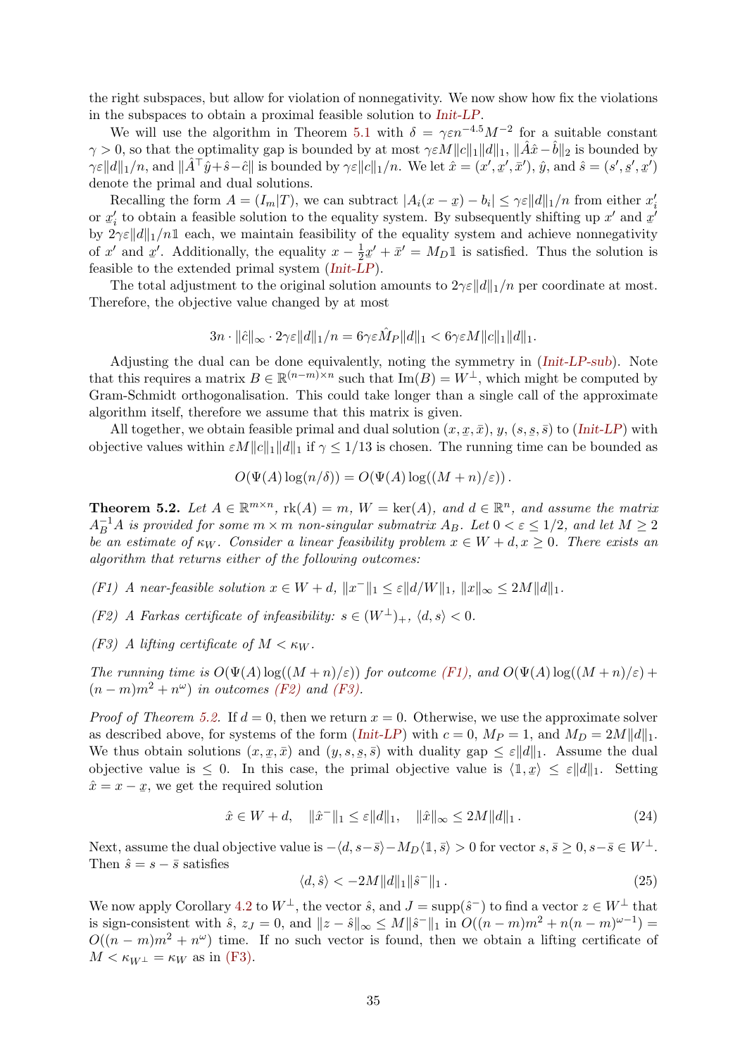the right subspaces, but allow for violation of nonnegativity. We now show how fix the violations in the subspaces to obtain a proximal feasible solution to Init-LP.

We will use the algorithm in Theorem 5.1 with $\delta = \gamma\varepsilon n^{-4.5} M^{-2}$ for a suitable constant $\gamma > 0$, so that the optimality gap is bounded by at most $\gamma\varepsilon M \|c\|_1 \|d\|_1$, $\|\hat{A}\hat{x} - \hat{b}\|_2$ is bounded by $\gamma\varepsilon\|d\|_1/n$, and $\|\hat{A}^\top \hat{y} + \hat{s} - \hat{c}\|$ is bounded by $\gamma\varepsilon\|c\|_1/n$. We let $\hat{x} = (x', \underline{x}', \bar{x}')$, $\hat{y}$, and $\hat{s} = (s', \underline{s}', \underline{x}')$ denote the primal and dual solutions.

Recalling the form $A = (I_m|T)$, we can subtract $|A_i(x - \underline{x}) - b_i| \le \gamma\varepsilon\|d\|_1/n$ from either $x'_i$ or $\underline{x}'_i$ to obtain a feasible solution to the equality system. By subsequently shifting up $x'$ and $\underline{x}'$ by $2\gamma\varepsilon\|d\|_1/n\mathbb{1}$ each, we maintain feasibility of the equality system and achieve nonnegativity of $x'$ and $\underline{x}'$. Additionally, the equality $x - \frac{1}{2}\underline{x}' + \bar{x}' = M_D\mathbb{1}$ is satisfied. Thus the solution is feasible to the extended primal system (Init-LP).

The total adjustment to the original solution amounts to $2\gamma\varepsilon\|d\|_1/n$ per coordinate at most. Therefore, the objective value changed by at most

$$3n \cdot \|\hat{c}\|_\infty \cdot 2\gamma\varepsilon\|d\|_1/n = 6\gamma\varepsilon\hat{M}_P\|d\|_1 < 6\gamma\varepsilon M\|c\|_1\|d\|_1.$$

Adjusting the dual can be done equivalently, noting the symmetry in (Init-LP-sub). Note that this requires a matrix $B \in \mathbb{R}^{(n-m)\times n}$ such that $\operatorname{Im}(B) = W^\perp$, which might be computed by Gram-Schmidt orthogonalisation. This could take longer than a single call of the approximate algorithm itself, therefore we assume that this matrix is given.

All together, we obtain feasible primal and dual solution $(x, \underline{x}, \bar{x})$, $y$, $(s, \underline{s}, \bar{s})$ to (Init-LP) with objective values within $\varepsilon M\|c\|_1\|d\|_1$ if $\gamma \le 1/13$ is chosen. The running time can be bounded as

$$O(\Psi(A)\log(n/\delta)) = O(\Psi(A)\log((M+n)/\varepsilon)).$$

**Theorem 5.2.** *Let $A \in \mathbb{R}^{m\times n}$, $\operatorname{rk}(A) = m$, $W = \ker(A)$, and $d \in \mathbb{R}^n$, and assume the matrix $A_B^{-1}A$ is provided for some $m \times m$ non-singular submatrix $A_B$. Let $0 < \varepsilon \le 1/2$, and let $M \ge 2$ be an estimate of $\kappa_W$. Consider a linear feasibility problem $x \in W + d, x \ge 0$. There exists an algorithm that returns either of the following outcomes:*

*(F1) A near-feasible solution $x \in W + d$, $\|x^-\|_1 \le \varepsilon\|d/W\|_1$, $\|x\|_\infty \le 2M\|d\|_1$.*

*(F2) A Farkas certificate of infeasibility: $s \in (W^\perp)_+$, $\langle d, s\rangle < 0$.*

*(F3) A lifting certificate of $M < \kappa_W$.*

*The running time is $O(\Psi(A)\log((M+n)/\varepsilon))$ for outcome (F1), and $O(\Psi(A)\log((M+n)/\varepsilon) + (n-m)m^2 + n^\omega)$ in outcomes (F2) and (F3).*

*Proof of Theorem 5.2.* If $d = 0$, then we return $x = 0$. Otherwise, we use the approximate solver as described above, for systems of the form (Init-LP) with $c = 0$, $M_P = 1$, and $M_D = 2M\|d\|_1$. We thus obtain solutions $(x, \underline{x}, \bar{x})$ and $(y, s, \underline{s}, \bar{s})$ with duality gap $\le \varepsilon\|d\|_1$. Assume the dual objective value is $\le 0$. In this case, the primal objective value is $\langle \mathbb{1}, \underline{x}\rangle \le \varepsilon\|d\|_1$. Setting $\hat{x} = x - \underline{x}$, we get the required solution

$$\hat{x} \in W + d, \quad \|\hat{x}^-\|_1 \le \varepsilon\|d\|_1, \quad \|\hat{x}\|_\infty \le 2M\|d\|_1. \tag{24}$$

Next, assume the dual objective value is $-\langle d, s - \bar{s}\rangle - M_D\langle \mathbb{1}, \bar{s}\rangle > 0$ for vector $s, \bar{s} \ge 0, s - \bar{s} \in W^\perp$. Then $\hat{s} = s - \bar{s}$ satisfies

$$\langle d, \hat{s}\rangle < -2M\|d\|_1\|\hat{s}^-\|_1. \tag{25}$$

We now apply Corollary 4.2 to $W^\perp$, the vector $\hat{s}$, and $J = \operatorname{supp}(\hat{s}^-)$ to find a vector $z \in W^\perp$ that is sign-consistent with $\hat{s}$, $z_J = 0$, and $\|z - \hat{s}\|_\infty \le M\|\hat{s}^-\|_1$ in $O((n-m)m^2 + n(n-m)^{\omega-1}) = O((n-m)m^2 + n^\omega)$ time. If no such vector is found, then we obtain a lifting certificate of $M < \kappa_{W^\perp} = \kappa_W$ as in (F3).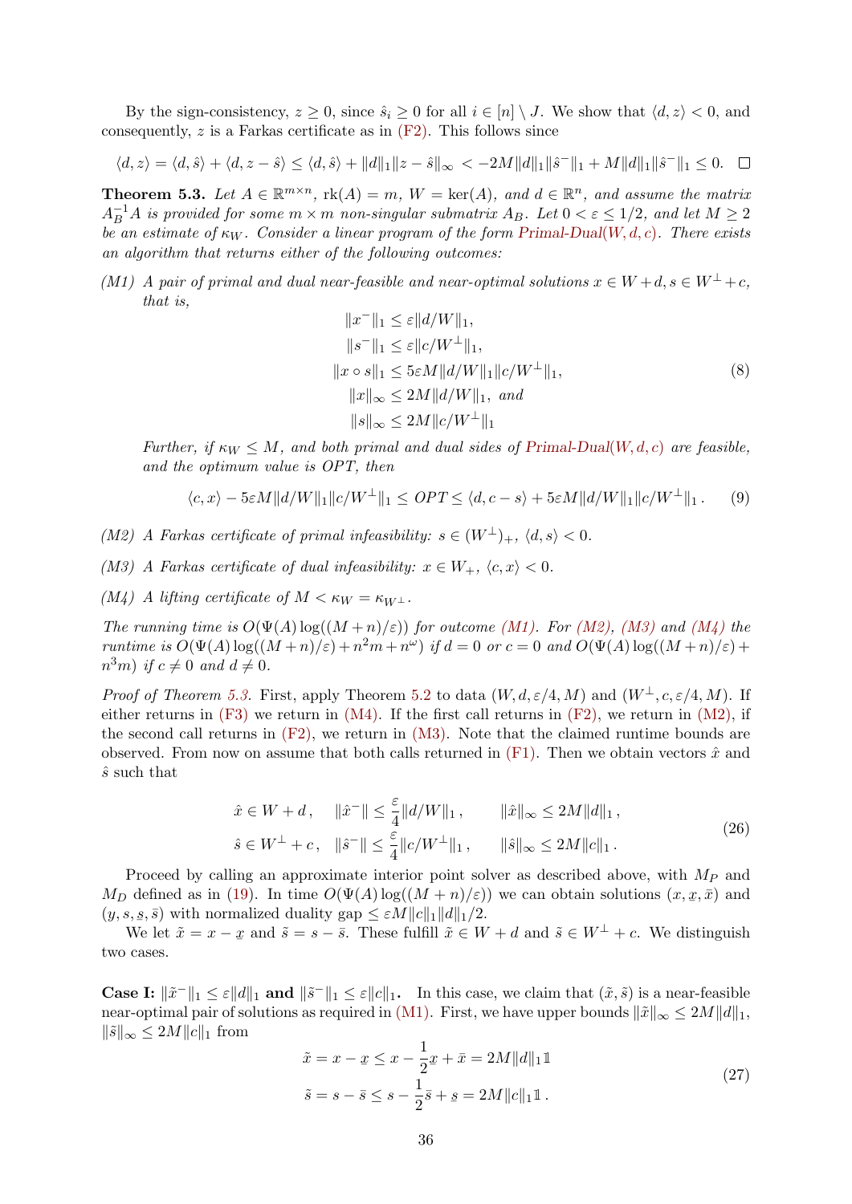By the sign-consistency, $z \geq 0$, since $\hat{s}_i \geq 0$ for all $i \in [n] \setminus J$. We show that $\langle d, z\rangle < 0$, and consequently, $z$ is a Farkas certificate as in (F2). This follows since

$$\langle d, z\rangle = \langle d, \hat{s}\rangle + \langle d, z - \hat{s}\rangle \leq \langle d, \hat{s}\rangle + \|d\|_1 \|z - \hat{s}\|_\infty < -2M\|d\|_1\|\hat{s}^-\|_1 + M\|d\|_1\|\hat{s}^-\|_1 \leq 0. \quad \square$$

**Theorem 5.3.** *Let $A \in \mathbb{R}^{m\times n}$, $\mathrm{rk}(A) = m$, $W = \ker(A)$, and $d \in \mathbb{R}^n$, and assume the matrix $A_B^{-1}A$ is provided for some $m \times m$ non-singular submatrix $A_B$. Let $0 < \varepsilon \leq 1/2$, and let $M \geq 2$ be an estimate of $\kappa_W$. Consider a linear program of the form Primal-Dual$(W, d, c)$. There exists an algorithm that returns either of the following outcomes:*

*(M1) A pair of primal and dual near-feasible and near-optimal solutions $x \in W + d, s \in W^\perp + c$, that is,*

$$\begin{aligned}
\|x^-\|_1 &\leq \varepsilon\|d/W\|_1,\\
\|s^-\|_1 &\leq \varepsilon\|c/W^\perp\|_1,\\
\|x \circ s\|_1 &\leq 5\varepsilon M\|d/W\|_1\|c/W^\perp\|_1,\\
\|x\|_\infty &\leq 2M\|d/W\|_1, \text{ and}\\
\|s\|_\infty &\leq 2M\|c/W^\perp\|_1
\end{aligned} \tag{8}$$

*Further, if $\kappa_W \leq M$, and both primal and dual sides of Primal-Dual$(W, d, c)$ are feasible, and the optimum value is $OPT$, then*

$$\langle c, x\rangle - 5\varepsilon M\|d/W\|_1\|c/W^\perp\|_1 \leq OPT \leq \langle d, c - s\rangle + 5\varepsilon M\|d/W\|_1\|c/W^\perp\|_1\,. \tag{9}$$

*(M2) A Farkas certificate of primal infeasibility: $s \in (W^\perp)_+$, $\langle d, s\rangle < 0$.*

*(M3) A Farkas certificate of dual infeasibility: $x \in W_+$, $\langle c, x\rangle < 0$.*

*(M4) A lifting certificate of $M < \kappa_W = \kappa_{W^\perp}$.*

*The running time is $O(\Psi(A)\log((M + n)/\varepsilon))$ for outcome (M1). For (M2), (M3) and (M4) the runtime is $O(\Psi(A)\log((M + n)/\varepsilon) + n^2m + n^\omega)$ if $d = 0$ or $c = 0$ and $O(\Psi(A)\log((M + n)/\varepsilon) + n^3m)$ if $c \neq 0$ and $d \neq 0$.*

*Proof of Theorem 5.3.* First, apply Theorem 5.2 to data $(W, d, \varepsilon/4, M)$ and $(W^\perp, c, \varepsilon/4, M)$. If either returns in (F3) we return in (M4). If the first call returns in (F2), we return in (M2), if the second call returns in (F2), we return in (M3). Note that the claimed runtime bounds are observed. From now on assume that both calls returned in (F1). Then we obtain vectors $\hat{x}$ and $\hat{s}$ such that

$$\begin{aligned}
\hat{x} \in W + d\,, \quad \|\hat{x}^-\| &\leq \frac{\varepsilon}{4}\|d/W\|_1\,, \qquad \|\hat{x}\|_\infty \leq 2M\|d\|_1\,,\\
\hat{s} \in W^\perp + c\,, \quad \|\hat{s}^-\| &\leq \frac{\varepsilon}{4}\|c/W^\perp\|_1\,, \qquad \|\hat{s}\|_\infty \leq 2M\|c\|_1\,.
\end{aligned} \tag{26}$$

Proceed by calling an approximate interior point solver as described above, with $M_P$ and $M_D$ defined as in (19). In time $O(\Psi(A)\log((M + n)/\varepsilon))$ we can obtain solutions $(x, \underline{x}, \bar{x})$ and $(y, s, \underline{s}, \bar{s})$ with normalized duality gap $\leq \varepsilon M\|c\|_1\|d\|_1/2$.

We let $\tilde{x} = x - \underline{x}$ and $\tilde{s} = s - \bar{s}$. These fulfill $\tilde{x} \in W + d$ and $\tilde{s} \in W^\perp + c$. We distinguish two cases.

**Case I: $\|\tilde{x}^-\|_1 \leq \varepsilon\|d\|_1$ and $\|\tilde{s}^-\|_1 \leq \varepsilon\|c\|_1$.** In this case, we claim that $(\tilde{x}, \tilde{s})$ is a near-feasible near-optimal pair of solutions as required in (M1). First, we have upper bounds $\|\tilde{x}\|_\infty \leq 2M\|d\|_1$, $\|\tilde{s}\|_\infty \leq 2M\|c\|_1$ from

$$\begin{aligned}
\tilde{x} = x - \underline{x} &\leq x - \frac{1}{2}\underline{x} + \bar{x} = 2M\|d\|_1\mathbb{1}\\
\tilde{s} = s - \bar{s} &\leq s - \frac{1}{2}\bar{s} + \underline{s} = 2M\|c\|_1\mathbb{1}\,.
\end{aligned} \tag{27}$$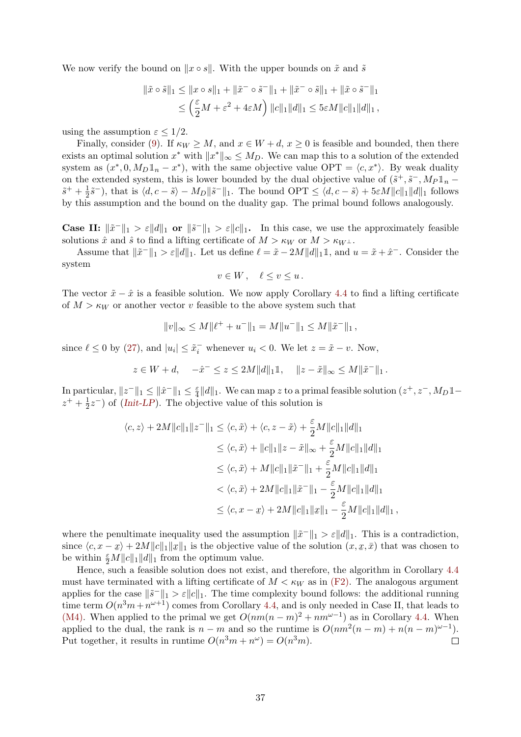We now verify the bound on $\|x \circ s\|$. With the upper bounds on $\tilde{x}$ and $\tilde{s}$

$$
\begin{aligned}
\|\tilde{x} \circ \tilde{s}\|_1 &\le \|x \circ s\|_1 + \|\tilde{x}^- \circ \tilde{s}^-\|_1 + \|\tilde{x}^- \circ \tilde{s}\|_1 + \|\tilde{x} \circ \tilde{s}^-\|_1 \\
&\le \left(\frac{\varepsilon}{2}M + \varepsilon^2 + 4\varepsilon M\right)\|c\|_1\|d\|_1 \le 5\varepsilon M\|c\|_1\|d\|_1 ,
\end{aligned}
$$

using the assumption $\varepsilon \le 1/2$.

Finally, consider (9). If $\kappa_W \ge M$, and $x \in W + d$, $x \ge 0$ is feasible and bounded, then there exists an optimal solution $x^*$ with $\|x^*\|_\infty \le M_D$. We can map this to a solution of the extended system as $(x^*, 0, M_D \mathbb{1}_n - x^*)$, with the same objective value $\mathrm{OPT} = \langle c, x^*\rangle$. By weak duality on the extended system, this is lower bounded by the dual objective value of $(\tilde{s}^+, \tilde{s}^-, M_P\mathbb{1}_n - \tilde{s}^+ + \frac{1}{2}\tilde{s}^-)$, that is $\langle d, c - \tilde{s}\rangle - M_D\|\tilde{s}^-\|_1$. The bound $\mathrm{OPT} \le \langle d, c - \tilde{s}\rangle + 5\varepsilon M\|c\|_1\|d\|_1$ follows by this assumption and the bound on the duality gap. The primal bound follows analogously.

**Case II: $\|\tilde{x}^-\|_1 > \varepsilon\|d\|_1$ or $\|\tilde{s}^-\|_1 > \varepsilon\|c\|_1$.** In this case, we use the approximately feasible solutions $\hat{x}$ and $\hat{s}$ to find a lifting certificate of $M > \kappa_W$ or $M > \kappa_{W^\perp}$.

Assume that $\|\tilde{x}^-\|_1 > \varepsilon\|d\|_1$. Let us define $\ell = \tilde{x} - 2M\|d\|_1\mathbb{1}$, and $u = \tilde{x} + \hat{x}^-$. Consider the system

$$
v \in W , \quad \ell \le v \le u .
$$

The vector $\tilde{x} - \hat{x}$ is a feasible solution. We now apply Corollary 4.4 to find a lifting certificate of $M > \kappa_W$ or another vector $v$ feasible to the above system such that

$$
\|v\|_\infty \le M\|\ell^+ + u^-\|_1 = M\|u^-\|_1 \le M\|\tilde{x}^-\|_1 ,
$$

since $\ell \le 0$ by (27), and $|u_i| \le \tilde{x}_i^-$ whenever $u_i < 0$. We let $z = \tilde{x} - v$. Now,

$$
z \in W + d, \quad -\hat{x}^- \le z \le 2M\|d\|_1\mathbb{1}, \quad \|z - \tilde{x}\|_\infty \le M\|\tilde{x}^-\|_1 .
$$

In particular, $\|z^-\|_1 \le \|\hat{x}^-\|_1 \le \frac{\varepsilon}{4}\|d\|_1$. We can map $z$ to a primal feasible solution $(z^+, z^-, M_D\mathbb{1} - z^+ + \frac{1}{2}z^-)$ of (*Init-LP*). The objective value of this solution is

$$
\begin{aligned}
\langle c, z\rangle + 2M\|c\|_1\|z^-\|_1 &\le \langle c, \tilde{x}\rangle + \langle c, z - \tilde{x}\rangle + \frac{\varepsilon}{2}M\|c\|_1\|d\|_1 \\
&\le \langle c, \tilde{x}\rangle + \|c\|_1\|z - \tilde{x}\|_\infty + \frac{\varepsilon}{2}M\|c\|_1\|d\|_1 \\
&\le \langle c, \tilde{x}\rangle + M\|c\|_1\|\tilde{x}^-\|_1 + \frac{\varepsilon}{2}M\|c\|_1\|d\|_1 \\
&< \langle c, \tilde{x}\rangle + 2M\|c\|_1\|\tilde{x}^-\|_1 - \frac{\varepsilon}{2}M\|c\|_1\|d\|_1 \\
&\le \langle c, x - \underline{x}\rangle + 2M\|c\|_1\|\underline{x}\|_1 - \frac{\varepsilon}{2}M\|c\|_1\|d\|_1 ,
\end{aligned}
$$

where the penultimate inequality used the assumption $\|\tilde{x}^-\|_1 > \varepsilon\|d\|_1$. This is a contradiction, since $\langle c, x - \underline{x}\rangle + 2M\|c\|_1\|\underline{x}\|_1$ is the objective value of the solution $(x, \underline{x}, \bar{x})$ that was chosen to be within $\frac{\varepsilon}{2}M\|c\|_1\|d\|_1$ from the optimum value.

Hence, such a feasible solution does not exist, and therefore, the algorithm in Corollary 4.4 must have terminated with a lifting certificate of $M < \kappa_W$ as in (F2). The analogous argument applies for the case $\|\tilde{s}^-\|_1 > \varepsilon\|c\|_1$. The time complexity bound follows: the additional running time term $O(n^3m + n^{\omega+1})$ comes from Corollary 4.4, and is only needed in Case II, that leads to (M4). When applied to the primal we get $O(nm(n-m)^2 + nm^{\omega-1})$ as in Corollary 4.4. When applied to the dual, the rank is $n - m$ and so the runtime is $O(nm^2(n-m) + n(n-m)^{\omega-1})$. Put together, it results in runtime $O(n^3m + n^\omega) = O(n^3m)$. ☐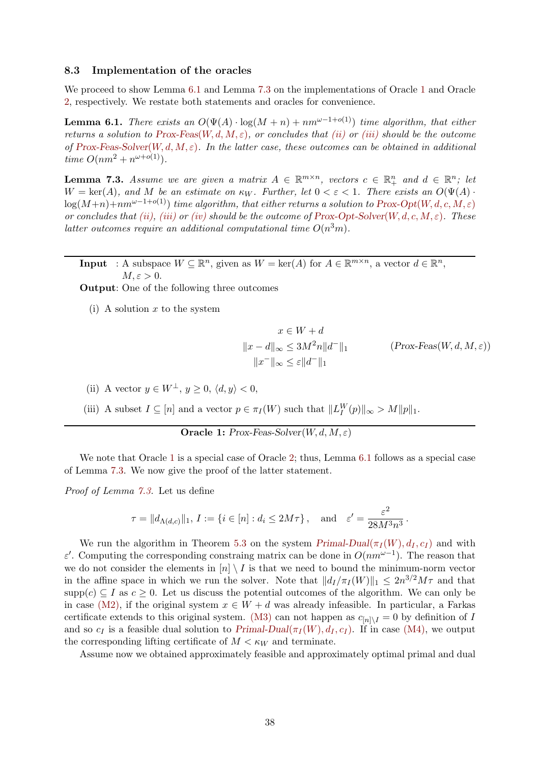### 8.3 Implementation of the oracles

We proceed to show Lemma 6.1 and Lemma 7.3 on the implementations of Oracle 1 and Oracle 2, respectively. We restate both statements and oracles for convenience.

**Lemma 6.1.** *There exists an $O(\Psi(A) \cdot \log(M+n) + nm^{\omega-1+o(1)})$ time algorithm, that either returns a solution to Prox-Feas$(W, d, M, \varepsilon)$, or concludes that (ii) or (iii) should be the outcome of Prox-Feas-Solver$(W, d, M, \varepsilon)$. In the latter case, these outcomes can be obtained in additional time $O(nm^2 + n^{\omega+o(1)})$.*

**Lemma 7.3.** *Assume we are given a matrix $A \in \mathbb{R}^{m\times n}$, vectors $c \in \mathbb{R}^n_+$ and $d \in \mathbb{R}^n$; let $W = \ker(A)$, and $M$ be an estimate on $\kappa_W$. Further, let $0 < \varepsilon < 1$. There exists an $O(\Psi(A) \cdot \log(M+n) + nm^{\omega-1+o(1)})$ time algorithm, that either returns a solution to Prox-Opt$(W, d, c, M, \varepsilon)$ or concludes that (ii), (iii) or (iv) should be the outcome of Prox-Opt-Solver$(W, d, c, M, \varepsilon)$. These latter outcomes require an additional computational time $O(n^3 m)$.*

---

**Input** : A subspace $W \subseteq \mathbb{R}^n$, given as $W = \ker(A)$ for $A \in \mathbb{R}^{m\times n}$, a vector $d \in \mathbb{R}^n$, $M, \varepsilon > 0$.

**Output**: One of the following three outcomes

(i) A solution $x$ to the system

$$
\begin{aligned}
x &\in W + d \\
\|x - d\|_\infty &\le 3M^2 n \|d^-\|_1 \qquad\qquad (\textit{Prox-Feas}(W, d, M, \varepsilon)) \\
\|x^-\|_\infty &\le \varepsilon \|d^-\|_1
\end{aligned}
$$

(ii) A vector $y \in W^\perp$, $y \ge 0$, $\langle d, y\rangle < 0$,

(iii) A subset $I \subseteq [n]$ and a vector $p \in \pi_I(W)$ such that $\|L_I^W(p)\|_\infty > M\|p\|_1$.

---

**Oracle 1:** *Prox-Feas-Solver$(W, d, M, \varepsilon)$*

We note that Oracle 1 is a special case of Oracle 2; thus, Lemma 6.1 follows as a special case of Lemma 7.3. We now give the proof of the latter statement.

*Proof of Lemma 7.3.* Let us define

$$
\tau = \|d_{\Lambda(d,c)}\|_1,\ I := \{i \in [n] : d_i \le 2M\tau\}, \quad \text{and} \quad \varepsilon' = \frac{\varepsilon^2}{28M^3n^3}.
$$

We run the algorithm in Theorem 5.3 on the system *Primal-Dual$(\pi_I(W), d_I, c_I)$* and with $\varepsilon'$. Computing the corresponding constraing matrix can be done in $O(nm^{\omega-1})$. The reason that we do not consider the elements in $[n] \setminus I$ is that we need to bound the minimum-norm vector in the affine space in which we run the solver. Note that $\|d_I/\pi_I(W)\|_1 \le 2n^{3/2}M\tau$ and that $\mathrm{supp}(c) \subseteq I$ as $c \ge 0$. Let us discuss the potential outcomes of the algorithm. We can only be in case (M2), if the original system $x \in W + d$ was already infeasible. In particular, a Farkas certificate extends to this original system. (M3) can not happen as $c_{[n]\setminus I} = 0$ by definition of $I$ and so $c_I$ is a feasible dual solution to Primal-Dual$(\pi_I(W), d_I, c_I)$. If in case (M4), we output the corresponding lifting certificate of $M < \kappa_W$ and terminate.

Assume now we obtained approximately feasible and approximately optimal primal and dual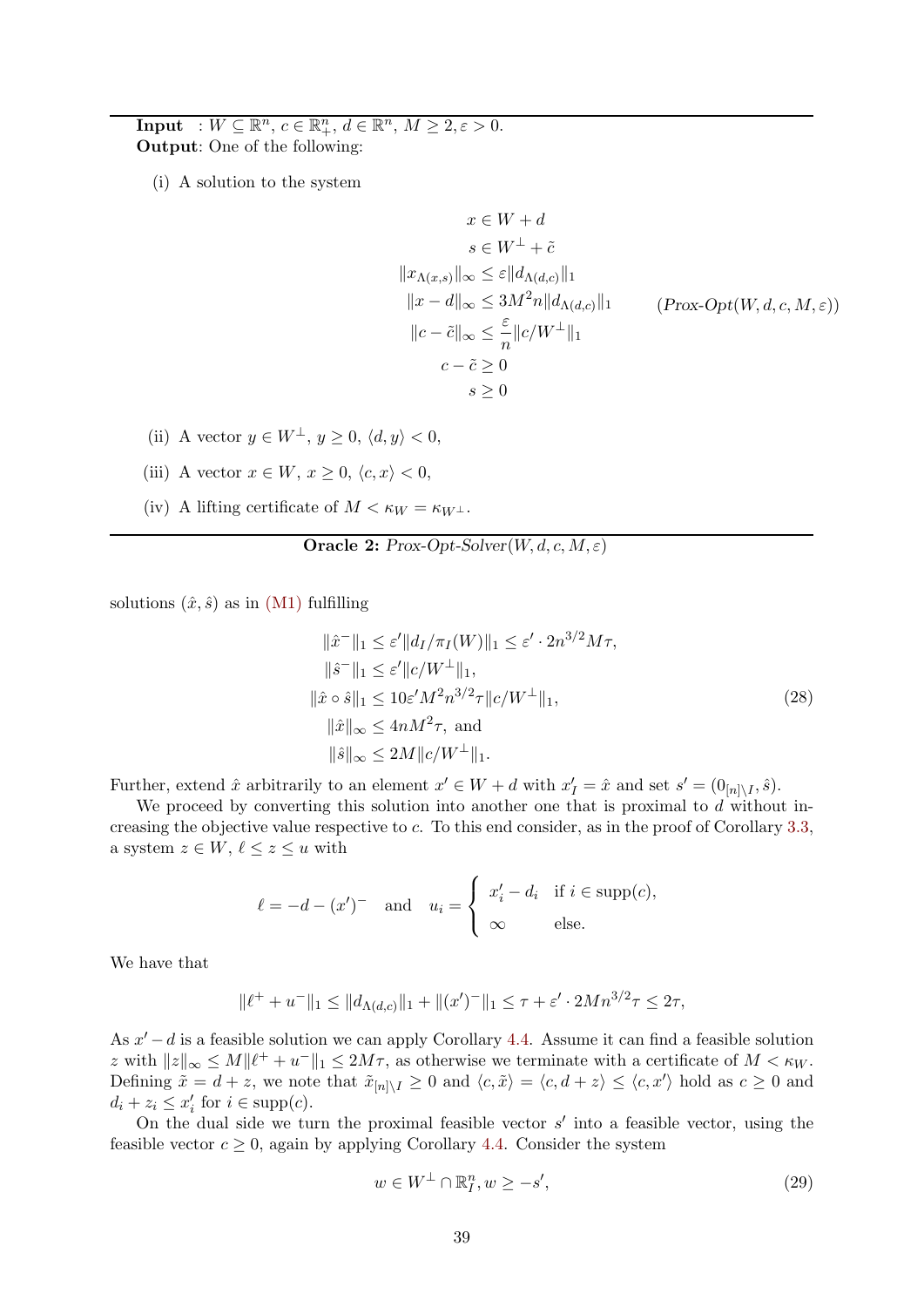---

**Input** : $W \subseteq \mathbb{R}^n$, $c \in \mathbb{R}^n_+$, $d \in \mathbb{R}^n$, $M \geq 2, \varepsilon > 0$.
**Output**: One of the following:

(i) A solution to the system

$$
\begin{aligned}
x &\in W + d \\
s &\in W^\perp + \tilde{c} \\
\|x_{\Lambda(x,s)}\|_\infty &\leq \varepsilon \|d_{\Lambda(d,c)}\|_1 \\
\|x - d\|_\infty &\leq 3M^2 n \|d_{\Lambda(d,c)}\|_1 \\
\|c - \tilde{c}\|_\infty &\leq \frac{\varepsilon}{n} \|c/W^\perp\|_1 \\
c - \tilde{c} &\geq 0 \\
s &\geq 0
\end{aligned}
\qquad (\textit{Prox-Opt}(W, d, c, M, \varepsilon))
$$

(ii) A vector $y \in W^\perp$, $y \geq 0$, $\langle d, y \rangle < 0$,

(iii) A vector $x \in W$, $x \geq 0$, $\langle c, x \rangle < 0$,

(iv) A lifting certificate of $M < \kappa_W = \kappa_{W^\perp}$.

---

**Oracle 2:** *Prox-Opt-Solver*$(W, d, c, M, \varepsilon)$

solutions $(\hat{x}, \hat{s})$ as in (M1) fulfilling

$$
\begin{aligned}
\|\hat{x}^-\|_1 &\leq \varepsilon' \|d_I / \pi_I(W)\|_1 \leq \varepsilon' \cdot 2n^{3/2} M \tau, \\
\|\hat{s}^-\|_1 &\leq \varepsilon' \|c/W^\perp\|_1, \\
\|\hat{x} \circ \hat{s}\|_1 &\leq 10 \varepsilon' M^2 n^{3/2} \tau \|c/W^\perp\|_1, \\
\|\hat{x}\|_\infty &\leq 4nM^2 \tau, \text{ and} \\
\|\hat{s}\|_\infty &\leq 2M \|c/W^\perp\|_1.
\end{aligned}
\tag{28}
$$

Further, extend $\hat{x}$ arbitrarily to an element $x' \in W + d$ with $x'_I = \hat{x}$ and set $s' = (0_{[n]\setminus I}, \hat{s})$.

We proceed by converting this solution into another one that is proximal to $d$ without increasing the objective value respective to $c$. To this end consider, as in the proof of Corollary 3.3, a system $z \in W$, $\ell \leq z \leq u$ with

$$
\ell = -d - (x')^- \quad \text{and} \quad u_i = \begin{cases} x'_i - d_i & \text{if } i \in \operatorname{supp}(c), \\ \infty & \text{else.} \end{cases}
$$

We have that

$$
\|\ell^+ + u^-\|_1 \leq \|d_{\Lambda(d,c)}\|_1 + \|(x')^-\|_1 \leq \tau + \varepsilon' \cdot 2Mn^{3/2}\tau \leq 2\tau,
$$

As $x' - d$ is a feasible solution we can apply Corollary 4.4. Assume it can find a feasible solution $z$ with $\|z\|_\infty \leq M\|\ell^+ + u^-\|_1 \leq 2M\tau$, as otherwise we terminate with a certificate of $M < \kappa_W$. Defining $\tilde{x} = d + z$, we note that $\tilde{x}_{[n]\setminus I} \geq 0$ and $\langle c, \tilde{x} \rangle = \langle c, d + z \rangle \leq \langle c, x' \rangle$ hold as $c \geq 0$ and $d_i + z_i \leq x'_i$ for $i \in \operatorname{supp}(c)$.

On the dual side we turn the proximal feasible vector $s'$ into a feasible vector, using the feasible vector $c \geq 0$, again by applying Corollary 4.4. Consider the system

$$
w \in W^\perp \cap \mathbb{R}^n_I, w \geq -s', \tag{29}
$$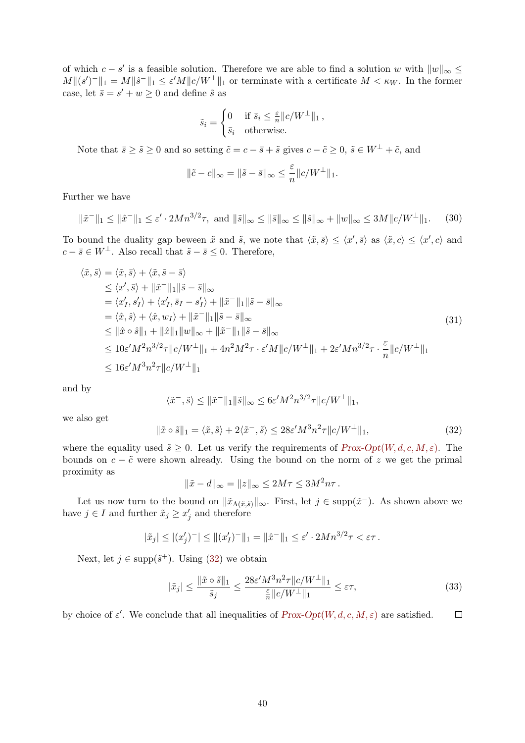of which $c - s'$ is a feasible solution. Therefore we are able to find a solution $w$ with $\|w\|_\infty \le M\|(s')^-\|_1 = M\|\hat{s}^-\|_1 \le \varepsilon' M\|c/W^\perp\|_1$ or terminate with a certificate $M < \kappa_W$. In the former case, let $\bar{s} = s' + w \ge 0$ and define $\tilde{s}$ as

$$\tilde{s}_i = \begin{cases} 0 & \text{if } \bar{s}_i \le \frac{\varepsilon}{n}\|c/W^\perp\|_1\,, \\ \bar{s}_i & \text{otherwise.} \end{cases}$$

Note that $\bar{s} \ge \tilde{s} \ge 0$ and so setting $\tilde{c} = c - \bar{s} + \tilde{s}$ gives $c - \tilde{c} \ge 0$, $\tilde{s} \in W^\perp + \tilde{c}$, and

$$\|\tilde{c} - c\|_\infty = \|\tilde{s} - \bar{s}\|_\infty \le \frac{\varepsilon}{n}\|c/W^\perp\|_1.$$

Further we have

$$\|\tilde{x}^-\|_1 \le \|\hat{x}^-\|_1 \le \varepsilon' \cdot 2Mn^{3/2}\tau, \text{ and } \|\tilde{s}\|_\infty \le \|\bar{s}\|_\infty \le \|\hat{s}\|_\infty + \|w\|_\infty \le 3M\|c/W^\perp\|_1. \tag{30}$$

To bound the duality gap beween $\tilde{x}$ and $\tilde{s}$, we note that $\langle \tilde{x}, \bar{s}\rangle \le \langle x', \bar{s}\rangle$ as $\langle \tilde{x}, c\rangle \le \langle x', c\rangle$ and $c - \bar{s} \in W^\perp$. Also recall that $\tilde{s} - \bar{s} \le 0$. Therefore,

$$\begin{aligned}
\langle \tilde{x}, \tilde{s}\rangle &= \langle \tilde{x}, \bar{s}\rangle + \langle \tilde{x}, \tilde{s} - \bar{s}\rangle \\
&\le \langle x', \bar{s}\rangle + \|\tilde{x}^-\|_1\|\tilde{s} - \bar{s}\|_\infty \\
&= \langle x'_I, s'_I\rangle + \langle x'_I, \bar{s}_I - s'_I\rangle + \|\tilde{x}^-\|_1\|\tilde{s} - \bar{s}\|_\infty \\
&= \langle \hat{x}, \hat{s}\rangle + \langle \hat{x}, w_I\rangle + \|\tilde{x}^-\|_1\|\tilde{s} - \bar{s}\|_\infty \\
&\le \|\hat{x} \circ \hat{s}\|_1 + \|\hat{x}\|_1\|w\|_\infty + \|\tilde{x}^-\|_1\|\tilde{s} - \bar{s}\|_\infty \\
&\le 10\varepsilon' M^2 n^{3/2}\tau\|c/W^\perp\|_1 + 4n^2M^2\tau \cdot \varepsilon' M\|c/W^\perp\|_1 + 2\varepsilon' Mn^{3/2}\tau \cdot \frac{\varepsilon}{n}\|c/W^\perp\|_1 \\
&\le 16\varepsilon' M^3 n^2\tau\|c/W^\perp\|_1
\end{aligned} \tag{31}$$

and by

$$\langle \tilde{x}^-, \tilde{s}\rangle \le \|\tilde{x}^-\|_1\|\tilde{s}\|_\infty \le 6\varepsilon' M^2 n^{3/2}\tau\|c/W^\perp\|_1,$$

we also get

$$\|\tilde{x} \circ \tilde{s}\|_1 = \langle \tilde{x}, \tilde{s}\rangle + 2\langle \tilde{x}^-, \tilde{s}\rangle \le 28\varepsilon' M^3 n^2\tau\|c/W^\perp\|_1, \tag{32}$$

where the equality used $\tilde{s} \ge 0$. Let us verify the requirements of *Prox-Opt*$(W, d, c, M, \varepsilon)$. The bounds on $c - \tilde{c}$ were shown already. Using the bound on the norm of $z$ we get the primal proximity as

$$\|\tilde{x} - d\|_\infty = \|z\|_\infty \le 2M\tau \le 3M^2 n\tau\,.$$

Let us now turn to the bound on $\|\tilde{x}_{\Lambda(\tilde{x},\tilde{s})}\|_\infty$. First, let $j \in \text{supp}(\tilde{x}^-)$. As shown above we have $j \in I$ and further $\tilde{x}_j \ge x'_j$ and therefore

$$|\tilde{x}_j| \le |(x'_j)^-| \le \|(x'_I)^-\|_1 = \|\hat{x}^-\|_1 \le \varepsilon' \cdot 2Mn^{3/2}\tau < \varepsilon\tau\,.$$

Next, let $j \in \text{supp}(\tilde{s}^+)$. Using (32) we obtain

$$|\tilde{x}_j| \le \frac{\|\tilde{x} \circ \tilde{s}\|_1}{\tilde{s}_j} \le \frac{28\varepsilon' M^3 n^2\tau\|c/W^\perp\|_1}{\frac{\varepsilon}{n}\|c/W^\perp\|_1} \le \varepsilon\tau, \tag{33}$$

by choice of $\varepsilon'$. We conclude that all inequalities of *Prox-Opt*$(W, d, c, M, \varepsilon)$ are satisfied. $\square$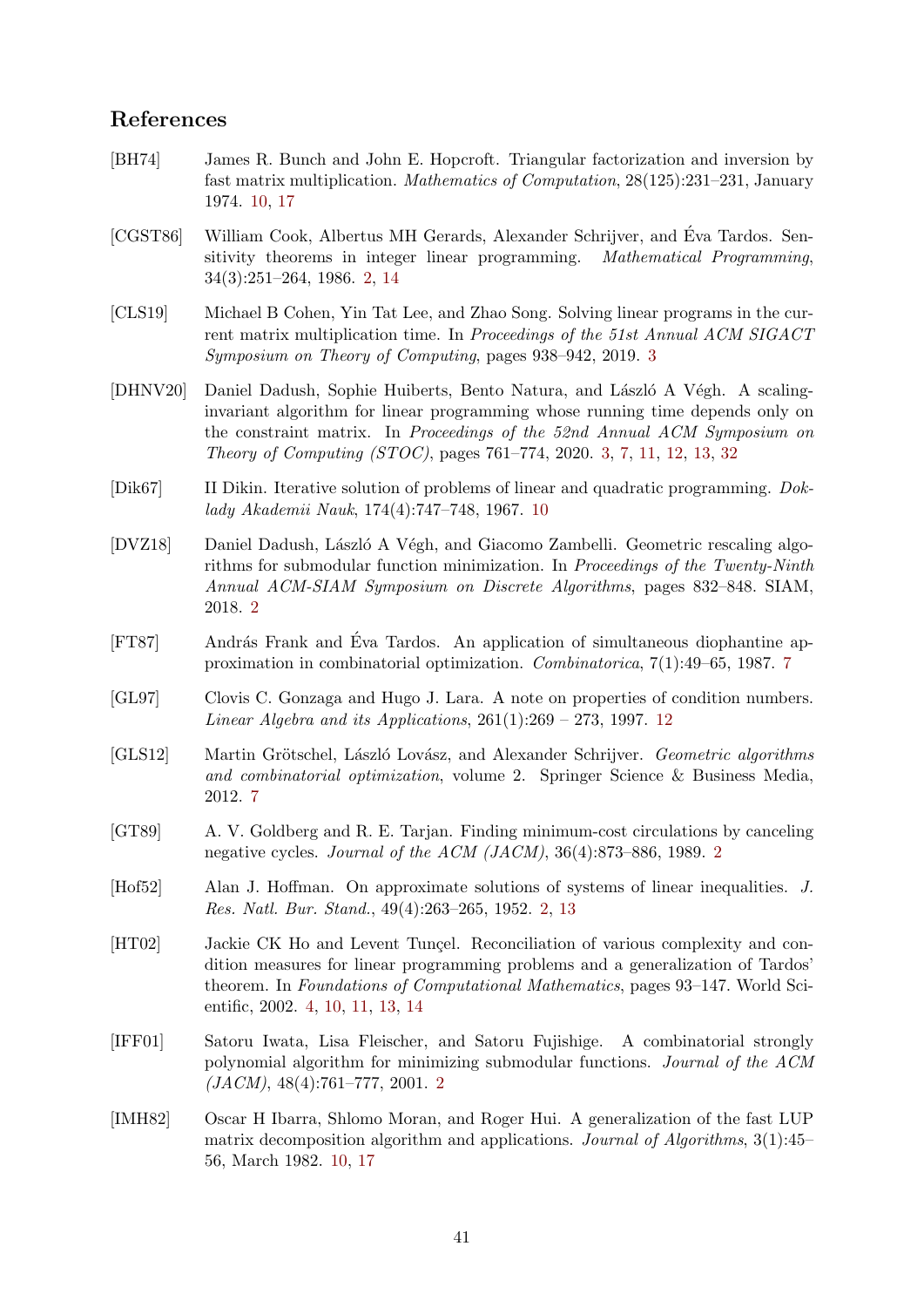## References

[BH74] James R. Bunch and John E. Hopcroft. Triangular factorization and inversion by fast matrix multiplication. *Mathematics of Computation*, 28(125):231–231, January 1974. 10, 17

[CGST86] William Cook, Albertus MH Gerards, Alexander Schrijver, and Éva Tardos. Sensitivity theorems in integer linear programming. *Mathematical Programming*, 34(3):251–264, 1986. 2, 14

[CLS19] Michael B Cohen, Yin Tat Lee, and Zhao Song. Solving linear programs in the current matrix multiplication time. In *Proceedings of the 51st Annual ACM SIGACT Symposium on Theory of Computing*, pages 938–942, 2019. 3

[DHNV20] Daniel Dadush, Sophie Huiberts, Bento Natura, and László A Végh. A scaling-invariant algorithm for linear programming whose running time depends only on the constraint matrix. In *Proceedings of the 52nd Annual ACM Symposium on Theory of Computing (STOC)*, pages 761–774, 2020. 3, 7, 11, 12, 13, 32

[Dik67] II Dikin. Iterative solution of problems of linear and quadratic programming. *Doklady Akademii Nauk*, 174(4):747–748, 1967. 10

[DVZ18] Daniel Dadush, László A Végh, and Giacomo Zambelli. Geometric rescaling algorithms for submodular function minimization. In *Proceedings of the Twenty-Ninth Annual ACM-SIAM Symposium on Discrete Algorithms*, pages 832–848. SIAM, 2018. 2

[FT87] András Frank and Éva Tardos. An application of simultaneous diophantine approximation in combinatorial optimization. *Combinatorica*, 7(1):49–65, 1987. 7

[GL97] Clovis C. Gonzaga and Hugo J. Lara. A note on properties of condition numbers. *Linear Algebra and its Applications*, 261(1):269 – 273, 1997. 12

[GLS12] Martin Grötschel, László Lovász, and Alexander Schrijver. *Geometric algorithms and combinatorial optimization*, volume 2. Springer Science & Business Media, 2012. 7

[GT89] A. V. Goldberg and R. E. Tarjan. Finding minimum-cost circulations by canceling negative cycles. *Journal of the ACM (JACM)*, 36(4):873–886, 1989. 2

[Hof52] Alan J. Hoffman. On approximate solutions of systems of linear inequalities. *J. Res. Natl. Bur. Stand.*, 49(4):263–265, 1952. 2, 13

[HT02] Jackie CK Ho and Levent Tunçel. Reconciliation of various complexity and condition measures for linear programming problems and a generalization of Tardos' theorem. In *Foundations of Computational Mathematics*, pages 93–147. World Scientific, 2002. 4, 10, 11, 13, 14

[IFF01] Satoru Iwata, Lisa Fleischer, and Satoru Fujishige. A combinatorial strongly polynomial algorithm for minimizing submodular functions. *Journal of the ACM (JACM)*, 48(4):761–777, 2001. 2

[IMH82] Oscar H Ibarra, Shlomo Moran, and Roger Hui. A generalization of the fast LUP matrix decomposition algorithm and applications. *Journal of Algorithms*, 3(1):45–56, March 1982. 10, 17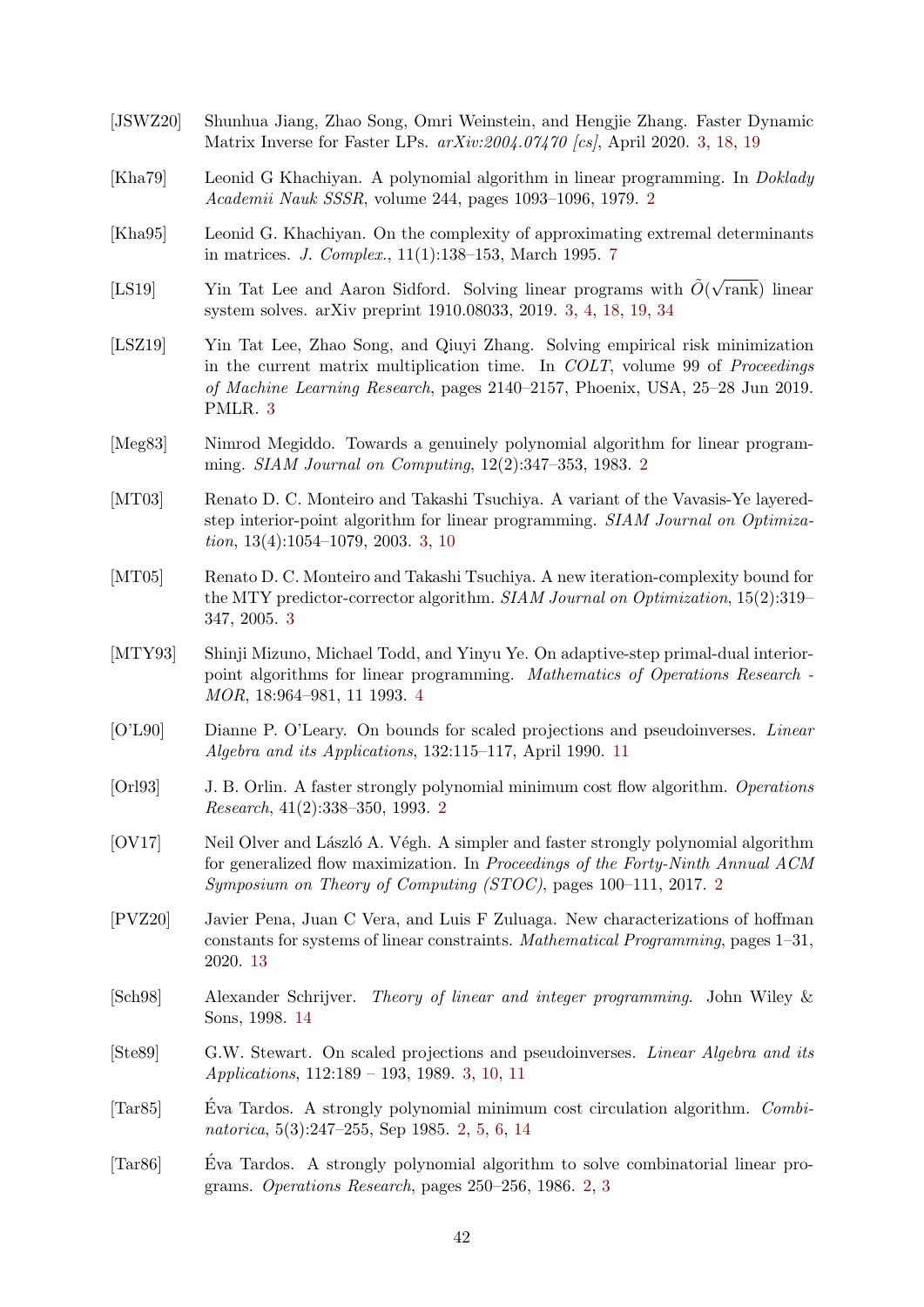[JSWZ20] Shunhua Jiang, Zhao Song, Omri Weinstein, and Hengjie Zhang. Faster Dynamic Matrix Inverse for Faster LPs. *arXiv:2004.07470 [cs]*, April 2020. 3, 18, 19

[Kha79] Leonid G Khachiyan. A polynomial algorithm in linear programming. In *Doklady Academii Nauk SSSR*, volume 244, pages 1093–1096, 1979. 2

[Kha95] Leonid G. Khachiyan. On the complexity of approximating extremal determinants in matrices. *J. Complex.*, 11(1):138–153, March 1995. 7

[LS19] Yin Tat Lee and Aaron Sidford. Solving linear programs with $\tilde{O}(\sqrt{\text{rank}})$ linear system solves. arXiv preprint 1910.08033, 2019. 3, 4, 18, 19, 34

[LSZ19] Yin Tat Lee, Zhao Song, and Qiuyi Zhang. Solving empirical risk minimization in the current matrix multiplication time. In *COLT*, volume 99 of *Proceedings of Machine Learning Research*, pages 2140–2157, Phoenix, USA, 25–28 Jun 2019. PMLR. 3

[Meg83] Nimrod Megiddo. Towards a genuinely polynomial algorithm for linear programming. *SIAM Journal on Computing*, 12(2):347–353, 1983. 2

[MT03] Renato D. C. Monteiro and Takashi Tsuchiya. A variant of the Vavasis-Ye layered-step interior-point algorithm for linear programming. *SIAM Journal on Optimization*, 13(4):1054–1079, 2003. 3, 10

[MT05] Renato D. C. Monteiro and Takashi Tsuchiya. A new iteration-complexity bound for the MTY predictor-corrector algorithm. *SIAM Journal on Optimization*, 15(2):319–347, 2005. 3

[MTY93] Shinji Mizuno, Michael Todd, and Yinyu Ye. On adaptive-step primal-dual interior-point algorithms for linear programming. *Mathematics of Operations Research - MOR*, 18:964–981, 11 1993. 4

[O'L90] Dianne P. O'Leary. On bounds for scaled projections and pseudoinverses. *Linear Algebra and its Applications*, 132:115–117, April 1990. 11

[Orl93] J. B. Orlin. A faster strongly polynomial minimum cost flow algorithm. *Operations Research*, 41(2):338–350, 1993. 2

[OV17] Neil Olver and László A. Végh. A simpler and faster strongly polynomial algorithm for generalized flow maximization. In *Proceedings of the Forty-Ninth Annual ACM Symposium on Theory of Computing (STOC)*, pages 100–111, 2017. 2

[PVZ20] Javier Pena, Juan C Vera, and Luis F Zuluaga. New characterizations of hoffman constants for systems of linear constraints. *Mathematical Programming*, pages 1–31, 2020. 13

[Sch98] Alexander Schrijver. *Theory of linear and integer programming*. John Wiley & Sons, 1998. 14

[Ste89] G.W. Stewart. On scaled projections and pseudoinverses. *Linear Algebra and its Applications*, 112:189 – 193, 1989. 3, 10, 11

[Tar85] Éva Tardos. A strongly polynomial minimum cost circulation algorithm. *Combinatorica*, 5(3):247–255, Sep 1985. 2, 5, 6, 14

[Tar86] Éva Tardos. A strongly polynomial algorithm to solve combinatorial linear programs. *Operations Research*, pages 250–256, 1986. 2, 3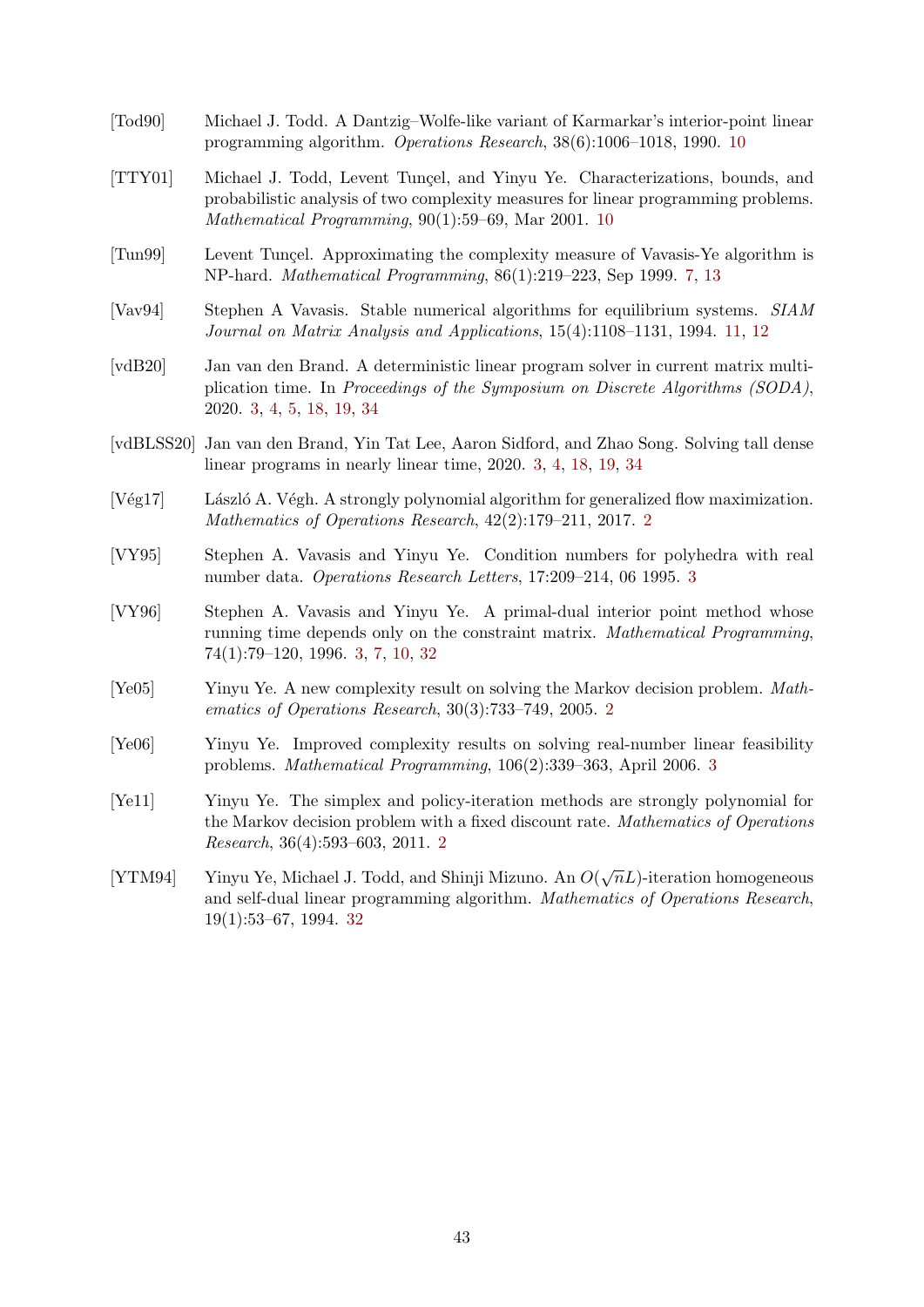[Tod90] Michael J. Todd. A Dantzig–Wolfe-like variant of Karmarkar's interior-point linear programming algorithm. *Operations Research*, 38(6):1006–1018, 1990. 10

[TTY01] Michael J. Todd, Levent Tunçel, and Yinyu Ye. Characterizations, bounds, and probabilistic analysis of two complexity measures for linear programming problems. *Mathematical Programming*, 90(1):59–69, Mar 2001. 10

[Tun99] Levent Tunçel. Approximating the complexity measure of Vavasis-Ye algorithm is NP-hard. *Mathematical Programming*, 86(1):219–223, Sep 1999. 7, 13

[Vav94] Stephen A Vavasis. Stable numerical algorithms for equilibrium systems. *SIAM Journal on Matrix Analysis and Applications*, 15(4):1108–1131, 1994. 11, 12

[vdB20] Jan van den Brand. A deterministic linear program solver in current matrix multiplication time. In *Proceedings of the Symposium on Discrete Algorithms (SODA)*, 2020. 3, 4, 5, 18, 19, 34

[vdBLSS20] Jan van den Brand, Yin Tat Lee, Aaron Sidford, and Zhao Song. Solving tall dense linear programs in nearly linear time, 2020. 3, 4, 18, 19, 34

[Vég17] László A. Végh. A strongly polynomial algorithm for generalized flow maximization. *Mathematics of Operations Research*, 42(2):179–211, 2017. 2

[VY95] Stephen A. Vavasis and Yinyu Ye. Condition numbers for polyhedra with real number data. *Operations Research Letters*, 17:209–214, 06 1995. 3

[VY96] Stephen A. Vavasis and Yinyu Ye. A primal-dual interior point method whose running time depends only on the constraint matrix. *Mathematical Programming*, 74(1):79–120, 1996. 3, 7, 10, 32

[Ye05] Yinyu Ye. A new complexity result on solving the Markov decision problem. *Mathematics of Operations Research*, 30(3):733–749, 2005. 2

[Ye06] Yinyu Ye. Improved complexity results on solving real-number linear feasibility problems. *Mathematical Programming*, 106(2):339–363, April 2006. 3

[Ye11] Yinyu Ye. The simplex and policy-iteration methods are strongly polynomial for the Markov decision problem with a fixed discount rate. *Mathematics of Operations Research*, 36(4):593–603, 2011. 2

[YTM94] Yinyu Ye, Michael J. Todd, and Shinji Mizuno. An $O(\sqrt{n}L)$-iteration homogeneous and self-dual linear programming algorithm. *Mathematics of Operations Research*, 19(1):53–67, 1994. 32